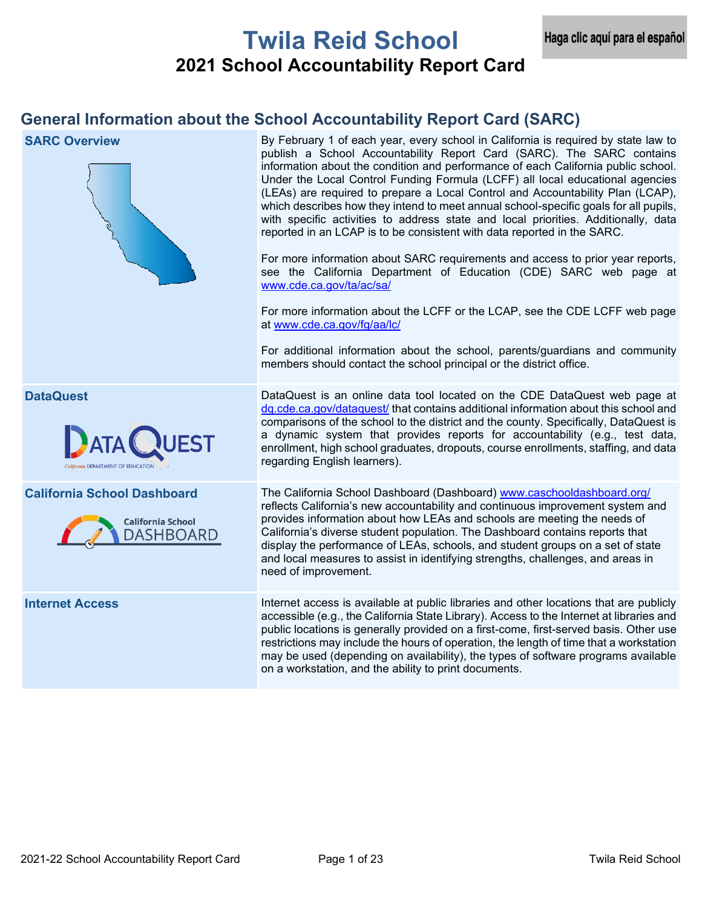# Twila Reid School

## 2021 School Accountability Report Card

Haga clic aquí para el español

## General Information about the School Accountability Report Card (SARC)

| | |
|---|---|
| **SARC Overview** | By February 1 of each year, every school in California is required by state law to publish a School Accountability Report Card (SARC). The SARC contains information about the condition and performance of each California public school. Under the Local Control Funding Formula (LCFF) all local educational agencies (LEAs) are required to prepare a Local Control and Accountability Plan (LCAP), which describes how they intend to meet annual school-specific goals for all pupils, with specific activities to address state and local priorities. Additionally, data reported in an LCAP is to be consistent with data reported in the SARC. <br><br> For more information about SARC requirements and access to prior year reports, see the California Department of Education (CDE) SARC web page at www.cde.ca.gov/ta/ac/sa/ <br><br> For more information about the LCFF or the LCAP, see the CDE LCFF web page at www.cde.ca.gov/fg/aa/lc/ <br><br> For additional information about the school, parents/guardians and community members should contact the school principal or the district office. |
| **DataQuest** | DataQuest is an online data tool located on the CDE DataQuest web page at dq.cde.ca.gov/dataquest/ that contains additional information about this school and comparisons of the school to the district and the county. Specifically, DataQuest is a dynamic system that provides reports for accountability (e.g., test data, enrollment, high school graduates, dropouts, course enrollments, staffing, and data regarding English learners). |
| **California School Dashboard** | The California School Dashboard (Dashboard) www.caschooldashboard.org/ reflects California's new accountability and continuous improvement system and provides information about how LEAs and schools are meeting the needs of California's diverse student population. The Dashboard contains reports that display the performance of LEAs, schools, and student groups on a set of state and local measures to assist in identifying strengths, challenges, and areas in need of improvement. |
| **Internet Access** | Internet access is available at public libraries and other locations that are publicly accessible (e.g., the California State Library). Access to the Internet at libraries and public locations is generally provided on a first-come, first-served basis. Other use restrictions may include the hours of operation, the length of time that a workstation may be used (depending on availability), the types of software programs available on a workstation, and the ability to print documents. |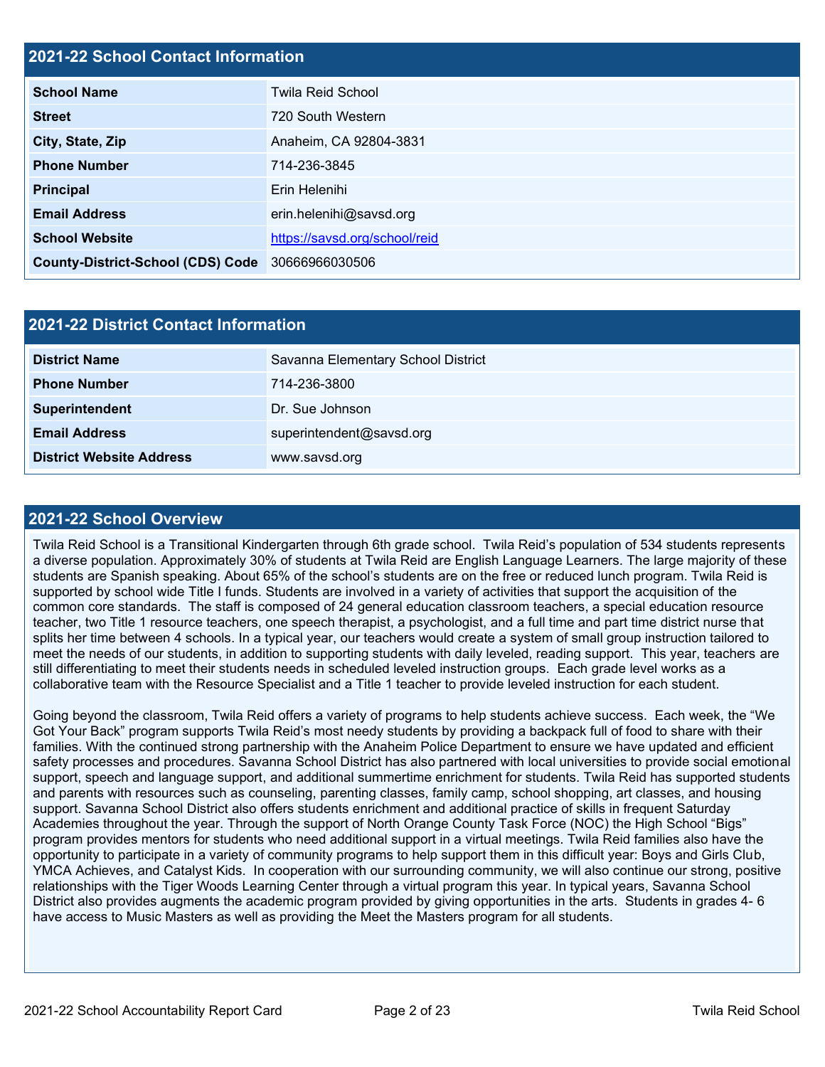## 2021-22 School Contact Information

| | |
|---|---|
| **School Name** | Twila Reid School |
| **Street** | 720 South Western |
| **City, State, Zip** | Anaheim, CA 92804-3831 |
| **Phone Number** | 714-236-3845 |
| **Principal** | Erin Helenihi |
| **Email Address** | erin.helenihi@savsd.org |
| **School Website** | https://savsd.org/school/reid |
| **County-District-School (CDS) Code** | 30666966030506 |

## 2021-22 District Contact Information

| | |
|---|---|
| **District Name** | Savanna Elementary School District |
| **Phone Number** | 714-236-3800 |
| **Superintendent** | Dr. Sue Johnson |
| **Email Address** | superintendent@savsd.org |
| **District Website Address** | www.savsd.org |

## 2021-22 School Overview

Twila Reid School is a Transitional Kindergarten through 6th grade school. Twila Reid's population of 534 students represents a diverse population. Approximately 30% of students at Twila Reid are English Language Learners. The large majority of these students are Spanish speaking. About 65% of the school's students are on the free or reduced lunch program. Twila Reid is supported by school wide Title I funds. Students are involved in a variety of activities that support the acquisition of the common core standards. The staff is composed of 24 general education classroom teachers, a special education resource teacher, two Title 1 resource teachers, one speech therapist, a psychologist, and a full time and part time district nurse that splits her time between 4 schools. In a typical year, our teachers would create a system of small group instruction tailored to meet the needs of our students, in addition to supporting students with daily leveled, reading support. This year, teachers are still differentiating to meet their students needs in scheduled leveled instruction groups. Each grade level works as a collaborative team with the Resource Specialist and a Title 1 teacher to provide leveled instruction for each student.

Going beyond the classroom, Twila Reid offers a variety of programs to help students achieve success. Each week, the "We Got Your Back" program supports Twila Reid's most needy students by providing a backpack full of food to share with their families. With the continued strong partnership with the Anaheim Police Department to ensure we have updated and efficient safety processes and procedures. Savanna School District has also partnered with local universities to provide social emotional support, speech and language support, and additional summertime enrichment for students. Twila Reid has supported students and parents with resources such as counseling, parenting classes, family camp, school shopping, art classes, and housing support. Savanna School District also offers students enrichment and additional practice of skills in frequent Saturday Academies throughout the year. Through the support of North Orange County Task Force (NOC) the High School "Bigs" program provides mentors for students who need additional support in a virtual meetings. Twila Reid families also have the opportunity to participate in a variety of community programs to help support them in this difficult year: Boys and Girls Club, YMCA Achieves, and Catalyst Kids. In cooperation with our surrounding community, we will also continue our strong, positive relationships with the Tiger Woods Learning Center through a virtual program this year. In typical years, Savanna School District also provides augments the academic program provided by giving opportunities in the arts. Students in grades 4- 6 have access to Music Masters as well as providing the Meet the Masters program for all students.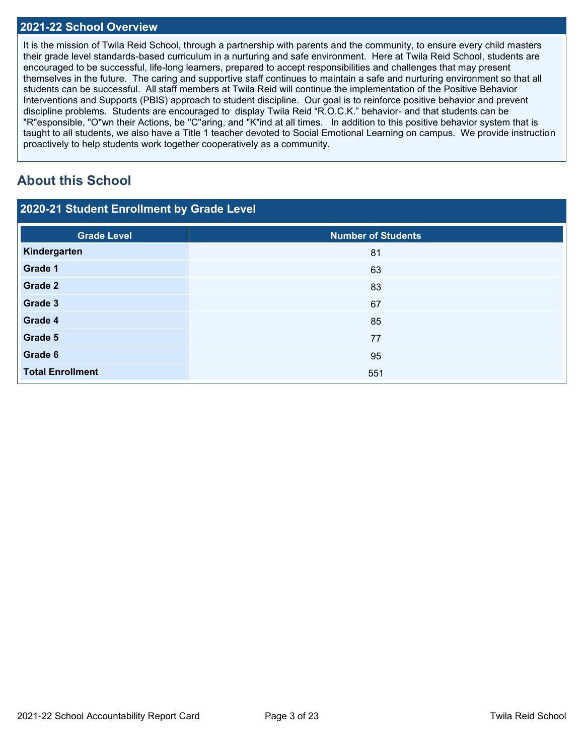## 2021-22 School Overview

It is the mission of Twila Reid School, through a partnership with parents and the community, to ensure every child masters their grade level standards-based curriculum in a nurturing and safe environment. Here at Twila Reid School, students are encouraged to be successful, life-long learners, prepared to accept responsibilities and challenges that may present themselves in the future. The caring and supportive staff continues to maintain a safe and nurturing environment so that all students can be successful. All staff members at Twila Reid will continue the implementation of the Positive Behavior Interventions and Supports (PBIS) approach to student discipline. Our goal is to reinforce positive behavior and prevent discipline problems. Students are encouraged to display Twila Reid "R.O.C.K." behavior- and that students can be "R"esponsible, "O"wn their Actions, be "C"aring, and "K"ind at all times. In addition to this positive behavior system that is taught to all students, we also have a Title 1 teacher devoted to Social Emotional Learning on campus. We provide instruction proactively to help students work together cooperatively as a community.

# About this School

## 2020-21 Student Enrollment by Grade Level

| Grade Level | Number of Students |
|---|---|
| **Kindergarten** | 81 |
| **Grade 1** | 63 |
| **Grade 2** | 83 |
| **Grade 3** | 67 |
| **Grade 4** | 85 |
| **Grade 5** | 77 |
| **Grade 6** | 95 |
| **Total Enrollment** | 551 |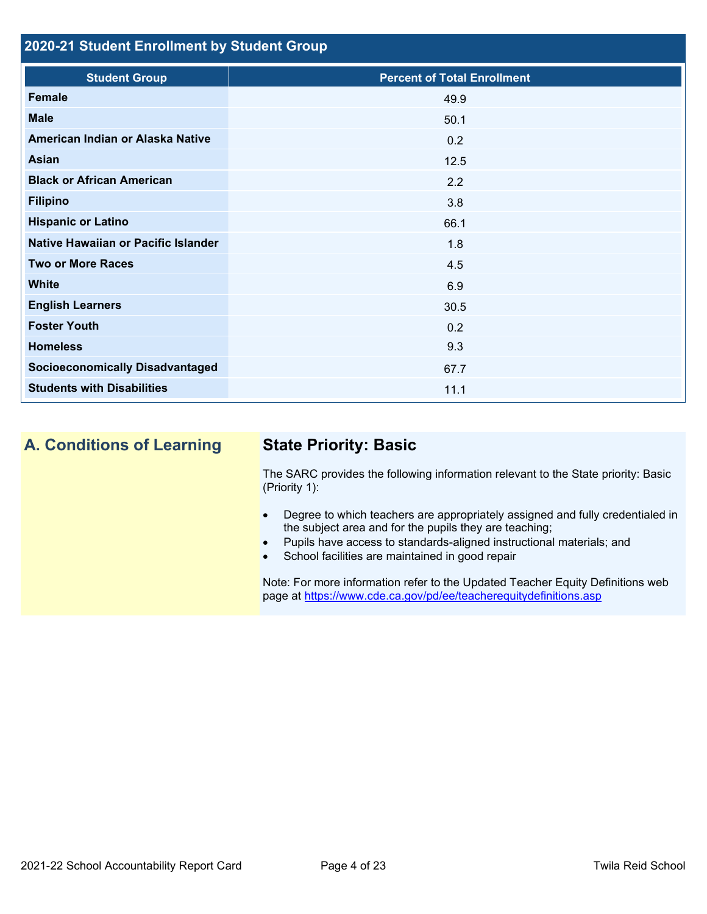## 2020-21 Student Enrollment by Student Group

| Student Group | Percent of Total Enrollment |
|---|---|
| Female | 49.9 |
| Male | 50.1 |
| American Indian or Alaska Native | 0.2 |
| Asian | 12.5 |
| Black or African American | 2.2 |
| Filipino | 3.8 |
| Hispanic or Latino | 66.1 |
| Native Hawaiian or Pacific Islander | 1.8 |
| Two or More Races | 4.5 |
| White | 6.9 |
| English Learners | 30.5 |
| Foster Youth | 0.2 |
| Homeless | 9.3 |
| Socioeconomically Disadvantaged | 67.7 |
| Students with Disabilities | 11.1 |

## A. Conditions of Learning

### State Priority: Basic

The SARC provides the following information relevant to the State priority: Basic (Priority 1):

- Degree to which teachers are appropriately assigned and fully credentialed in the subject area and for the pupils they are teaching;
- Pupils have access to standards-aligned instructional materials; and
- School facilities are maintained in good repair

Note: For more information refer to the Updated Teacher Equity Definitions web page at https://www.cde.ca.gov/pd/ee/teacherequitydefinitions.asp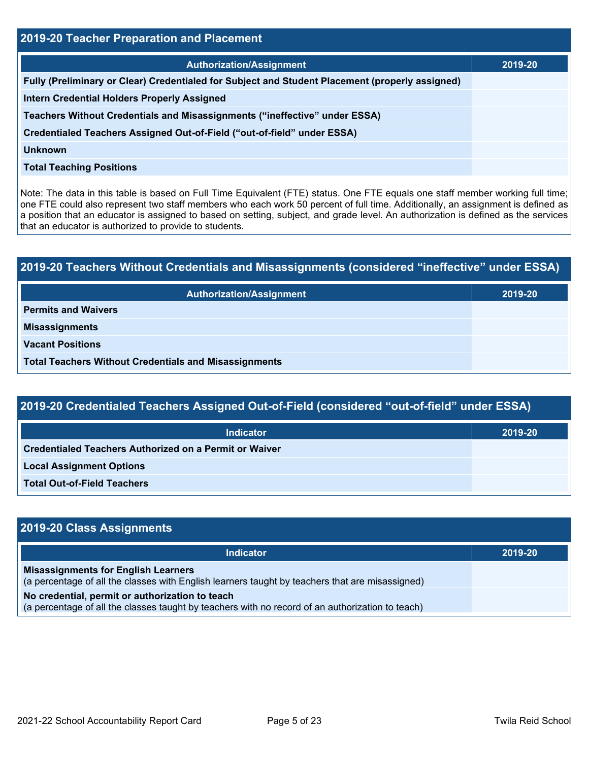## 2019-20 Teacher Preparation and Placement

| Authorization/Assignment | 2019-20 |
| --- | --- |
| Fully (Preliminary or Clear) Credentialed for Subject and Student Placement (properly assigned) | |
| Intern Credential Holders Properly Assigned | |
| Teachers Without Credentials and Misassignments (“ineffective” under ESSA) | |
| Credentialed Teachers Assigned Out-of-Field (“out-of-field” under ESSA) | |
| Unknown | |
| Total Teaching Positions | |

Note: The data in this table is based on Full Time Equivalent (FTE) status. One FTE equals one staff member working full time; one FTE could also represent two staff members who each work 50 percent of full time. Additionally, an assignment is defined as a position that an educator is assigned to based on setting, subject, and grade level. An authorization is defined as the services that an educator is authorized to provide to students.

## 2019-20 Teachers Without Credentials and Misassignments (considered “ineffective” under ESSA)

| Authorization/Assignment | 2019-20 |
| --- | --- |
| Permits and Waivers | |
| Misassignments | |
| Vacant Positions | |
| Total Teachers Without Credentials and Misassignments | |

## 2019-20 Credentialed Teachers Assigned Out-of-Field (considered “out-of-field” under ESSA)

| Indicator | 2019-20 |
| --- | --- |
| Credentialed Teachers Authorized on a Permit or Waiver | |
| Local Assignment Options | |
| Total Out-of-Field Teachers | |

## 2019-20 Class Assignments

| Indicator | 2019-20 |
| --- | --- |
| **Misassignments for English Learners** (a percentage of all the classes with English learners taught by teachers that are misassigned) | |
| **No credential, permit or authorization to teach** (a percentage of all the classes taught by teachers with no record of an authorization to teach) | |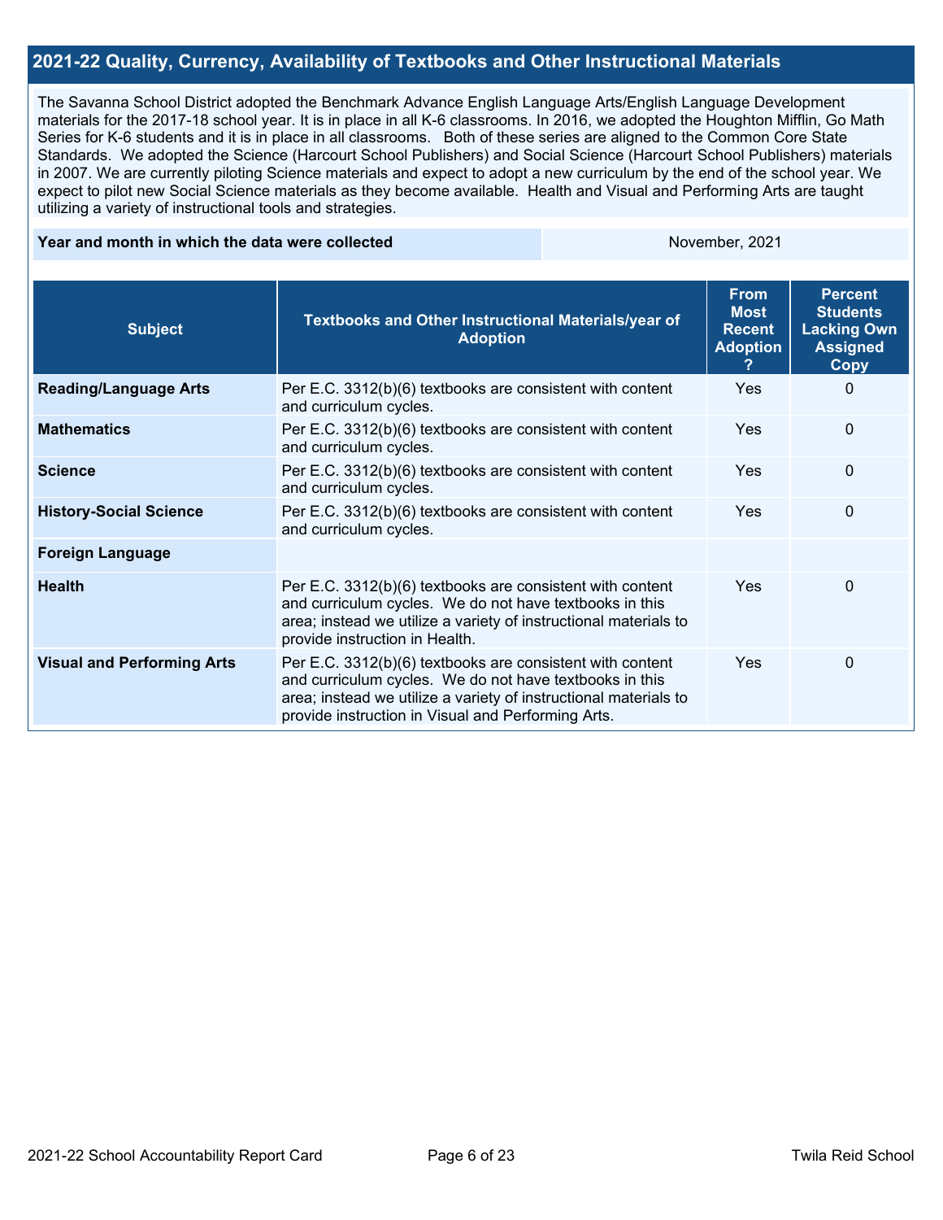## 2021-22 Quality, Currency, Availability of Textbooks and Other Instructional Materials

The Savanna School District adopted the Benchmark Advance English Language Arts/English Language Development materials for the 2017-18 school year. It is in place in all K-6 classrooms. In 2016, we adopted the Houghton Mifflin, Go Math Series for K-6 students and it is in place in all classrooms. Both of these series are aligned to the Common Core State Standards. We adopted the Science (Harcourt School Publishers) and Social Science (Harcourt School Publishers) materials in 2007. We are currently piloting Science materials and expect to adopt a new curriculum by the end of the school year. We expect to pilot new Social Science materials as they become available. Health and Visual and Performing Arts are taught utilizing a variety of instructional tools and strategies.

| **Year and month in which the data were collected** | November, 2021 |
|---|---|

| Subject | Textbooks and Other Instructional Materials/year of Adoption | From Most Recent Adoption ? | Percent Students Lacking Own Assigned Copy |
|---|---|---|---|
| **Reading/Language Arts** | Per E.C. 3312(b)(6) textbooks are consistent with content and curriculum cycles. | Yes | 0 |
| **Mathematics** | Per E.C. 3312(b)(6) textbooks are consistent with content and curriculum cycles. | Yes | 0 |
| **Science** | Per E.C. 3312(b)(6) textbooks are consistent with content and curriculum cycles. | Yes | 0 |
| **History-Social Science** | Per E.C. 3312(b)(6) textbooks are consistent with content and curriculum cycles. | Yes | 0 |
| **Foreign Language** | | | |
| **Health** | Per E.C. 3312(b)(6) textbooks are consistent with content and curriculum cycles. We do not have textbooks in this area; instead we utilize a variety of instructional materials to provide instruction in Health. | Yes | 0 |
| **Visual and Performing Arts** | Per E.C. 3312(b)(6) textbooks are consistent with content and curriculum cycles. We do not have textbooks in this area; instead we utilize a variety of instructional materials to provide instruction in Visual and Performing Arts. | Yes | 0 |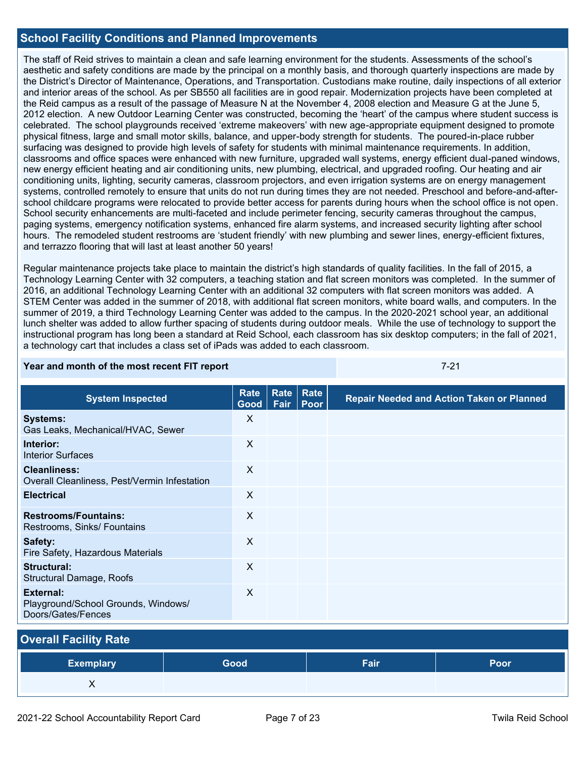## School Facility Conditions and Planned Improvements

The staff of Reid strives to maintain a clean and safe learning environment for the students. Assessments of the school's aesthetic and safety conditions are made by the principal on a monthly basis, and thorough quarterly inspections are made by the District's Director of Maintenance, Operations, and Transportation. Custodians make routine, daily inspections of all exterior and interior areas of the school. As per SB550 all facilities are in good repair. Modernization projects have been completed at the Reid campus as a result of the passage of Measure N at the November 4, 2008 election and Measure G at the June 5, 2012 election. A new Outdoor Learning Center was constructed, becoming the 'heart' of the campus where student success is celebrated. The school playgrounds received 'extreme makeovers' with new age-appropriate equipment designed to promote physical fitness, large and small motor skills, balance, and upper-body strength for students. The poured-in-place rubber surfacing was designed to provide high levels of safety for students with minimal maintenance requirements. In addition, classrooms and office spaces were enhanced with new furniture, upgraded wall systems, energy efficient dual-paned windows, new energy efficient heating and air conditioning units, new plumbing, electrical, and upgraded roofing. Our heating and air conditioning units, lighting, security cameras, classroom projectors, and even irrigation systems are on energy management systems, controlled remotely to ensure that units do not run during times they are not needed. Preschool and before-and-after-school childcare programs were relocated to provide better access for parents during hours when the school office is not open. School security enhancements are multi-faceted and include perimeter fencing, security cameras throughout the campus, paging systems, emergency notification systems, enhanced fire alarm systems, and increased security lighting after school hours. The remodeled student restrooms are 'student friendly' with new plumbing and sewer lines, energy-efficient fixtures, and terrazzo flooring that will last at least another 50 years!

Regular maintenance projects take place to maintain the district's high standards of quality facilities. In the fall of 2015, a Technology Learning Center with 32 computers, a teaching station and flat screen monitors was completed. In the summer of 2016, an additional Technology Learning Center with an additional 32 computers with flat screen monitors was added. A STEM Center was added in the summer of 2018, with additional flat screen monitors, white board walls, and computers. In the summer of 2019, a third Technology Learning Center was added to the campus. In the 2020-2021 school year, an additional lunch shelter was added to allow further spacing of students during outdoor meals. While the use of technology to support the instructional program has long been a standard at Reid School, each classroom has six desktop computers; in the fall of 2021, a technology cart that includes a class set of iPads was added to each classroom.

| **Year and month of the most recent FIT report** | 7-21 |
|---|---|

| System Inspected | Rate Good | Rate Fair | Rate Poor | Repair Needed and Action Taken or Planned |
|---|---|---|---|---|
| **Systems:** Gas Leaks, Mechanical/HVAC, Sewer | X | | | |
| **Interior:** Interior Surfaces | X | | | |
| **Cleanliness:** Overall Cleanliness, Pest/Vermin Infestation | X | | | |
| **Electrical** | X | | | |
| **Restrooms/Fountains:** Restrooms, Sinks/ Fountains | X | | | |
| **Safety:** Fire Safety, Hazardous Materials | X | | | |
| **Structural:** Structural Damage, Roofs | X | | | |
| **External:** Playground/School Grounds, Windows/ Doors/Gates/Fences | X | | | |

## Overall Facility Rate

| Exemplary | Good | Fair | Poor |
|---|---|---|---|
| X | | | |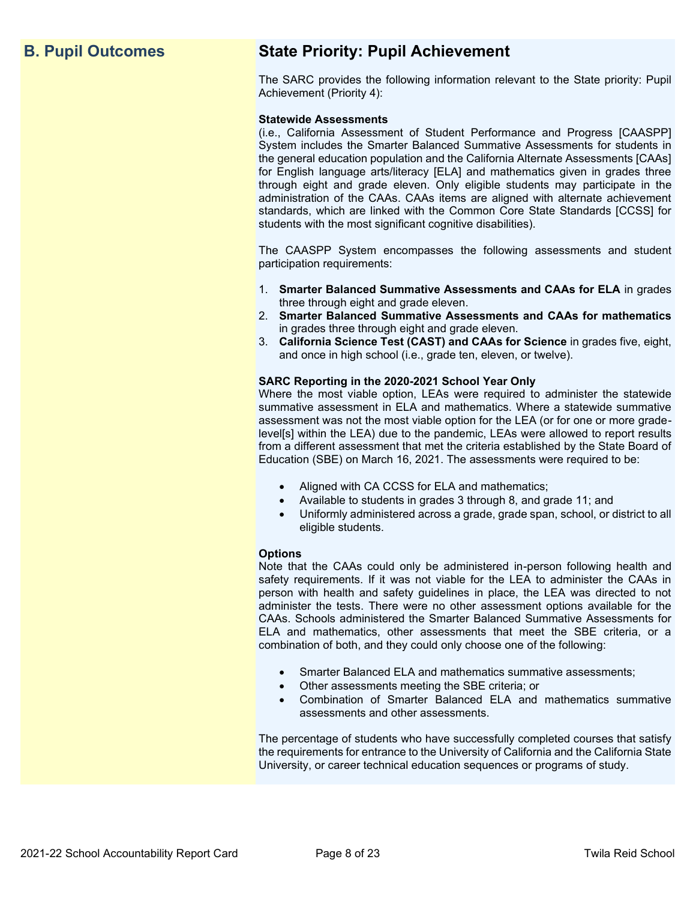## B. Pupil Outcomes

### State Priority: Pupil Achievement

The SARC provides the following information relevant to the State priority: Pupil Achievement (Priority 4):

**Statewide Assessments**
(i.e., California Assessment of Student Performance and Progress [CAASPP] System includes the Smarter Balanced Summative Assessments for students in the general education population and the California Alternate Assessments [CAAs] for English language arts/literacy [ELA] and mathematics given in grades three through eight and grade eleven. Only eligible students may participate in the administration of the CAAs. CAAs items are aligned with alternate achievement standards, which are linked with the Common Core State Standards [CCSS] for students with the most significant cognitive disabilities).

The CAASPP System encompasses the following assessments and student participation requirements:

1. **Smarter Balanced Summative Assessments and CAAs for ELA** in grades three through eight and grade eleven.
2. **Smarter Balanced Summative Assessments and CAAs for mathematics** in grades three through eight and grade eleven.
3. **California Science Test (CAST) and CAAs for Science** in grades five, eight, and once in high school (i.e., grade ten, eleven, or twelve).

**SARC Reporting in the 2020-2021 School Year Only**
Where the most viable option, LEAs were required to administer the statewide summative assessment in ELA and mathematics. Where a statewide summative assessment was not the most viable option for the LEA (or for one or more grade-level[s] within the LEA) due to the pandemic, LEAs were allowed to report results from a different assessment that met the criteria established by the State Board of Education (SBE) on March 16, 2021. The assessments were required to be:

- Aligned with CA CCSS for ELA and mathematics;
- Available to students in grades 3 through 8, and grade 11; and
- Uniformly administered across a grade, grade span, school, or district to all eligible students.

**Options**
Note that the CAAs could only be administered in-person following health and safety requirements. If it was not viable for the LEA to administer the CAAs in person with health and safety guidelines in place, the LEA was directed to not administer the tests. There were no other assessment options available for the CAAs. Schools administered the Smarter Balanced Summative Assessments for ELA and mathematics, other assessments that meet the SBE criteria, or a combination of both, and they could only choose one of the following:

- Smarter Balanced ELA and mathematics summative assessments;
- Other assessments meeting the SBE criteria; or
- Combination of Smarter Balanced ELA and mathematics summative assessments and other assessments.

The percentage of students who have successfully completed courses that satisfy the requirements for entrance to the University of California and the California State University, or career technical education sequences or programs of study.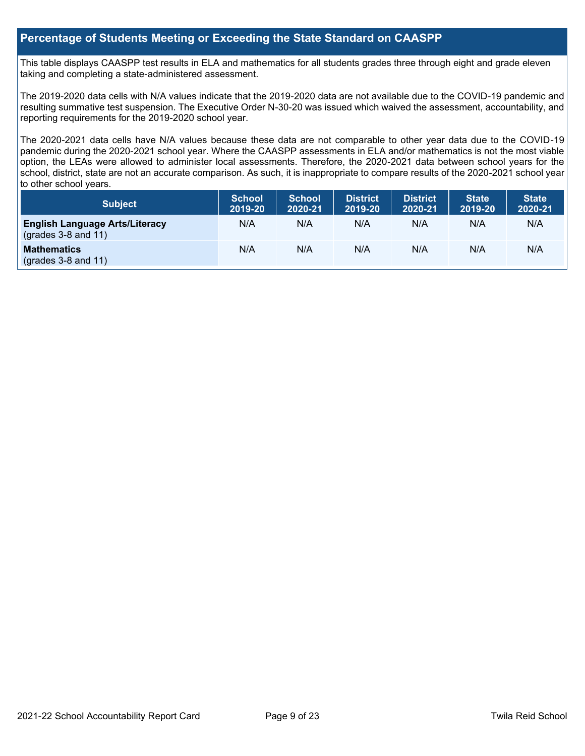## Percentage of Students Meeting or Exceeding the State Standard on CAASPP

This table displays CAASPP test results in ELA and mathematics for all students grades three through eight and grade eleven taking and completing a state-administered assessment.

The 2019-2020 data cells with N/A values indicate that the 2019-2020 data are not available due to the COVID-19 pandemic and resulting summative test suspension. The Executive Order N-30-20 was issued which waived the assessment, accountability, and reporting requirements for the 2019-2020 school year.

The 2020-2021 data cells have N/A values because these data are not comparable to other year data due to the COVID-19 pandemic during the 2020-2021 school year. Where the CAASPP assessments in ELA and/or mathematics is not the most viable option, the LEAs were allowed to administer local assessments. Therefore, the 2020-2021 data between school years for the school, district, state are not an accurate comparison. As such, it is inappropriate to compare results of the 2020-2021 school year to other school years.

| Subject | School 2019-20 | School 2020-21 | District 2019-20 | District 2020-21 | State 2019-20 | State 2020-21 |
|---|---|---|---|---|---|---|
| **English Language Arts/Literacy** (grades 3-8 and 11) | N/A | N/A | N/A | N/A | N/A | N/A |
| **Mathematics** (grades 3-8 and 11) | N/A | N/A | N/A | N/A | N/A | N/A |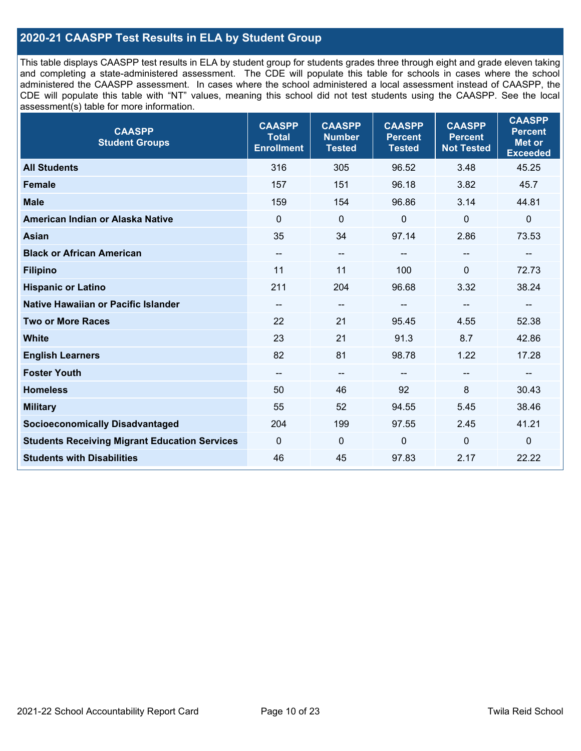## 2020-21 CAASPP Test Results in ELA by Student Group

This table displays CAASPP test results in ELA by student group for students grades three through eight and grade eleven taking and completing a state-administered assessment. The CDE will populate this table for schools in cases where the school administered the CAASPP assessment. In cases where the school administered a local assessment instead of CAASPP, the CDE will populate this table with "NT" values, meaning this school did not test students using the CAASPP. See the local assessment(s) table for more information.

| CAASPP Student Groups | CAASPP Total Enrollment | CAASPP Number Tested | CAASPP Percent Tested | CAASPP Percent Not Tested | CAASPP Percent Met or Exceeded |
|---|---|---|---|---|---|
| **All Students** | 316 | 305 | 96.52 | 3.48 | 45.25 |
| **Female** | 157 | 151 | 96.18 | 3.82 | 45.7 |
| **Male** | 159 | 154 | 96.86 | 3.14 | 44.81 |
| **American Indian or Alaska Native** | 0 | 0 | 0 | 0 | 0 |
| **Asian** | 35 | 34 | 97.14 | 2.86 | 73.53 |
| **Black or African American** | -- | -- | -- | -- | -- |
| **Filipino** | 11 | 11 | 100 | 0 | 72.73 |
| **Hispanic or Latino** | 211 | 204 | 96.68 | 3.32 | 38.24 |
| **Native Hawaiian or Pacific Islander** | -- | -- | -- | -- | -- |
| **Two or More Races** | 22 | 21 | 95.45 | 4.55 | 52.38 |
| **White** | 23 | 21 | 91.3 | 8.7 | 42.86 |
| **English Learners** | 82 | 81 | 98.78 | 1.22 | 17.28 |
| **Foster Youth** | -- | -- | -- | -- | -- |
| **Homeless** | 50 | 46 | 92 | 8 | 30.43 |
| **Military** | 55 | 52 | 94.55 | 5.45 | 38.46 |
| **Socioeconomically Disadvantaged** | 204 | 199 | 97.55 | 2.45 | 41.21 |
| **Students Receiving Migrant Education Services** | 0 | 0 | 0 | 0 | 0 |
| **Students with Disabilities** | 46 | 45 | 97.83 | 2.17 | 22.22 |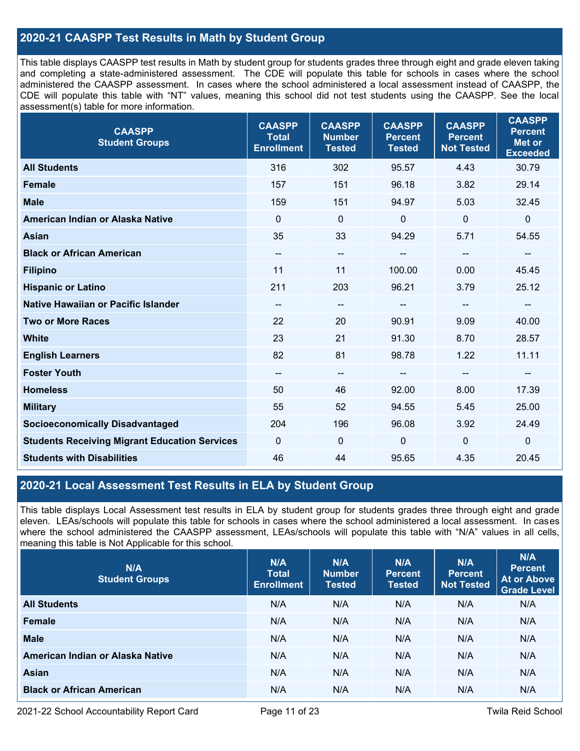## 2020-21 CAASPP Test Results in Math by Student Group

This table displays CAASPP test results in Math by student group for students grades three through eight and grade eleven taking and completing a state-administered assessment. The CDE will populate this table for schools in cases where the school administered the CAASPP assessment. In cases where the school administered a local assessment instead of CAASPP, the CDE will populate this table with "NT" values, meaning this school did not test students using the CAASPP. See the local assessment(s) table for more information.

| CAASPP Student Groups | CAASPP Total Enrollment | CAASPP Number Tested | CAASPP Percent Tested | CAASPP Percent Not Tested | CAASPP Percent Met or Exceeded |
|---|---|---|---|---|---|
| **All Students** | 316 | 302 | 95.57 | 4.43 | 30.79 |
| **Female** | 157 | 151 | 96.18 | 3.82 | 29.14 |
| **Male** | 159 | 151 | 94.97 | 5.03 | 32.45 |
| **American Indian or Alaska Native** | 0 | 0 | 0 | 0 | 0 |
| **Asian** | 35 | 33 | 94.29 | 5.71 | 54.55 |
| **Black or African American** | -- | -- | -- | -- | -- |
| **Filipino** | 11 | 11 | 100.00 | 0.00 | 45.45 |
| **Hispanic or Latino** | 211 | 203 | 96.21 | 3.79 | 25.12 |
| **Native Hawaiian or Pacific Islander** | -- | -- | -- | -- | -- |
| **Two or More Races** | 22 | 20 | 90.91 | 9.09 | 40.00 |
| **White** | 23 | 21 | 91.30 | 8.70 | 28.57 |
| **English Learners** | 82 | 81 | 98.78 | 1.22 | 11.11 |
| **Foster Youth** | -- | -- | -- | -- | -- |
| **Homeless** | 50 | 46 | 92.00 | 8.00 | 17.39 |
| **Military** | 55 | 52 | 94.55 | 5.45 | 25.00 |
| **Socioeconomically Disadvantaged** | 204 | 196 | 96.08 | 3.92 | 24.49 |
| **Students Receiving Migrant Education Services** | 0 | 0 | 0 | 0 | 0 |
| **Students with Disabilities** | 46 | 44 | 95.65 | 4.35 | 20.45 |

## 2020-21 Local Assessment Test Results in ELA by Student Group

This table displays Local Assessment test results in ELA by student group for students grades three through eight and grade eleven. LEAs/schools will populate this table for schools in cases where the school administered a local assessment. In cases where the school administered the CAASPP assessment, LEAs/schools will populate this table with "N/A" values in all cells, meaning this table is Not Applicable for this school.

| N/A Student Groups | N/A Total Enrollment | N/A Number Tested | N/A Percent Tested | N/A Percent Not Tested | N/A Percent At or Above Grade Level |
|---|---|---|---|---|---|
| **All Students** | N/A | N/A | N/A | N/A | N/A |
| **Female** | N/A | N/A | N/A | N/A | N/A |
| **Male** | N/A | N/A | N/A | N/A | N/A |
| **American Indian or Alaska Native** | N/A | N/A | N/A | N/A | N/A |
| **Asian** | N/A | N/A | N/A | N/A | N/A |
| **Black or African American** | N/A | N/A | N/A | N/A | N/A |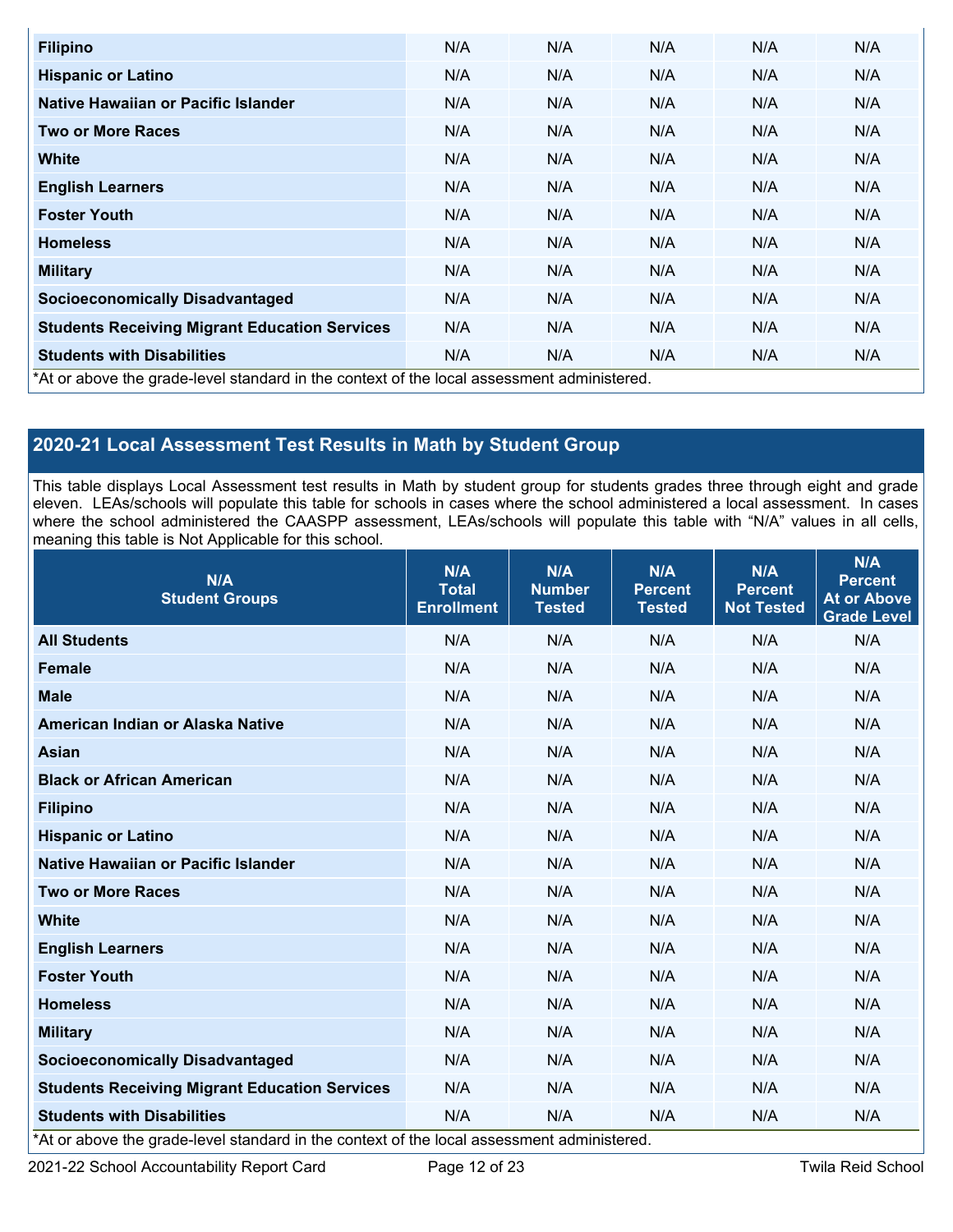| | | | | | |
|---|---|---|---|---|---|
| **Filipino** | N/A | N/A | N/A | N/A | N/A |
| **Hispanic or Latino** | N/A | N/A | N/A | N/A | N/A |
| **Native Hawaiian or Pacific Islander** | N/A | N/A | N/A | N/A | N/A |
| **Two or More Races** | N/A | N/A | N/A | N/A | N/A |
| **White** | N/A | N/A | N/A | N/A | N/A |
| **English Learners** | N/A | N/A | N/A | N/A | N/A |
| **Foster Youth** | N/A | N/A | N/A | N/A | N/A |
| **Homeless** | N/A | N/A | N/A | N/A | N/A |
| **Military** | N/A | N/A | N/A | N/A | N/A |
| **Socioeconomically Disadvantaged** | N/A | N/A | N/A | N/A | N/A |
| **Students Receiving Migrant Education Services** | N/A | N/A | N/A | N/A | N/A |
| **Students with Disabilities** | N/A | N/A | N/A | N/A | N/A |

*At or above the grade-level standard in the context of the local assessment administered.

## 2020-21 Local Assessment Test Results in Math by Student Group

This table displays Local Assessment test results in Math by student group for students grades three through eight and grade eleven. LEAs/schools will populate this table for schools in cases where the school administered a local assessment. In cases where the school administered the CAASPP assessment, LEAs/schools will populate this table with "N/A" values in all cells, meaning this table is Not Applicable for this school.

| N/A Student Groups | N/A Total Enrollment | N/A Number Tested | N/A Percent Tested | N/A Percent Not Tested | N/A Percent At or Above Grade Level |
|---|---|---|---|---|---|
| **All Students** | N/A | N/A | N/A | N/A | N/A |
| **Female** | N/A | N/A | N/A | N/A | N/A |
| **Male** | N/A | N/A | N/A | N/A | N/A |
| **American Indian or Alaska Native** | N/A | N/A | N/A | N/A | N/A |
| **Asian** | N/A | N/A | N/A | N/A | N/A |
| **Black or African American** | N/A | N/A | N/A | N/A | N/A |
| **Filipino** | N/A | N/A | N/A | N/A | N/A |
| **Hispanic or Latino** | N/A | N/A | N/A | N/A | N/A |
| **Native Hawaiian or Pacific Islander** | N/A | N/A | N/A | N/A | N/A |
| **Two or More Races** | N/A | N/A | N/A | N/A | N/A |
| **White** | N/A | N/A | N/A | N/A | N/A |
| **English Learners** | N/A | N/A | N/A | N/A | N/A |
| **Foster Youth** | N/A | N/A | N/A | N/A | N/A |
| **Homeless** | N/A | N/A | N/A | N/A | N/A |
| **Military** | N/A | N/A | N/A | N/A | N/A |
| **Socioeconomically Disadvantaged** | N/A | N/A | N/A | N/A | N/A |
| **Students Receiving Migrant Education Services** | N/A | N/A | N/A | N/A | N/A |
| **Students with Disabilities** | N/A | N/A | N/A | N/A | N/A |

*At or above the grade-level standard in the context of the local assessment administered.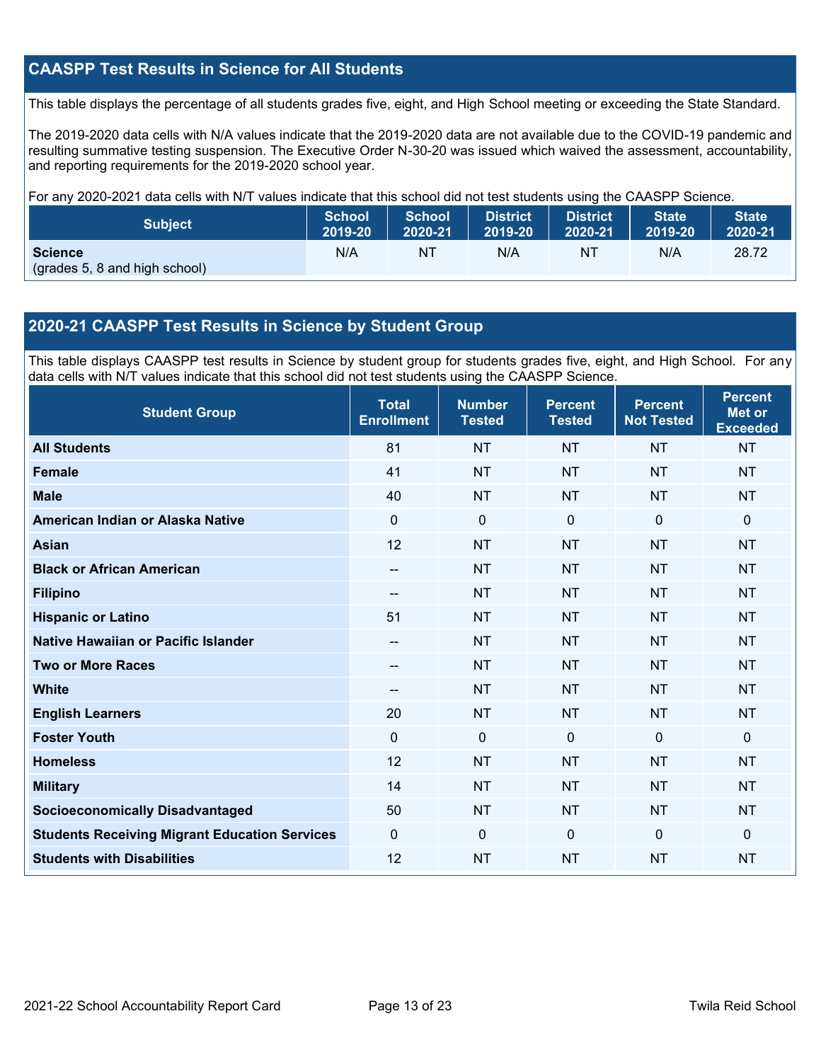## CAASPP Test Results in Science for All Students

This table displays the percentage of all students grades five, eight, and High School meeting or exceeding the State Standard.

The 2019-2020 data cells with N/A values indicate that the 2019-2020 data are not available due to the COVID-19 pandemic and resulting summative testing suspension. The Executive Order N-30-20 was issued which waived the assessment, accountability, and reporting requirements for the 2019-2020 school year.

For any 2020-2021 data cells with N/T values indicate that this school did not test students using the CAASPP Science.

| Subject | School 2019-20 | School 2020-21 | District 2019-20 | District 2020-21 | State 2019-20 | State 2020-21 |
|---|---|---|---|---|---|---|
| **Science** (grades 5, 8 and high school) | N/A | NT | N/A | NT | N/A | 28.72 |

## 2020-21 CAASPP Test Results in Science by Student Group

This table displays CAASPP test results in Science by student group for students grades five, eight, and High School. For any data cells with N/T values indicate that this school did not test students using the CAASPP Science.

| Student Group | Total Enrollment | Number Tested | Percent Tested | Percent Not Tested | Percent Met or Exceeded |
|---|---|---|---|---|---|
| **All Students** | 81 | NT | NT | NT | NT |
| **Female** | 41 | NT | NT | NT | NT |
| **Male** | 40 | NT | NT | NT | NT |
| **American Indian or Alaska Native** | 0 | 0 | 0 | 0 | 0 |
| **Asian** | 12 | NT | NT | NT | NT |
| **Black or African American** | -- | NT | NT | NT | NT |
| **Filipino** | -- | NT | NT | NT | NT |
| **Hispanic or Latino** | 51 | NT | NT | NT | NT |
| **Native Hawaiian or Pacific Islander** | -- | NT | NT | NT | NT |
| **Two or More Races** | -- | NT | NT | NT | NT |
| **White** | -- | NT | NT | NT | NT |
| **English Learners** | 20 | NT | NT | NT | NT |
| **Foster Youth** | 0 | 0 | 0 | 0 | 0 |
| **Homeless** | 12 | NT | NT | NT | NT |
| **Military** | 14 | NT | NT | NT | NT |
| **Socioeconomically Disadvantaged** | 50 | NT | NT | NT | NT |
| **Students Receiving Migrant Education Services** | 0 | 0 | 0 | 0 | 0 |
| **Students with Disabilities** | 12 | NT | NT | NT | NT |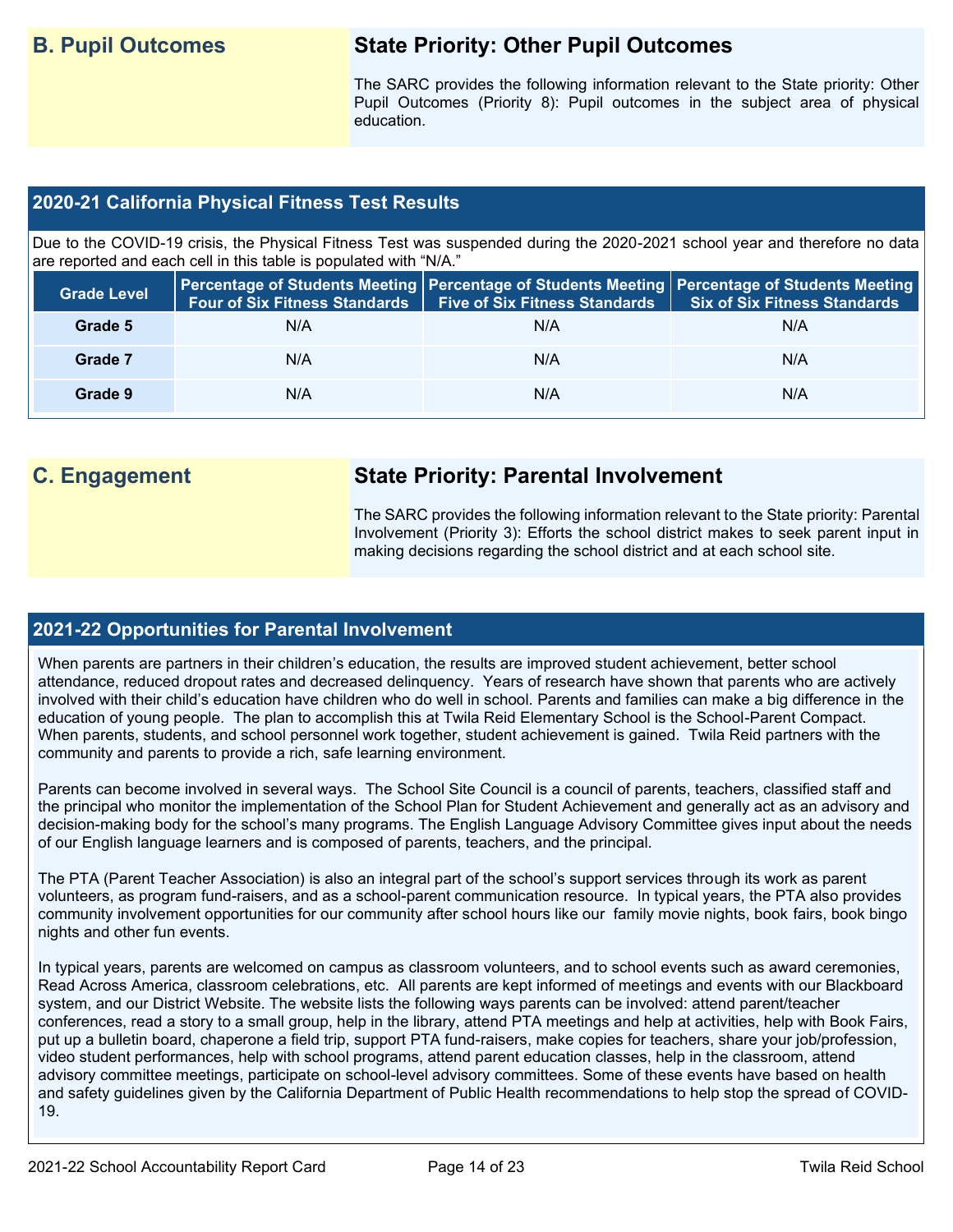## B. Pupil Outcomes

### State Priority: Other Pupil Outcomes

The SARC provides the following information relevant to the State priority: Other Pupil Outcomes (Priority 8): Pupil outcomes in the subject area of physical education.

### 2020-21 California Physical Fitness Test Results

Due to the COVID-19 crisis, the Physical Fitness Test was suspended during the 2020-2021 school year and therefore no data are reported and each cell in this table is populated with "N/A."

| Grade Level | Percentage of Students Meeting Four of Six Fitness Standards | Percentage of Students Meeting Five of Six Fitness Standards | Percentage of Students Meeting Six of Six Fitness Standards |
|---|---|---|---|
| Grade 5 | N/A | N/A | N/A |
| Grade 7 | N/A | N/A | N/A |
| Grade 9 | N/A | N/A | N/A |

## C. Engagement

### State Priority: Parental Involvement

The SARC provides the following information relevant to the State priority: Parental Involvement (Priority 3): Efforts the school district makes to seek parent input in making decisions regarding the school district and at each school site.

### 2021-22 Opportunities for Parental Involvement

When parents are partners in their children's education, the results are improved student achievement, better school attendance, reduced dropout rates and decreased delinquency. Years of research have shown that parents who are actively involved with their child's education have children who do well in school. Parents and families can make a big difference in the education of young people. The plan to accomplish this at Twila Reid Elementary School is the School-Parent Compact. When parents, students, and school personnel work together, student achievement is gained. Twila Reid partners with the community and parents to provide a rich, safe learning environment.

Parents can become involved in several ways. The School Site Council is a council of parents, teachers, classified staff and the principal who monitor the implementation of the School Plan for Student Achievement and generally act as an advisory and decision-making body for the school's many programs. The English Language Advisory Committee gives input about the needs of our English language learners and is composed of parents, teachers, and the principal.

The PTA (Parent Teacher Association) is also an integral part of the school's support services through its work as parent volunteers, as program fund-raisers, and as a school-parent communication resource. In typical years, the PTA also provides community involvement opportunities for our community after school hours like our family movie nights, book fairs, book bingo nights and other fun events.

In typical years, parents are welcomed on campus as classroom volunteers, and to school events such as award ceremonies, Read Across America, classroom celebrations, etc. All parents are kept informed of meetings and events with our Blackboard system, and our District Website. The website lists the following ways parents can be involved: attend parent/teacher conferences, read a story to a small group, help in the library, attend PTA meetings and help at activities, help with Book Fairs, put up a bulletin board, chaperone a field trip, support PTA fund-raisers, make copies for teachers, share your job/profession, video student performances, help with school programs, attend parent education classes, help in the classroom, attend advisory committee meetings, participate on school-level advisory committees. Some of these events have based on health and safety guidelines given by the California Department of Public Health recommendations to help stop the spread of COVID-19.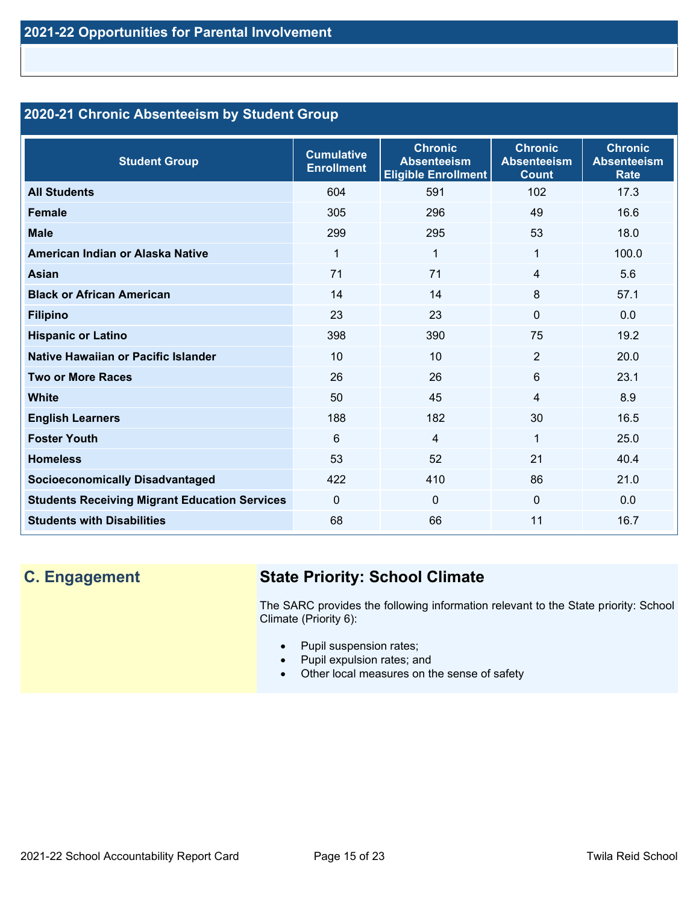## 2021-22 Opportunities for Parental Involvement

## 2020-21 Chronic Absenteeism by Student Group

| Student Group | Cumulative Enrollment | Chronic Absenteeism Eligible Enrollment | Chronic Absenteeism Count | Chronic Absenteeism Rate |
|---|---|---|---|---|
| **All Students** | 604 | 591 | 102 | 17.3 |
| **Female** | 305 | 296 | 49 | 16.6 |
| **Male** | 299 | 295 | 53 | 18.0 |
| **American Indian or Alaska Native** | 1 | 1 | 1 | 100.0 |
| **Asian** | 71 | 71 | 4 | 5.6 |
| **Black or African American** | 14 | 14 | 8 | 57.1 |
| **Filipino** | 23 | 23 | 0 | 0.0 |
| **Hispanic or Latino** | 398 | 390 | 75 | 19.2 |
| **Native Hawaiian or Pacific Islander** | 10 | 10 | 2 | 20.0 |
| **Two or More Races** | 26 | 26 | 6 | 23.1 |
| **White** | 50 | 45 | 4 | 8.9 |
| **English Learners** | 188 | 182 | 30 | 16.5 |
| **Foster Youth** | 6 | 4 | 1 | 25.0 |
| **Homeless** | 53 | 52 | 21 | 40.4 |
| **Socioeconomically Disadvantaged** | 422 | 410 | 86 | 21.0 |
| **Students Receiving Migrant Education Services** | 0 | 0 | 0 | 0.0 |
| **Students with Disabilities** | 68 | 66 | 11 | 16.7 |

## C. Engagement

### State Priority: School Climate

The SARC provides the following information relevant to the State priority: School Climate (Priority 6):

- Pupil suspension rates;
- Pupil expulsion rates; and
- Other local measures on the sense of safety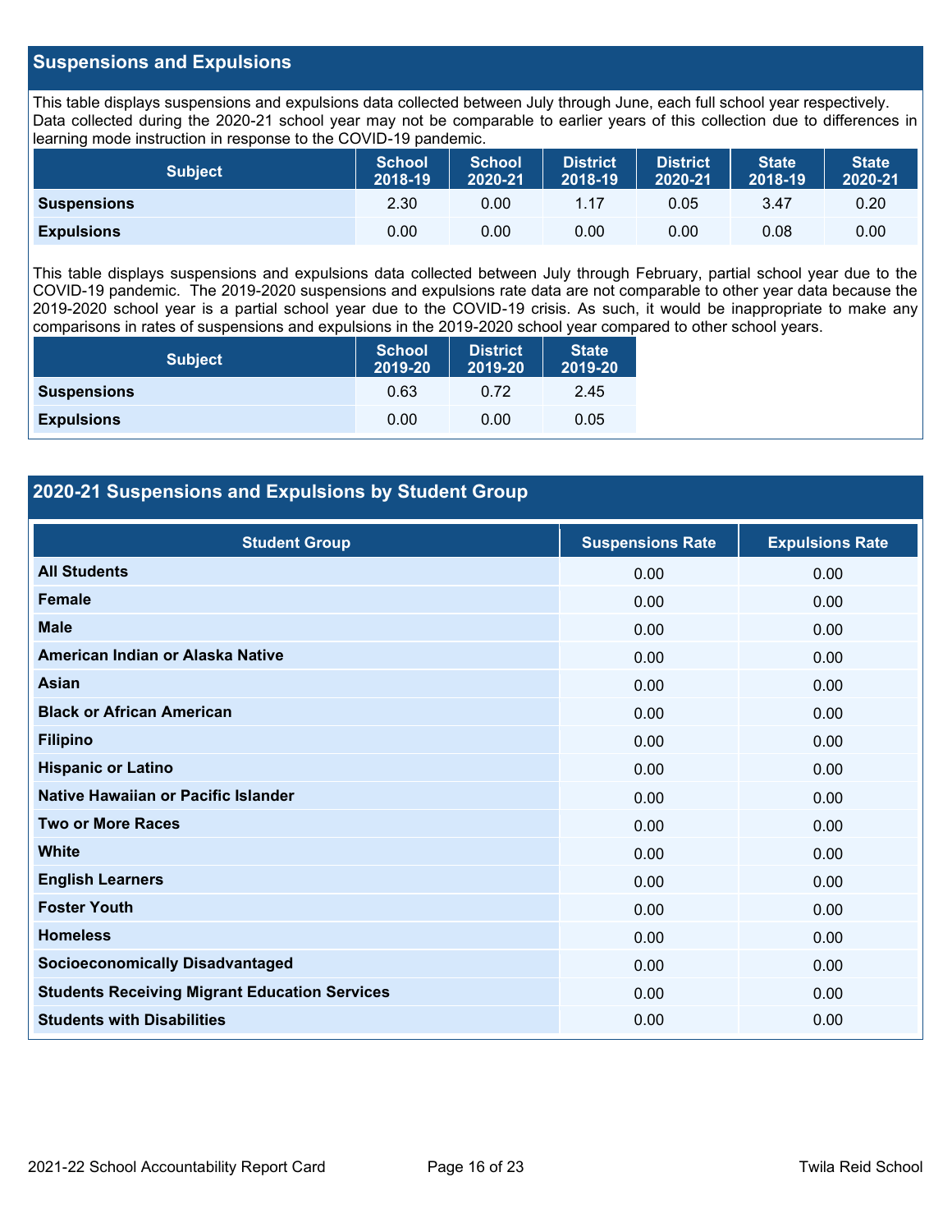## Suspensions and Expulsions

This table displays suspensions and expulsions data collected between July through June, each full school year respectively. Data collected during the 2020-21 school year may not be comparable to earlier years of this collection due to differences in learning mode instruction in response to the COVID-19 pandemic.

| Subject | School 2018-19 | School 2020-21 | District 2018-19 | District 2020-21 | State 2018-19 | State 2020-21 |
|---|---|---|---|---|---|---|
| **Suspensions** | 2.30 | 0.00 | 1.17 | 0.05 | 3.47 | 0.20 |
| **Expulsions** | 0.00 | 0.00 | 0.00 | 0.00 | 0.08 | 0.00 |

This table displays suspensions and expulsions data collected between July through February, partial school year due to the COVID-19 pandemic. The 2019-2020 suspensions and expulsions rate data are not comparable to other year data because the 2019-2020 school year is a partial school year due to the COVID-19 crisis. As such, it would be inappropriate to make any comparisons in rates of suspensions and expulsions in the 2019-2020 school year compared to other school years.

| Subject | School 2019-20 | District 2019-20 | State 2019-20 |
|---|---|---|---|
| **Suspensions** | 0.63 | 0.72 | 2.45 |
| **Expulsions** | 0.00 | 0.00 | 0.05 |

## 2020-21 Suspensions and Expulsions by Student Group

| Student Group | Suspensions Rate | Expulsions Rate |
|---|---|---|
| **All Students** | 0.00 | 0.00 |
| **Female** | 0.00 | 0.00 |
| **Male** | 0.00 | 0.00 |
| **American Indian or Alaska Native** | 0.00 | 0.00 |
| **Asian** | 0.00 | 0.00 |
| **Black or African American** | 0.00 | 0.00 |
| **Filipino** | 0.00 | 0.00 |
| **Hispanic or Latino** | 0.00 | 0.00 |
| **Native Hawaiian or Pacific Islander** | 0.00 | 0.00 |
| **Two or More Races** | 0.00 | 0.00 |
| **White** | 0.00 | 0.00 |
| **English Learners** | 0.00 | 0.00 |
| **Foster Youth** | 0.00 | 0.00 |
| **Homeless** | 0.00 | 0.00 |
| **Socioeconomically Disadvantaged** | 0.00 | 0.00 |
| **Students Receiving Migrant Education Services** | 0.00 | 0.00 |
| **Students with Disabilities** | 0.00 | 0.00 |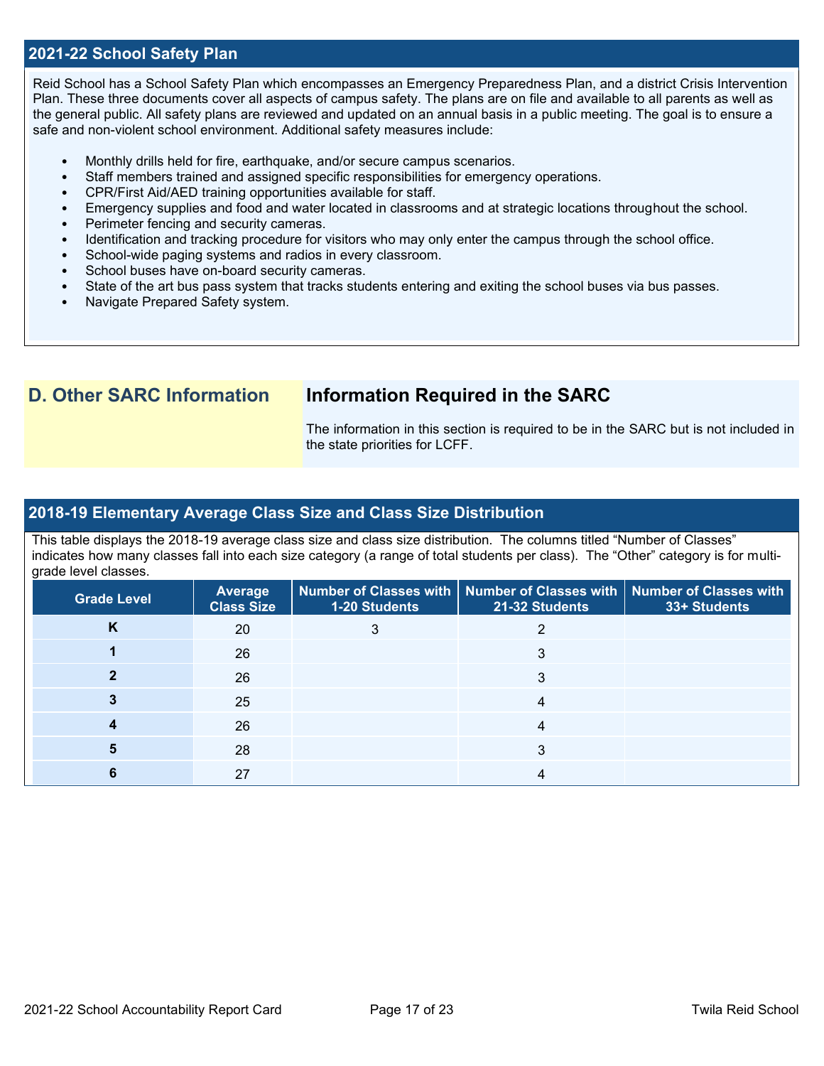## 2021-22 School Safety Plan

Reid School has a School Safety Plan which encompasses an Emergency Preparedness Plan, and a district Crisis Intervention Plan. These three documents cover all aspects of campus safety. The plans are on file and available to all parents as well as the general public. All safety plans are reviewed and updated on an annual basis in a public meeting. The goal is to ensure a safe and non-violent school environment. Additional safety measures include:

- Monthly drills held for fire, earthquake, and/or secure campus scenarios.
- Staff members trained and assigned specific responsibilities for emergency operations.
- CPR/First Aid/AED training opportunities available for staff.
- Emergency supplies and food and water located in classrooms and at strategic locations throughout the school.
- Perimeter fencing and security cameras.
- Identification and tracking procedure for visitors who may only enter the campus through the school office.
- School-wide paging systems and radios in every classroom.
- School buses have on-board security cameras.
- State of the art bus pass system that tracks students entering and exiting the school buses via bus passes.
- Navigate Prepared Safety system.

# D. Other SARC Information

## Information Required in the SARC

The information in this section is required to be in the SARC but is not included in the state priorities for LCFF.

## 2018-19 Elementary Average Class Size and Class Size Distribution

This table displays the 2018-19 average class size and class size distribution. The columns titled "Number of Classes" indicates how many classes fall into each size category (a range of total students per class). The "Other" category is for multi-grade level classes.

| Grade Level | Average Class Size | Number of Classes with 1-20 Students | Number of Classes with 21-32 Students | Number of Classes with 33+ Students |
|---|---|---|---|---|
| K | 20 | 3 | 2 | |
| 1 | 26 | | 3 | |
| 2 | 26 | | 3 | |
| 3 | 25 | | 4 | |
| 4 | 26 | | 4 | |
| 5 | 28 | | 3 | |
| 6 | 27 | | 4 | |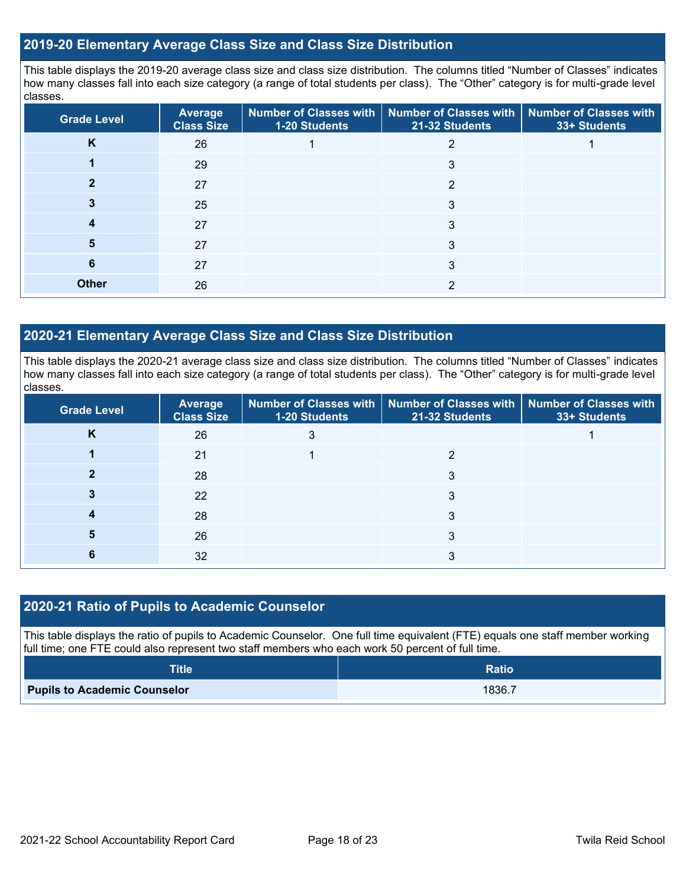## 2019-20 Elementary Average Class Size and Class Size Distribution

This table displays the 2019-20 average class size and class size distribution. The columns titled "Number of Classes" indicates how many classes fall into each size category (a range of total students per class). The "Other" category is for multi-grade level classes.

| Grade Level | Average Class Size | Number of Classes with 1-20 Students | Number of Classes with 21-32 Students | Number of Classes with 33+ Students |
|---|---|---|---|---|
| **K** | 26 | 1 | 2 | 1 |
| **1** | 29 | | 3 | |
| **2** | 27 | | 2 | |
| **3** | 25 | | 3 | |
| **4** | 27 | | 3 | |
| **5** | 27 | | 3 | |
| **6** | 27 | | 3 | |
| **Other** | 26 | | 2 | |

## 2020-21 Elementary Average Class Size and Class Size Distribution

This table displays the 2020-21 average class size and class size distribution. The columns titled "Number of Classes" indicates how many classes fall into each size category (a range of total students per class). The "Other" category is for multi-grade level classes.

| Grade Level | Average Class Size | Number of Classes with 1-20 Students | Number of Classes with 21-32 Students | Number of Classes with 33+ Students |
|---|---|---|---|---|
| **K** | 26 | 3 | | 1 |
| **1** | 21 | 1 | 2 | |
| **2** | 28 | | 3 | |
| **3** | 22 | | 3 | |
| **4** | 28 | | 3 | |
| **5** | 26 | | 3 | |
| **6** | 32 | | 3 | |

## 2020-21 Ratio of Pupils to Academic Counselor

This table displays the ratio of pupils to Academic Counselor. One full time equivalent (FTE) equals one staff member working full time; one FTE could also represent two staff members who each work 50 percent of full time.

| Title | Ratio |
|---|---|
| **Pupils to Academic Counselor** | 1836.7 |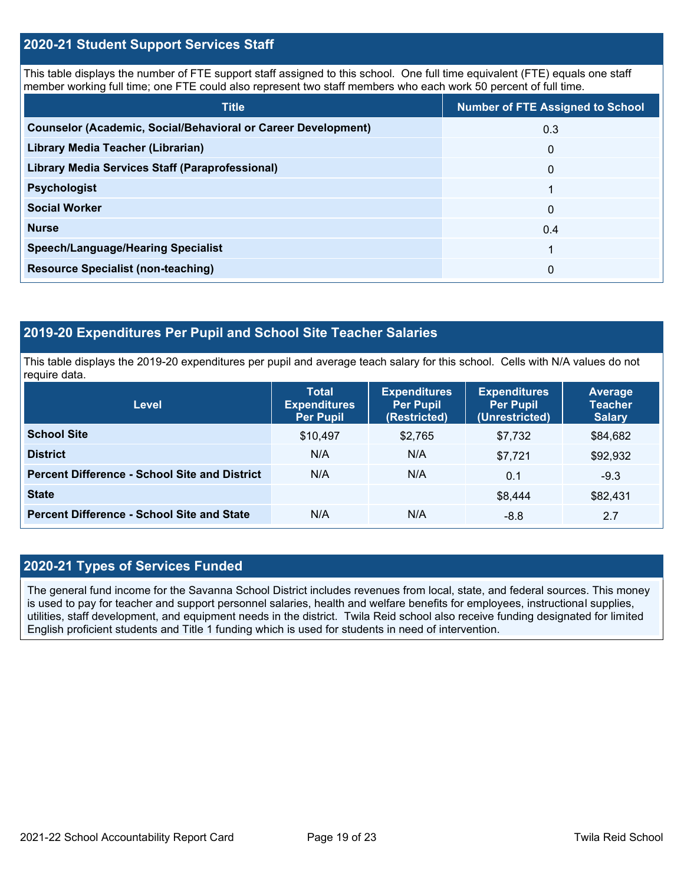## 2020-21 Student Support Services Staff

This table displays the number of FTE support staff assigned to this school. One full time equivalent (FTE) equals one staff member working full time; one FTE could also represent two staff members who each work 50 percent of full time.

| Title | Number of FTE Assigned to School |
| --- | --- |
| **Counselor (Academic, Social/Behavioral or Career Development)** | 0.3 |
| **Library Media Teacher (Librarian)** | 0 |
| **Library Media Services Staff (Paraprofessional)** | 0 |
| **Psychologist** | 1 |
| **Social Worker** | 0 |
| **Nurse** | 0.4 |
| **Speech/Language/Hearing Specialist** | 1 |
| **Resource Specialist (non-teaching)** | 0 |

## 2019-20 Expenditures Per Pupil and School Site Teacher Salaries

This table displays the 2019-20 expenditures per pupil and average teach salary for this school. Cells with N/A values do not require data.

| Level | Total Expenditures Per Pupil | Expenditures Per Pupil (Restricted) | Expenditures Per Pupil (Unrestricted) | Average Teacher Salary |
| --- | --- | --- | --- | --- |
| **School Site** | $10,497 | $2,765 | $7,732 | $84,682 |
| **District** | N/A | N/A | $7,721 | $92,932 |
| **Percent Difference - School Site and District** | N/A | N/A | 0.1 | -9.3 |
| **State** | | | $8,444 | $82,431 |
| **Percent Difference - School Site and State** | N/A | N/A | -8.8 | 2.7 |

## 2020-21 Types of Services Funded

The general fund income for the Savanna School District includes revenues from local, state, and federal sources. This money is used to pay for teacher and support personnel salaries, health and welfare benefits for employees, instructional supplies, utilities, staff development, and equipment needs in the district. Twila Reid school also receive funding designated for limited English proficient students and Title 1 funding which is used for students in need of intervention.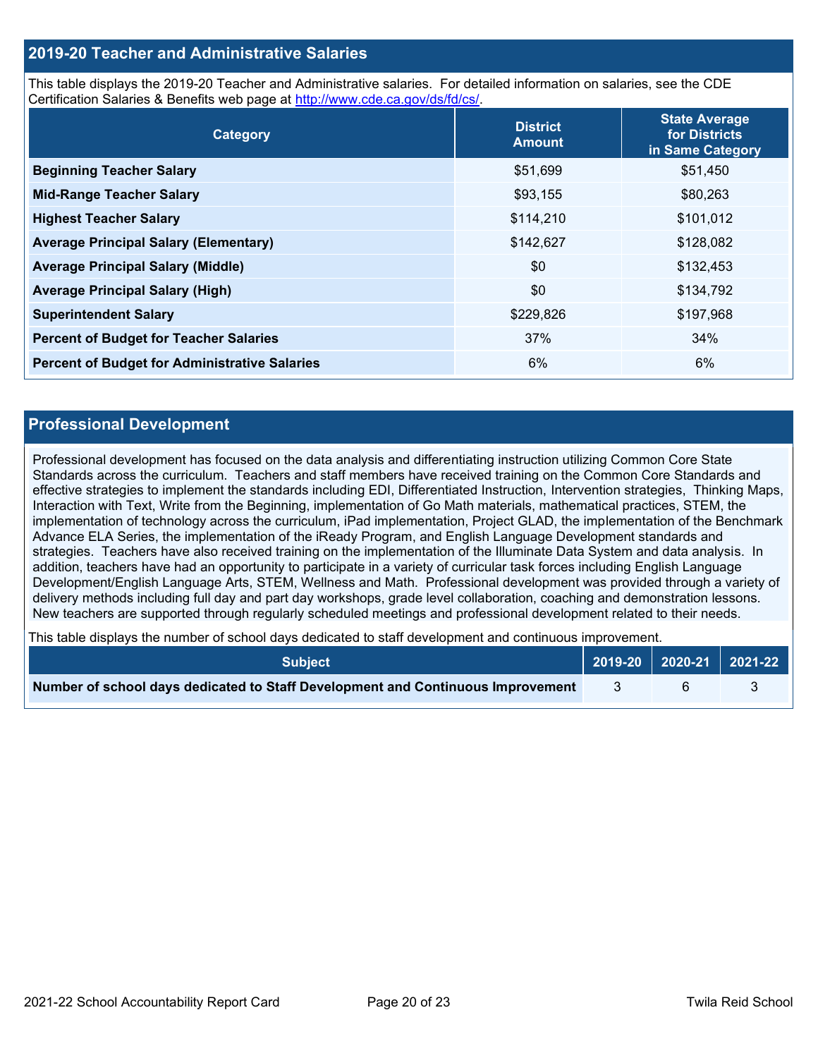## 2019-20 Teacher and Administrative Salaries

This table displays the 2019-20 Teacher and Administrative salaries. For detailed information on salaries, see the CDE Certification Salaries & Benefits web page at http://www.cde.ca.gov/ds/fd/cs/.

| Category | District Amount | State Average for Districts in Same Category |
|---|---|---|
| **Beginning Teacher Salary** | $51,699 | $51,450 |
| **Mid-Range Teacher Salary** | $93,155 | $80,263 |
| **Highest Teacher Salary** | $114,210 | $101,012 |
| **Average Principal Salary (Elementary)** | $142,627 | $128,082 |
| **Average Principal Salary (Middle)** | $0 | $132,453 |
| **Average Principal Salary (High)** | $0 | $134,792 |
| **Superintendent Salary** | $229,826 | $197,968 |
| **Percent of Budget for Teacher Salaries** | 37% | 34% |
| **Percent of Budget for Administrative Salaries** | 6% | 6% |

## Professional Development

Professional development has focused on the data analysis and differentiating instruction utilizing Common Core State Standards across the curriculum. Teachers and staff members have received training on the Common Core Standards and effective strategies to implement the standards including EDI, Differentiated Instruction, Intervention strategies, Thinking Maps, Interaction with Text, Write from the Beginning, implementation of Go Math materials, mathematical practices, STEM, the implementation of technology across the curriculum, iPad implementation, Project GLAD, the implementation of the Benchmark Advance ELA Series, the implementation of the iReady Program, and English Language Development standards and strategies. Teachers have also received training on the implementation of the Illuminate Data System and data analysis. In addition, teachers have had an opportunity to participate in a variety of curricular task forces including English Language Development/English Language Arts, STEM, Wellness and Math. Professional development was provided through a variety of delivery methods including full day and part day workshops, grade level collaboration, coaching and demonstration lessons. New teachers are supported through regularly scheduled meetings and professional development related to their needs.

This table displays the number of school days dedicated to staff development and continuous improvement.

| Subject | 2019-20 | 2020-21 | 2021-22 |
|---|---|---|---|
| **Number of school days dedicated to Staff Development and Continuous Improvement** | 3 | 6 | 3 |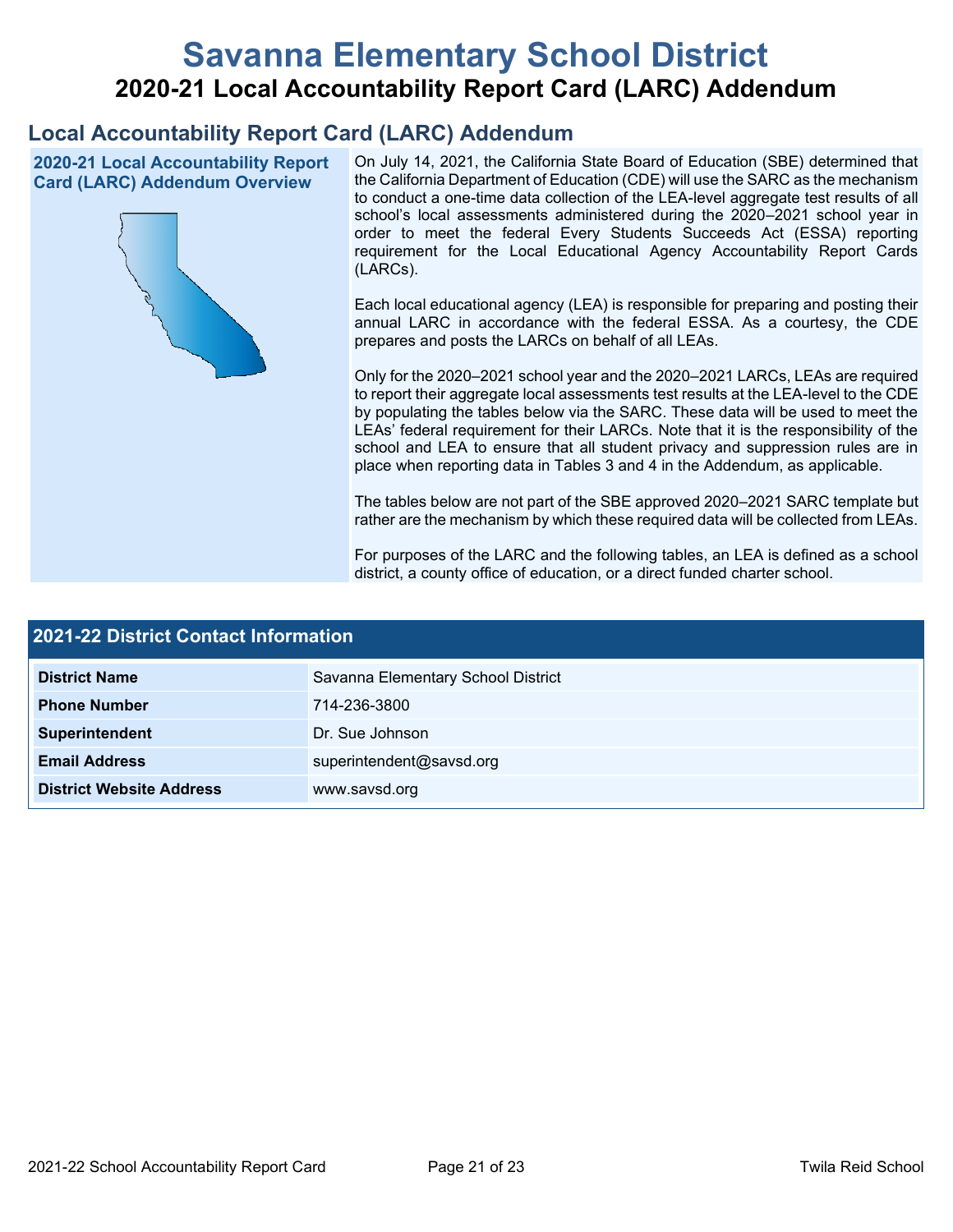# Savanna Elementary School District

## 2020-21 Local Accountability Report Card (LARC) Addendum

## Local Accountability Report Card (LARC) Addendum

### 2020-21 Local Accountability Report Card (LARC) Addendum Overview

On July 14, 2021, the California State Board of Education (SBE) determined that the California Department of Education (CDE) will use the SARC as the mechanism to conduct a one-time data collection of the LEA-level aggregate test results of all school's local assessments administered during the 2020–2021 school year in order to meet the federal Every Students Succeeds Act (ESSA) reporting requirement for the Local Educational Agency Accountability Report Cards (LARCs).

Each local educational agency (LEA) is responsible for preparing and posting their annual LARC in accordance with the federal ESSA. As a courtesy, the CDE prepares and posts the LARCs on behalf of all LEAs.

Only for the 2020–2021 school year and the 2020–2021 LARCs, LEAs are required to report their aggregate local assessments test results at the LEA-level to the CDE by populating the tables below via the SARC. These data will be used to meet the LEAs' federal requirement for their LARCs. Note that it is the responsibility of the school and LEA to ensure that all student privacy and suppression rules are in place when reporting data in Tables 3 and 4 in the Addendum, as applicable.

The tables below are not part of the SBE approved 2020–2021 SARC template but rather are the mechanism by which these required data will be collected from LEAs.

For purposes of the LARC and the following tables, an LEA is defined as a school district, a county office of education, or a direct funded charter school.

| 2021-22 District Contact Information | |
|---|---|
| **District Name** | Savanna Elementary School District |
| **Phone Number** | 714-236-3800 |
| **Superintendent** | Dr. Sue Johnson |
| **Email Address** | superintendent@savsd.org |
| **District Website Address** | www.savsd.org |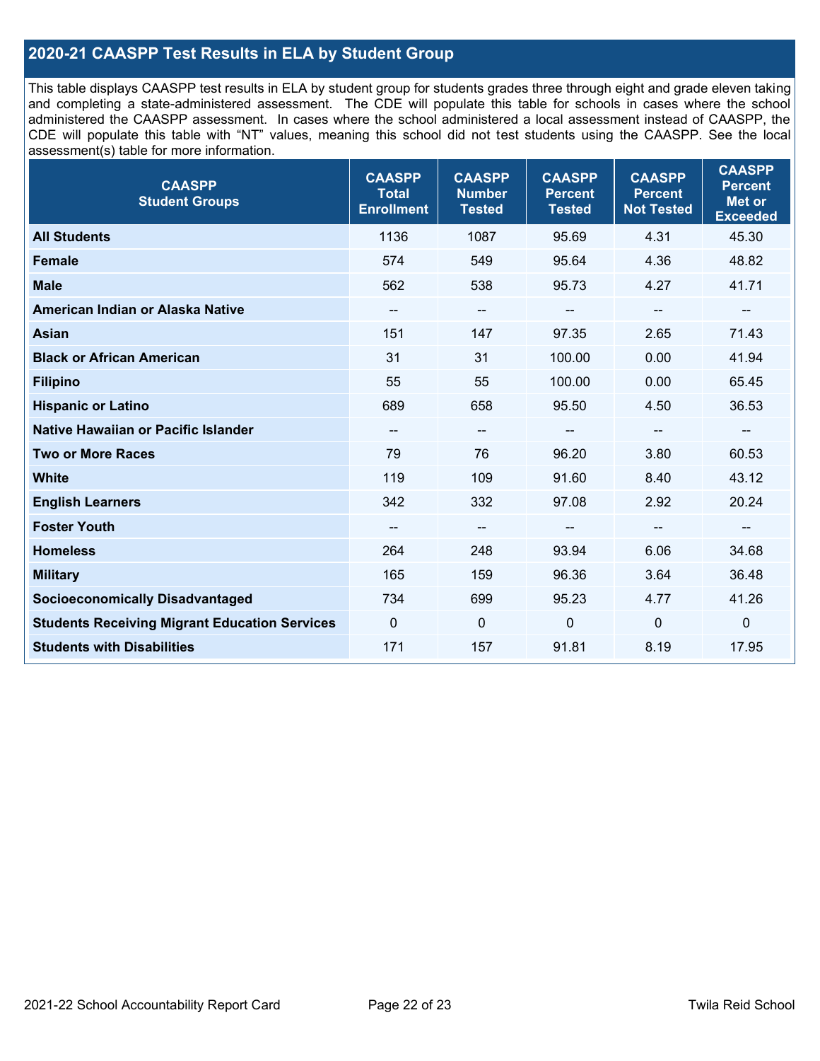## 2020-21 CAASPP Test Results in ELA by Student Group

This table displays CAASPP test results in ELA by student group for students grades three through eight and grade eleven taking and completing a state-administered assessment. The CDE will populate this table for schools in cases where the school administered the CAASPP assessment. In cases where the school administered a local assessment instead of CAASPP, the CDE will populate this table with "NT" values, meaning this school did not test students using the CAASPP. See the local assessment(s) table for more information.

| CAASPP Student Groups | CAASPP Total Enrollment | CAASPP Number Tested | CAASPP Percent Tested | CAASPP Percent Not Tested | CAASPP Percent Met or Exceeded |
|---|---|---|---|---|---|
| **All Students** | 1136 | 1087 | 95.69 | 4.31 | 45.30 |
| **Female** | 574 | 549 | 95.64 | 4.36 | 48.82 |
| **Male** | 562 | 538 | 95.73 | 4.27 | 41.71 |
| **American Indian or Alaska Native** | -- | -- | -- | -- | -- |
| **Asian** | 151 | 147 | 97.35 | 2.65 | 71.43 |
| **Black or African American** | 31 | 31 | 100.00 | 0.00 | 41.94 |
| **Filipino** | 55 | 55 | 100.00 | 0.00 | 65.45 |
| **Hispanic or Latino** | 689 | 658 | 95.50 | 4.50 | 36.53 |
| **Native Hawaiian or Pacific Islander** | -- | -- | -- | -- | -- |
| **Two or More Races** | 79 | 76 | 96.20 | 3.80 | 60.53 |
| **White** | 119 | 109 | 91.60 | 8.40 | 43.12 |
| **English Learners** | 342 | 332 | 97.08 | 2.92 | 20.24 |
| **Foster Youth** | -- | -- | -- | -- | -- |
| **Homeless** | 264 | 248 | 93.94 | 6.06 | 34.68 |
| **Military** | 165 | 159 | 96.36 | 3.64 | 36.48 |
| **Socioeconomically Disadvantaged** | 734 | 699 | 95.23 | 4.77 | 41.26 |
| **Students Receiving Migrant Education Services** | 0 | 0 | 0 | 0 | 0 |
| **Students with Disabilities** | 171 | 157 | 91.81 | 8.19 | 17.95 |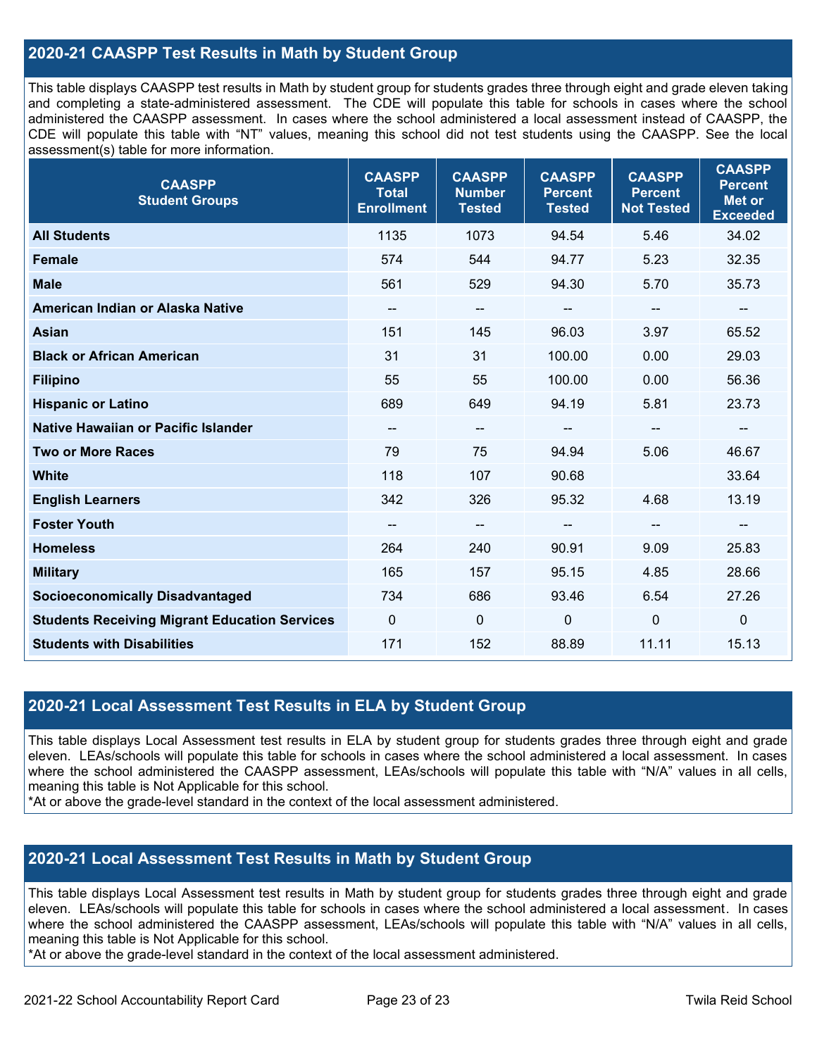## 2020-21 CAASPP Test Results in Math by Student Group

This table displays CAASPP test results in Math by student group for students grades three through eight and grade eleven taking and completing a state-administered assessment. The CDE will populate this table for schools in cases where the school administered the CAASPP assessment. In cases where the school administered a local assessment instead of CAASPP, the CDE will populate this table with "NT" values, meaning this school did not test students using the CAASPP. See the local assessment(s) table for more information.

| CAASPP Student Groups | CAASPP Total Enrollment | CAASPP Number Tested | CAASPP Percent Tested | CAASPP Percent Not Tested | CAASPP Percent Met or Exceeded |
|---|---|---|---|---|---|
| **All Students** | 1135 | 1073 | 94.54 | 5.46 | 34.02 |
| **Female** | 574 | 544 | 94.77 | 5.23 | 32.35 |
| **Male** | 561 | 529 | 94.30 | 5.70 | 35.73 |
| **American Indian or Alaska Native** | -- | -- | -- | -- | -- |
| **Asian** | 151 | 145 | 96.03 | 3.97 | 65.52 |
| **Black or African American** | 31 | 31 | 100.00 | 0.00 | 29.03 |
| **Filipino** | 55 | 55 | 100.00 | 0.00 | 56.36 |
| **Hispanic or Latino** | 689 | 649 | 94.19 | 5.81 | 23.73 |
| **Native Hawaiian or Pacific Islander** | -- | -- | -- | -- | -- |
| **Two or More Races** | 79 | 75 | 94.94 | 5.06 | 46.67 |
| **White** | 118 | 107 | 90.68 | | 33.64 |
| **English Learners** | 342 | 326 | 95.32 | 4.68 | 13.19 |
| **Foster Youth** | -- | -- | -- | -- | -- |
| **Homeless** | 264 | 240 | 90.91 | 9.09 | 25.83 |
| **Military** | 165 | 157 | 95.15 | 4.85 | 28.66 |
| **Socioeconomically Disadvantaged** | 734 | 686 | 93.46 | 6.54 | 27.26 |
| **Students Receiving Migrant Education Services** | 0 | 0 | 0 | 0 | 0 |
| **Students with Disabilities** | 171 | 152 | 88.89 | 11.11 | 15.13 |

## 2020-21 Local Assessment Test Results in ELA by Student Group

This table displays Local Assessment test results in ELA by student group for students grades three through eight and grade eleven. LEAs/schools will populate this table for schools in cases where the school administered a local assessment. In cases where the school administered the CAASPP assessment, LEAs/schools will populate this table with "N/A" values in all cells, meaning this table is Not Applicable for this school.
*At or above the grade-level standard in the context of the local assessment administered.

## 2020-21 Local Assessment Test Results in Math by Student Group

This table displays Local Assessment test results in Math by student group for students grades three through eight and grade eleven. LEAs/schools will populate this table for schools in cases where the school administered a local assessment. In cases where the school administered the CAASPP assessment, LEAs/schools will populate this table with "N/A" values in all cells, meaning this table is Not Applicable for this school.
*At or above the grade-level standard in the context of the local assessment administered.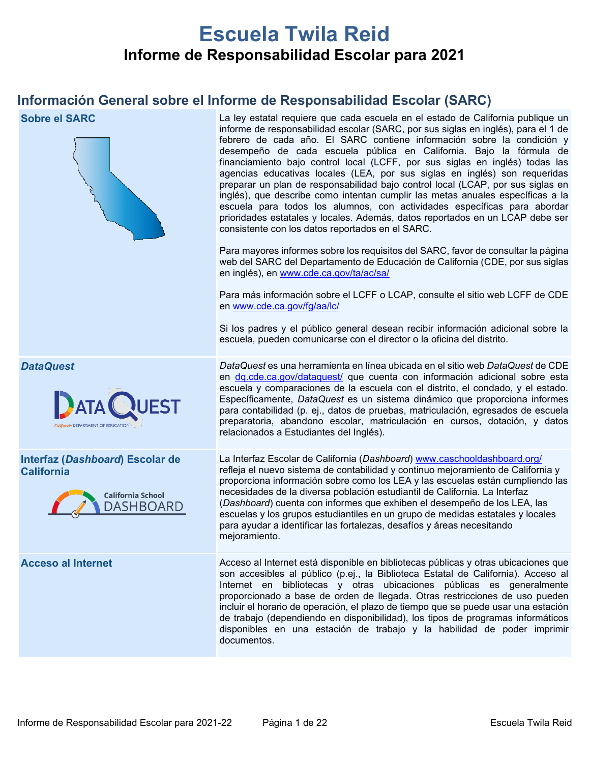# Escuela Twila Reid

## Informe de Responsabilidad Escolar para 2021

## Información General sobre el Informe de Responsabilidad Escolar (SARC)

| | |
|---|---|
| **Sobre el SARC** | La ley estatal requiere que cada escuela en el estado de California publique un informe de responsabilidad escolar (SARC, por sus siglas en inglés), para el 1 de febrero de cada año. El SARC contiene información sobre la condición y desempeño de cada escuela pública en California. Bajo la fórmula de financiamiento bajo control local (LCFF, por sus siglas en inglés) todas las agencias educativas locales (LEA, por sus siglas en inglés) son requeridas preparar un plan de responsabilidad bajo control local (LCAP, por sus siglas en inglés), que describe como intentan cumplir las metas anuales específicas a la escuela para todos los alumnos, con actividades específicas para abordar prioridades estatales y locales. Además, datos reportados en un LCAP debe ser consistente con los datos reportados en el SARC.<br><br>Para mayores informes sobre los requisitos del SARC, favor de consultar la página web del SARC del Departamento de Educación de California (CDE, por sus siglas en inglés), en www.cde.ca.gov/ta/ac/sa/<br><br>Para más información sobre el LCFF o LCAP, consulte el sitio web LCFF de CDE en www.cde.ca.gov/fg/aa/lc/<br><br>Si los padres y el público general desean recibir información adicional sobre la escuela, pueden comunicarse con el director o la oficina del distrito. |
| ***DataQuest*** | *DataQuest* es una herramienta en línea ubicada en el sitio web *DataQuest* de CDE en dq.cde.ca.gov/dataquest/ que cuenta con información adicional sobre esta escuela y comparaciones de la escuela con el distrito, el condado, y el estado. Específicamente, *DataQuest* es un sistema dinámico que proporciona informes para contabilidad (p. ej., datos de pruebas, matriculación, egresados de escuela preparatoria, abandono escolar, matriculación en cursos, dotación, y datos relacionados a Estudiantes del Inglés). |
| **Interfaz (*Dashboard*) Escolar de California** | La Interfaz Escolar de California (*Dashboard*) www.caschooldashboard.org/ refleja el nuevo sistema de contabilidad y continuo mejoramiento de California y proporciona información sobre como los LEA y las escuelas están cumpliendo las necesidades de la diversa población estudiantil de California. La Interfaz (*Dashboard*) cuenta con informes que exhiben el desempeño de los LEA, las escuelas y los grupos estudiantiles en un grupo de medidas estatales y locales para ayudar a identificar las fortalezas, desafíos y áreas necesitando mejoramiento. |
| **Acceso al Internet** | Acceso al Internet está disponible en bibliotecas públicas y otras ubicaciones que son accesibles al público (p.ej., la Biblioteca Estatal de California). Acceso al Internet en bibliotecas y otras ubicaciones públicas es generalmente proporcionado a base de orden de llegada. Otras restricciones de uso pueden incluir el horario de operación, el plazo de tiempo que se puede usar una estación de trabajo (dependiendo en disponibilidad), los tipos de programas informáticos disponibles en una estación de trabajo y la habilidad de poder imprimir documentos. |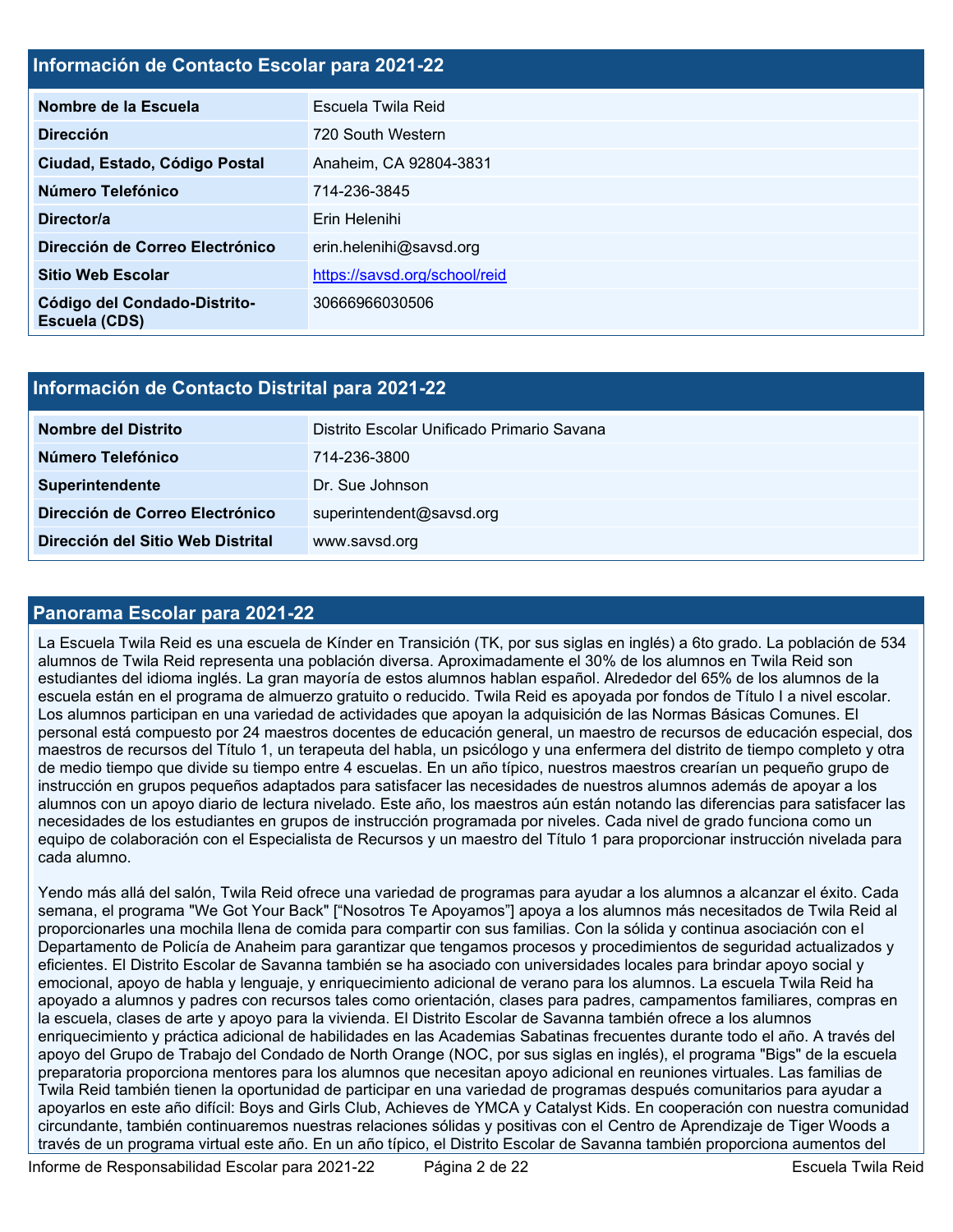## Información de Contacto Escolar para 2021-22

| Información de Contacto Escolar para 2021-22 | |
|---|---|
| Nombre de la Escuela | Escuela Twila Reid |
| Dirección | 720 South Western |
| Ciudad, Estado, Código Postal | Anaheim, CA 92804-3831 |
| Número Telefónico | 714-236-3845 |
| Director/a | Erin Helenihi |
| Dirección de Correo Electrónico | erin.helenihi@savsd.org |
| Sitio Web Escolar | https://savsd.org/school/reid |
| Código del Condado-Distrito-Escuela (CDS) | 30666966030506 |

## Información de Contacto Distrital para 2021-22

| Información de Contacto Distrital para 2021-22 | |
|---|---|
| Nombre del Distrito | Distrito Escolar Unificado Primario Savana |
| Número Telefónico | 714-236-3800 |
| Superintendente | Dr. Sue Johnson |
| Dirección de Correo Electrónico | superintendent@savsd.org |
| Dirección del Sitio Web Distrital | www.savsd.org |

## Panorama Escolar para 2021-22

La Escuela Twila Reid es una escuela de Kínder en Transición (TK, por sus siglas en inglés) a 6to grado. La población de 534 alumnos de Twila Reid representa una población diversa. Aproximadamente el 30% de los alumnos en Twila Reid son estudiantes del idioma inglés. La gran mayoría de estos alumnos hablan español. Alrededor del 65% de los alumnos de la escuela están en el programa de almuerzo gratuito o reducido. Twila Reid es apoyada por fondos de Título I a nivel escolar. Los alumnos participan en una variedad de actividades que apoyan la adquisición de las Normas Básicas Comunes. El personal está compuesto por 24 maestros docentes de educación general, un maestro de recursos de educación especial, dos maestros de recursos del Título 1, un terapeuta del habla, un psicólogo y una enfermera del distrito de tiempo completo y otra de medio tiempo que divide su tiempo entre 4 escuelas. En un año típico, nuestros maestros crearían un pequeño grupo de instrucción en grupos pequeños adaptados para satisfacer las necesidades de nuestros alumnos además de apoyar a los alumnos con un apoyo diario de lectura nivelado. Este año, los maestros aún están notando las diferencias para satisfacer las necesidades de los estudiantes en grupos de instrucción programada por niveles. Cada nivel de grado funciona como un equipo de colaboración con el Especialista de Recursos y un maestro del Título 1 para proporcionar instrucción nivelada para cada alumno.

Yendo más allá del salón, Twila Reid ofrece una variedad de programas para ayudar a los alumnos a alcanzar el éxito. Cada semana, el programa "We Got Your Back" ["Nosotros Te Apoyamos"] apoya a los alumnos más necesitados de Twila Reid al proporcionarles una mochila llena de comida para compartir con sus familias. Con la sólida y continua asociación con el Departamento de Policía de Anaheim para garantizar que tengamos procesos y procedimientos de seguridad actualizados y eficientes. El Distrito Escolar de Savanna también se ha asociado con universidades locales para brindar apoyo social y emocional, apoyo de habla y lenguaje, y enriquecimiento adicional de verano para los alumnos. La escuela Twila Reid ha apoyado a alumnos y padres con recursos tales como orientación, clases para padres, campamentos familiares, compras en la escuela, clases de arte y apoyo para la vivienda. El Distrito Escolar de Savanna también ofrece a los alumnos enriquecimiento y práctica adicional de habilidades en las Academias Sabatinas frecuentes durante todo el año. A través del apoyo del Grupo de Trabajo del Condado de North Orange (NOC, por sus siglas en inglés), el programa "Bigs" de la escuela preparatoria proporciona mentores para los alumnos que necesitan apoyo adicional en reuniones virtuales. Las familias de Twila Reid también tienen la oportunidad de participar en una variedad de programas después comunitarios para ayudar a apoyarlos en este año difícil: Boys and Girls Club, Achieves de YMCA y Catalyst Kids. En cooperación con nuestra comunidad circundante, también continuaremos nuestras relaciones sólidas y positivas con el Centro de Aprendizaje de Tiger Woods a través de un programa virtual este año. En un año típico, el Distrito Escolar de Savanna también proporciona aumentos del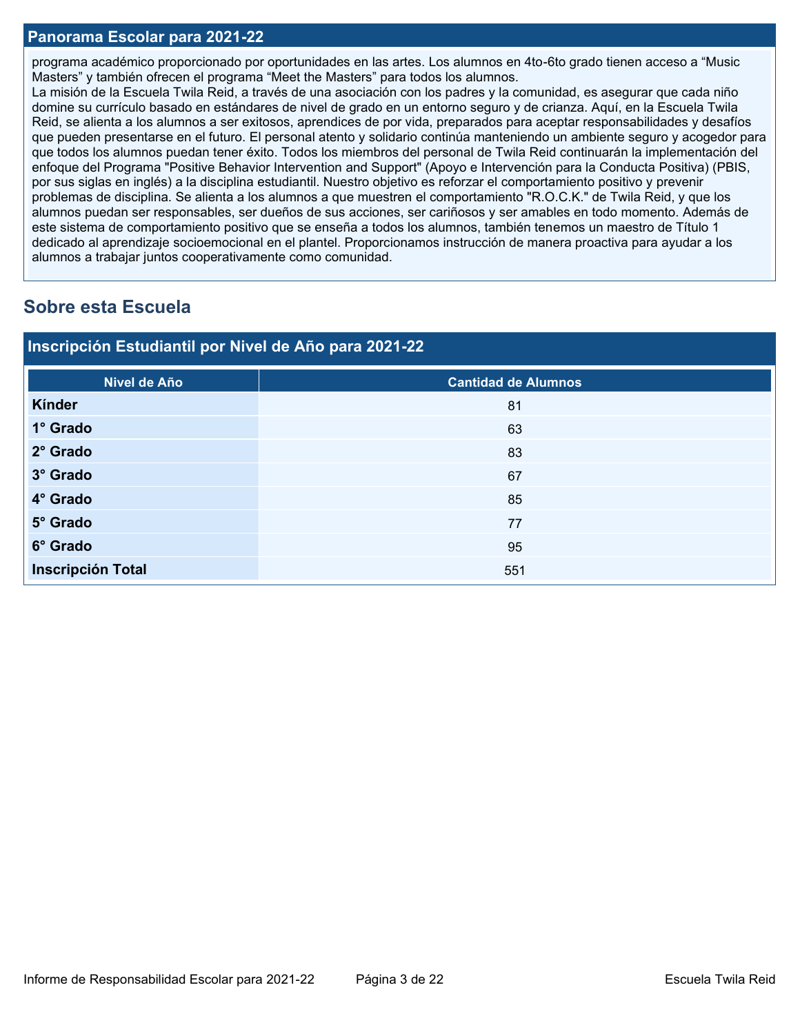## Panorama Escolar para 2021-22

programa académico proporcionado por oportunidades en las artes. Los alumnos en 4to-6to grado tienen acceso a “Music Masters” y también ofrecen el programa “Meet the Masters” para todos los alumnos.
La misión de la Escuela Twila Reid, a través de una asociación con los padres y la comunidad, es asegurar que cada niño domine su currículo basado en estándares de nivel de grado en un entorno seguro y de crianza. Aquí, en la Escuela Twila Reid, se alienta a los alumnos a ser exitosos, aprendices de por vida, preparados para aceptar responsabilidades y desafíos que pueden presentarse en el futuro. El personal atento y solidario continúa manteniendo un ambiente seguro y acogedor para que todos los alumnos puedan tener éxito. Todos los miembros del personal de Twila Reid continuarán la implementación del enfoque del Programa "Positive Behavior Intervention and Support" (Apoyo e Intervención para la Conducta Positiva) (PBIS, por sus siglas en inglés) a la disciplina estudiantil. Nuestro objetivo es reforzar el comportamiento positivo y prevenir problemas de disciplina. Se alienta a los alumnos a que muestren el comportamiento "R.O.C.K." de Twila Reid, y que los alumnos puedan ser responsables, ser dueños de sus acciones, ser cariñosos y ser amables en todo momento. Además de este sistema de comportamiento positivo que se enseña a todos los alumnos, también tenemos un maestro de Título 1 dedicado al aprendizaje socioemocional en el plantel. Proporcionamos instrucción de manera proactiva para ayudar a los alumnos a trabajar juntos cooperativamente como comunidad.

# Sobre esta Escuela

## Inscripción Estudiantil por Nivel de Año para 2021-22

| Nivel de Año | Cantidad de Alumnos |
|---|---|
| **Kínder** | 81 |
| **1° Grado** | 63 |
| **2° Grado** | 83 |
| **3° Grado** | 67 |
| **4° Grado** | 85 |
| **5° Grado** | 77 |
| **6° Grado** | 95 |
| **Inscripción Total** | 551 |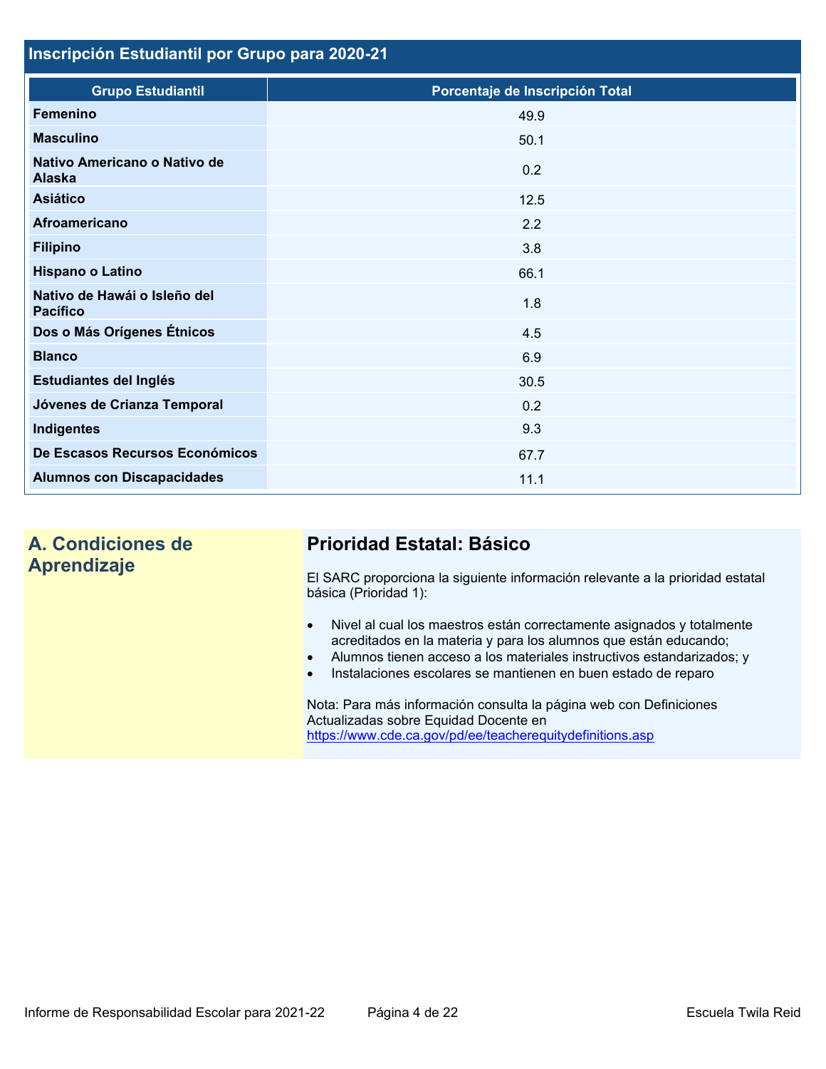## Inscripción Estudiantil por Grupo para 2020-21

| Grupo Estudiantil | Porcentaje de Inscripción Total |
|---|---|
| **Femenino** | 49.9 |
| **Masculino** | 50.1 |
| **Nativo Americano o Nativo de Alaska** | 0.2 |
| **Asiático** | 12.5 |
| **Afroamericano** | 2.2 |
| **Filipino** | 3.8 |
| **Hispano o Latino** | 66.1 |
| **Nativo de Hawái o Isleño del Pacífico** | 1.8 |
| **Dos o Más Orígenes Étnicos** | 4.5 |
| **Blanco** | 6.9 |
| **Estudiantes del Inglés** | 30.5 |
| **Jóvenes de Crianza Temporal** | 0.2 |
| **Indigentes** | 9.3 |
| **De Escasos Recursos Económicos** | 67.7 |
| **Alumnos con Discapacidades** | 11.1 |

## A. Condiciones de Aprendizaje

### Prioridad Estatal: Básico

El SARC proporciona la siguiente información relevante a la prioridad estatal básica (Prioridad 1):

- Nivel al cual los maestros están correctamente asignados y totalmente acreditados en la materia y para los alumnos que están educando;
- Alumnos tienen acceso a los materiales instructivos estandarizados; y
- Instalaciones escolares se mantienen en buen estado de reparo

Nota: Para más información consulta la página web con Definiciones Actualizadas sobre Equidad Docente en https://www.cde.ca.gov/pd/ee/teacherequitydefinitions.asp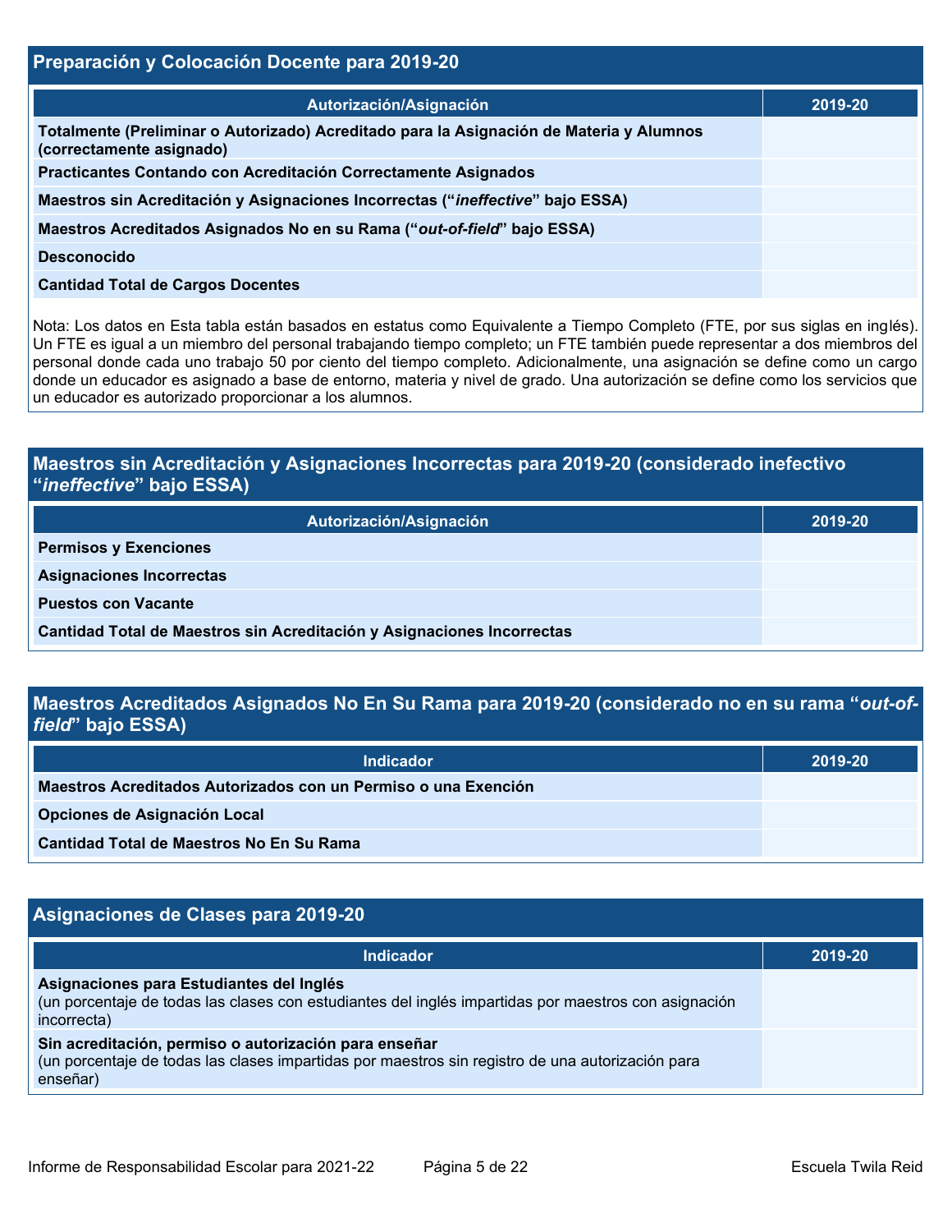## Preparación y Colocación Docente para 2019-20

| Autorización/Asignación | 2019-20 |
|---|---|
| Totalmente (Preliminar o Autorizado) Acreditado para la Asignación de Materia y Alumnos (correctamente asignado) | |
| Practicantes Contando con Acreditación Correctamente Asignados | |
| Maestros sin Acreditación y Asignaciones Incorrectas (“*ineffective*” bajo ESSA) | |
| Maestros Acreditados Asignados No en su Rama (“*out-of-field*” bajo ESSA) | |
| Desconocido | |
| Cantidad Total de Cargos Docentes | |

Nota: Los datos en Esta tabla están basados en estatus como Equivalente a Tiempo Completo (FTE, por sus siglas en inglés). Un FTE es igual a un miembro del personal trabajando tiempo completo; un FTE también puede representar a dos miembros del personal donde cada uno trabajo 50 por ciento del tiempo completo. Adicionalmente, una asignación se define como un cargo donde un educador es asignado a base de entorno, materia y nivel de grado. Una autorización se define como los servicios que un educador es autorizado proporcionar a los alumnos.

## Maestros sin Acreditación y Asignaciones Incorrectas para 2019-20 (considerado inefectivo “*ineffective*” bajo ESSA)

| Autorización/Asignación | 2019-20 |
|---|---|
| Permisos y Exenciones | |
| Asignaciones Incorrectas | |
| Puestos con Vacante | |
| Cantidad Total de Maestros sin Acreditación y Asignaciones Incorrectas | |

## Maestros Acreditados Asignados No En Su Rama para 2019-20 (considerado no en su rama “*out-of-field*” bajo ESSA)

| Indicador | 2019-20 |
|---|---|
| Maestros Acreditados Autorizados con un Permiso o una Exención | |
| Opciones de Asignación Local | |
| Cantidad Total de Maestros No En Su Rama | |

## Asignaciones de Clases para 2019-20

| Indicador | 2019-20 |
|---|---|
| **Asignaciones para Estudiantes del Inglés** (un porcentaje de todas las clases con estudiantes del inglés impartidas por maestros con asignación incorrecta) | |
| **Sin acreditación, permiso o autorización para enseñar** (un porcentaje de todas las clases impartidas por maestros sin registro de una autorización para enseñar) | |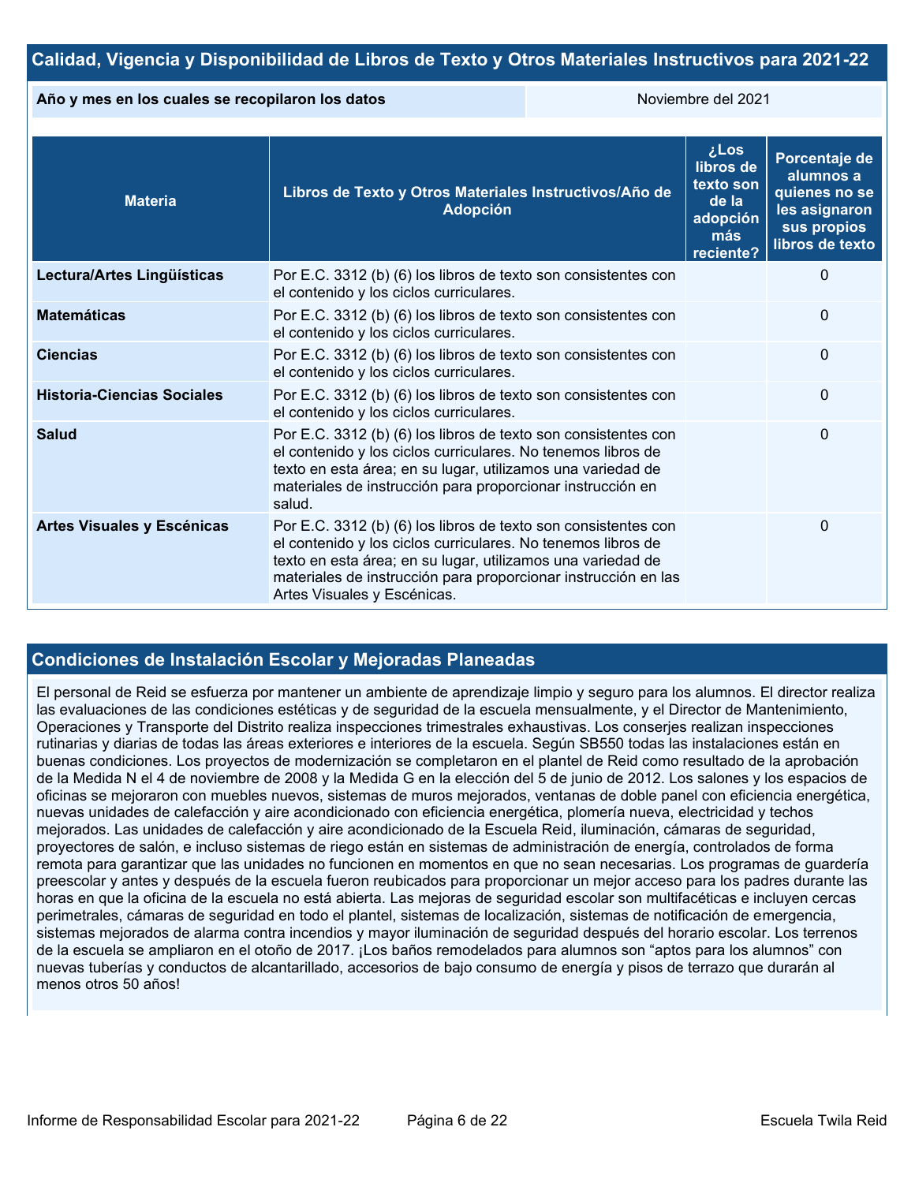## Calidad, Vigencia y Disponibilidad de Libros de Texto y Otros Materiales Instructivos para 2021-22

| Año y mes en los cuales se recopilaron los datos | Noviembre del 2021 |
|---|---|

| Materia | Libros de Texto y Otros Materiales Instructivos/Año de Adopción | ¿Los libros de texto son de la adopción más reciente? | Porcentaje de alumnos a quienes no se les asignaron sus propios libros de texto |
|---|---|---|---|
| **Lectura/Artes Lingüísticas** | Por E.C. 3312 (b) (6) los libros de texto son consistentes con el contenido y los ciclos curriculares. | | 0 |
| **Matemáticas** | Por E.C. 3312 (b) (6) los libros de texto son consistentes con el contenido y los ciclos curriculares. | | 0 |
| **Ciencias** | Por E.C. 3312 (b) (6) los libros de texto son consistentes con el contenido y los ciclos curriculares. | | 0 |
| **Historia-Ciencias Sociales** | Por E.C. 3312 (b) (6) los libros de texto son consistentes con el contenido y los ciclos curriculares. | | 0 |
| **Salud** | Por E.C. 3312 (b) (6) los libros de texto son consistentes con el contenido y los ciclos curriculares. No tenemos libros de texto en esta área; en su lugar, utilizamos una variedad de materiales de instrucción para proporcionar instrucción en salud. | | 0 |
| **Artes Visuales y Escénicas** | Por E.C. 3312 (b) (6) los libros de texto son consistentes con el contenido y los ciclos curriculares. No tenemos libros de texto en esta área; en su lugar, utilizamos una variedad de materiales de instrucción para proporcionar instrucción en las Artes Visuales y Escénicas. | | 0 |

## Condiciones de Instalación Escolar y Mejoradas Planeadas

El personal de Reid se esfuerza por mantener un ambiente de aprendizaje limpio y seguro para los alumnos. El director realiza las evaluaciones de las condiciones estéticas y de seguridad de la escuela mensualmente, y el Director de Mantenimiento, Operaciones y Transporte del Distrito realiza inspecciones trimestrales exhaustivas. Los conserjes realizan inspecciones rutinarias y diarias de todas las áreas exteriores e interiores de la escuela. Según SB550 todas las instalaciones están en buenas condiciones. Los proyectos de modernización se completaron en el plantel de Reid como resultado de la aprobación de la Medida N el 4 de noviembre de 2008 y la Medida G en la elección del 5 de junio de 2012. Los salones y los espacios de oficinas se mejoraron con muebles nuevos, sistemas de muros mejorados, ventanas de doble panel con eficiencia energética, nuevas unidades de calefacción y aire acondicionado con eficiencia energética, plomería nueva, electricidad y techos mejorados. Las unidades de calefacción y aire acondicionado de la Escuela Reid, iluminación, cámaras de seguridad, proyectores de salón, e incluso sistemas de riego están en sistemas de administración de energía, controlados de forma remota para garantizar que las unidades no funcionen en momentos en que no sean necesarias. Los programas de guardería preescolar y antes y después de la escuela fueron reubicados para proporcionar un mejor acceso para los padres durante las horas en que la oficina de la escuela no está abierta. Las mejoras de seguridad escolar son multifacéticas e incluyen cercas perimetrales, cámaras de seguridad en todo el plantel, sistemas de localización, sistemas de notificación de emergencia, sistemas mejorados de alarma contra incendios y mayor iluminación de seguridad después del horario escolar. Los terrenos de la escuela se ampliaron en el otoño de 2017. ¡Los baños remodelados para alumnos son “aptos para los alumnos” con nuevas tuberías y conductos de alcantarillado, accesorios de bajo consumo de energía y pisos de terrazo que durarán al menos otros 50 años!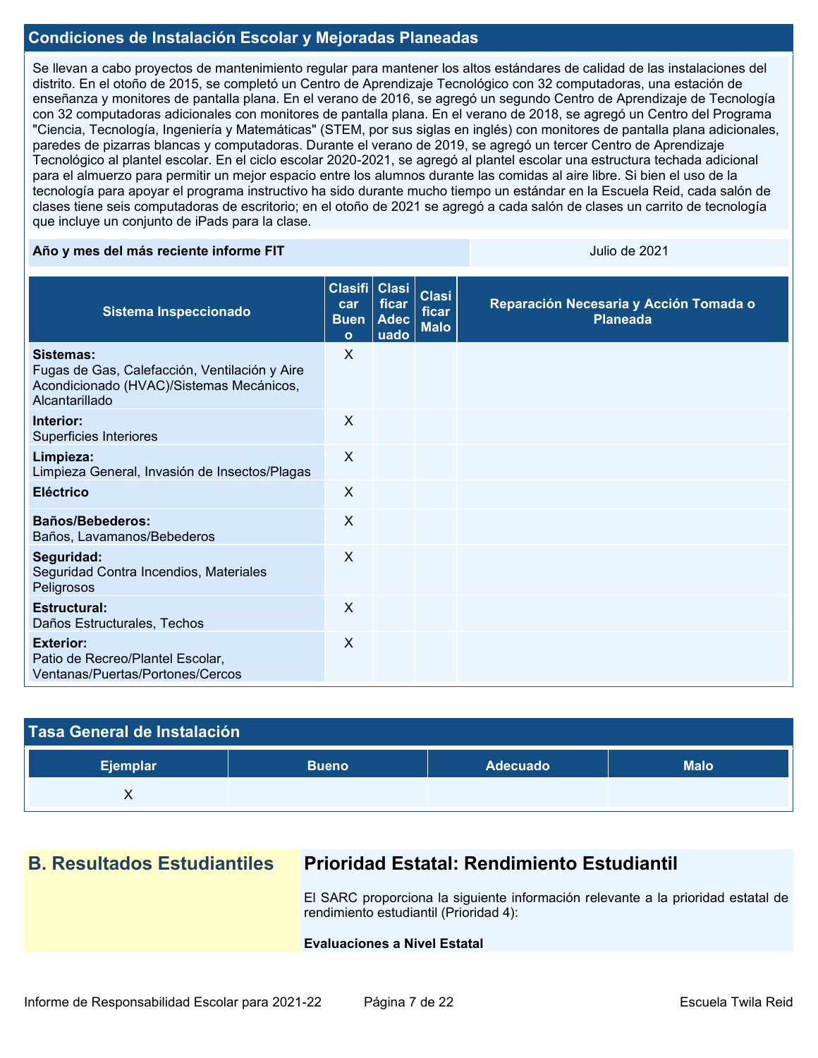## Condiciones de Instalación Escolar y Mejoradas Planeadas

Se llevan a cabo proyectos de mantenimiento regular para mantener los altos estándares de calidad de las instalaciones del distrito. En el otoño de 2015, se completó un Centro de Aprendizaje Tecnológico con 32 computadoras, una estación de enseñanza y monitores de pantalla plana. En el verano de 2016, se agregó un segundo Centro de Aprendizaje de Tecnología con 32 computadoras adicionales con monitores de pantalla plana. En el verano de 2018, se agregó un Centro del Programa "Ciencia, Tecnología, Ingeniería y Matemáticas" (STEM, por sus siglas en inglés) con monitores de pantalla plana adicionales, paredes de pizarras blancas y computadoras. Durante el verano de 2019, se agregó un tercer Centro de Aprendizaje Tecnológico al plantel escolar. En el ciclo escolar 2020-2021, se agregó al plantel escolar una estructura techada adicional para el almuerzo para permitir un mejor espacio entre los alumnos durante las comidas al aire libre. Si bien el uso de la tecnología para apoyar el programa instructivo ha sido durante mucho tiempo un estándar en la Escuela Reid, cada salón de clases tiene seis computadoras de escritorio; en el otoño de 2021 se agregó a cada salón de clases un carrito de tecnología que incluye un conjunto de iPads para la clase.

| Año y mes del más reciente informe FIT | Julio de 2021 |
|---|---|

| Sistema Inspeccionado | Clasificar Bueno | Clasificar Adecuado | Clasificar Malo | Reparación Necesaria y Acción Tomada o Planeada |
|---|---|---|---|---|
| **Sistemas:** Fugas de Gas, Calefacción, Ventilación y Aire Acondicionado (HVAC)/Sistemas Mecánicos, Alcantarillado | X | | | |
| **Interior:** Superficies Interiores | X | | | |
| **Limpieza:** Limpieza General, Invasión de Insectos/Plagas | X | | | |
| **Eléctrico** | X | | | |
| **Baños/Bebederos:** Baños, Lavamanos/Bebederos | X | | | |
| **Seguridad:** Seguridad Contra Incendios, Materiales Peligrosos | X | | | |
| **Estructural:** Daños Estructurales, Techos | X | | | |
| **Exterior:** Patio de Recreo/Plantel Escolar, Ventanas/Puertas/Portones/Cercos | X | | | |

## Tasa General de Instalación

| Ejemplar | Bueno | Adecuado | Malo |
|---|---|---|---|
| X | | | |

## B. Resultados Estudiantiles

## Prioridad Estatal: Rendimiento Estudiantil

El SARC proporciona la siguiente información relevante a la prioridad estatal de rendimiento estudiantil (Prioridad 4):

**Evaluaciones a Nivel Estatal**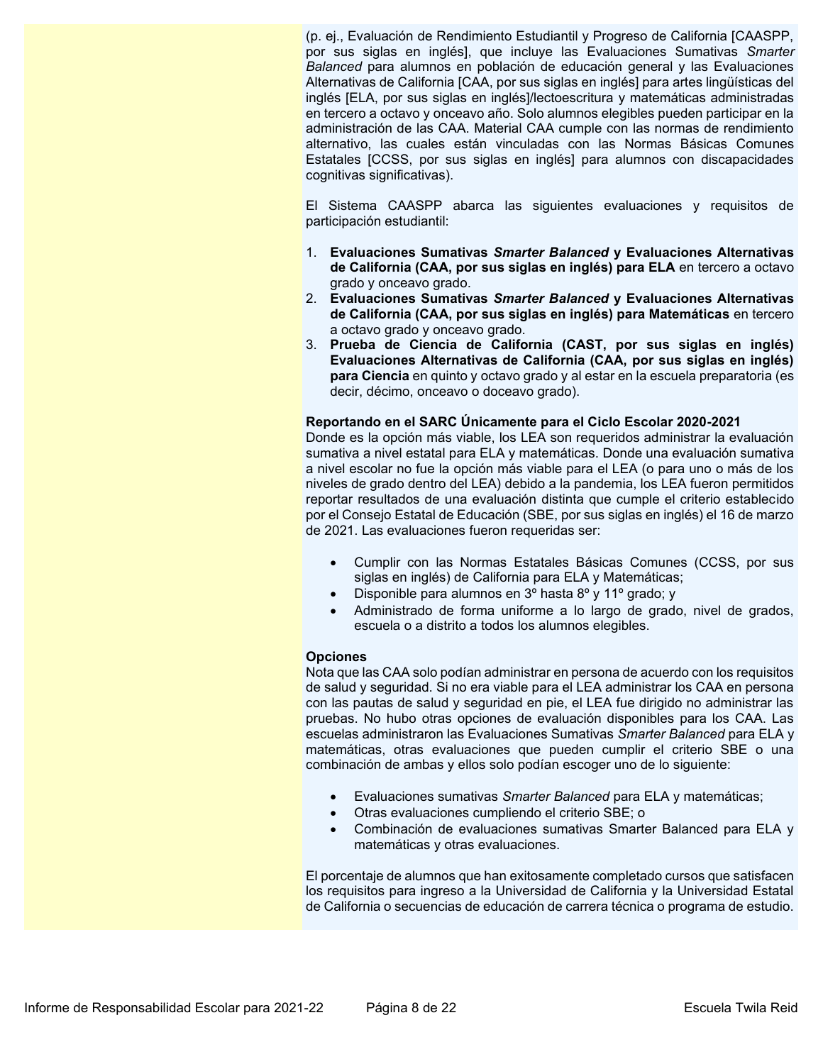(p. ej., Evaluación de Rendimiento Estudiantil y Progreso de California [CAASPP, por sus siglas en inglés], que incluye las Evaluaciones Sumativas *Smarter Balanced* para alumnos en población de educación general y las Evaluaciones Alternativas de California [CAA, por sus siglas en inglés] para artes lingüísticas del inglés [ELA, por sus siglas en inglés]/lectoescritura y matemáticas administradas en tercero a octavo y onceavo año. Solo alumnos elegibles pueden participar en la administración de las CAA. Material CAA cumple con las normas de rendimiento alternativo, las cuales están vinculadas con las Normas Básicas Comunes Estatales [CCSS, por sus siglas en inglés] para alumnos con discapacidades cognitivas significativas).

El Sistema CAASPP abarca las siguientes evaluaciones y requisitos de participación estudiantil:

1. **Evaluaciones Sumativas *Smarter Balanced* y Evaluaciones Alternativas de California (CAA, por sus siglas en inglés) para ELA** en tercero a octavo grado y onceavo grado.
2. **Evaluaciones Sumativas *Smarter Balanced* y Evaluaciones Alternativas de California (CAA, por sus siglas en inglés) para Matemáticas** en tercero a octavo grado y onceavo grado.
3. **Prueba de Ciencia de California (CAST, por sus siglas en inglés) Evaluaciones Alternativas de California (CAA, por sus siglas en inglés) para Ciencia** en quinto y octavo grado y al estar en la escuela preparatoria (es decir, décimo, onceavo o doceavo grado).

**Reportando en el SARC Únicamente para el Ciclo Escolar 2020-2021**
Donde es la opción más viable, los LEA son requeridos administrar la evaluación sumativa a nivel estatal para ELA y matemáticas. Donde una evaluación sumativa a nivel escolar no fue la opción más viable para el LEA (o para uno o más de los niveles de grado dentro del LEA) debido a la pandemia, los LEA fueron permitidos reportar resultados de una evaluación distinta que cumple el criterio establecido por el Consejo Estatal de Educación (SBE, por sus siglas en inglés) el 16 de marzo de 2021. Las evaluaciones fueron requeridas ser:

- Cumplir con las Normas Estatales Básicas Comunes (CCSS, por sus siglas en inglés) de California para ELA y Matemáticas;
- Disponible para alumnos en 3º hasta 8º y 11º grado; y
- Administrado de forma uniforme a lo largo de grado, nivel de grados, escuela o a distrito a todos los alumnos elegibles.

**Opciones**
Nota que las CAA solo podían administrar en persona de acuerdo con los requisitos de salud y seguridad. Si no era viable para el LEA administrar los CAA en persona con las pautas de salud y seguridad en pie, el LEA fue dirigido no administrar las pruebas. No hubo otras opciones de evaluación disponibles para los CAA. Las escuelas administraron las Evaluaciones Sumativas *Smarter Balanced* para ELA y matemáticas, otras evaluaciones que pueden cumplir el criterio SBE o una combinación de ambas y ellos solo podían escoger uno de lo siguiente:

- Evaluaciones sumativas *Smarter Balanced* para ELA y matemáticas;
- Otras evaluaciones cumpliendo el criterio SBE; o
- Combinación de evaluaciones sumativas Smarter Balanced para ELA y matemáticas y otras evaluaciones.

El porcentaje de alumnos que han exitosamente completado cursos que satisfacen los requisitos para ingreso a la Universidad de California y la Universidad Estatal de California o secuencias de educación de carrera técnica o programa de estudio.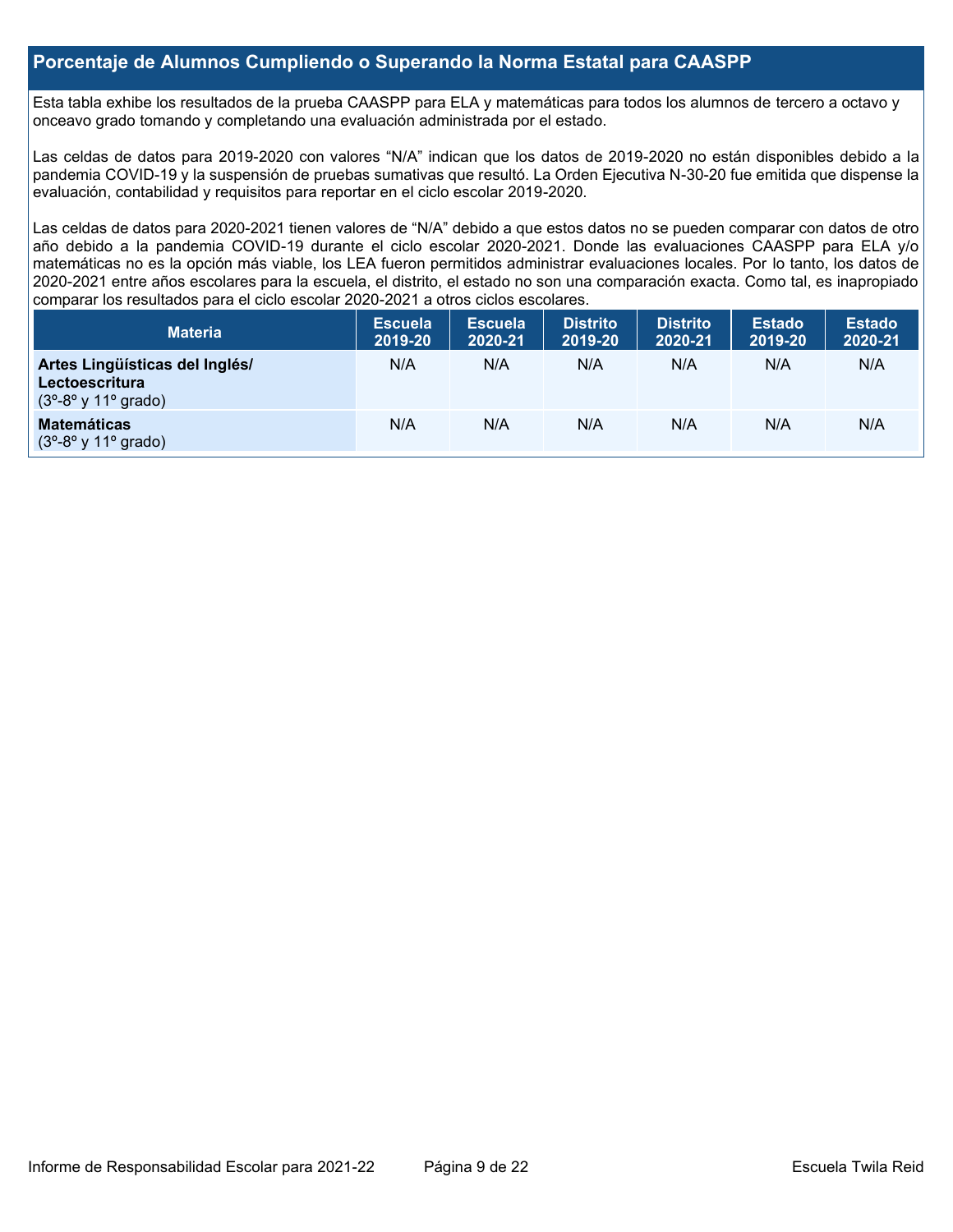## Porcentaje de Alumnos Cumpliendo o Superando la Norma Estatal para CAASPP

Esta tabla exhibe los resultados de la prueba CAASPP para ELA y matemáticas para todos los alumnos de tercero a octavo y onceavo grado tomando y completando una evaluación administrada por el estado.

Las celdas de datos para 2019-2020 con valores "N/A" indican que los datos de 2019-2020 no están disponibles debido a la pandemia COVID-19 y la suspensión de pruebas sumativas que resultó. La Orden Ejecutiva N-30-20 fue emitida que dispense la evaluación, contabilidad y requisitos para reportar en el ciclo escolar 2019-2020.

Las celdas de datos para 2020-2021 tienen valores de "N/A" debido a que estos datos no se pueden comparar con datos de otro año debido a la pandemia COVID-19 durante el ciclo escolar 2020-2021. Donde las evaluaciones CAASPP para ELA y/o matemáticas no es la opción más viable, los LEA fueron permitidos administrar evaluaciones locales. Por lo tanto, los datos de 2020-2021 entre años escolares para la escuela, el distrito, el estado no son una comparación exacta. Como tal, es inapropiado comparar los resultados para el ciclo escolar 2020-2021 a otros ciclos escolares.

| Materia | Escuela 2019-20 | Escuela 2020-21 | Distrito 2019-20 | Distrito 2020-21 | Estado 2019-20 | Estado 2020-21 |
|---|---|---|---|---|---|---|
| **Artes Lingüísticas del Inglés/ Lectoescritura** (3º-8º y 11º grado) | N/A | N/A | N/A | N/A | N/A | N/A |
| **Matemáticas** (3º-8º y 11º grado) | N/A | N/A | N/A | N/A | N/A | N/A |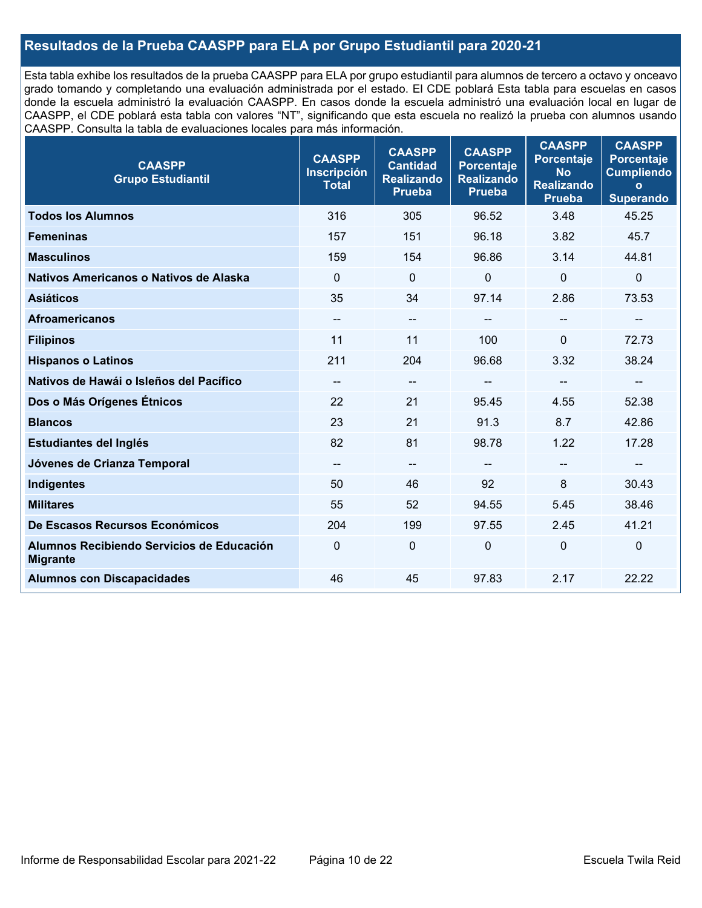## Resultados de la Prueba CAASPP para ELA por Grupo Estudiantil para 2020-21

Esta tabla exhibe los resultados de la prueba CAASPP para ELA por grupo estudiantil para alumnos de tercero a octavo y onceavo grado tomando y completando una evaluación administrada por el estado. El CDE poblará Esta tabla para escuelas en casos donde la escuela administró la evaluación CAASPP. En casos donde la escuela administró una evaluación local en lugar de CAASPP, el CDE poblará esta tabla con valores "NT", significando que esta escuela no realizó la prueba con alumnos usando CAASPP. Consulta la tabla de evaluaciones locales para más información.

| CAASPP Grupo Estudiantil | CAASPP Inscripción Total | CAASPP Cantidad Realizando Prueba | CAASPP Porcentaje Realizando Prueba | CAASPP Porcentaje No Realizando Prueba | CAASPP Porcentaje Cumpliendo o Superando |
|---|---|---|---|---|---|
| **Todos los Alumnos** | 316 | 305 | 96.52 | 3.48 | 45.25 |
| **Femeninas** | 157 | 151 | 96.18 | 3.82 | 45.7 |
| **Masculinos** | 159 | 154 | 96.86 | 3.14 | 44.81 |
| **Nativos Americanos o Nativos de Alaska** | 0 | 0 | 0 | 0 | 0 |
| **Asiáticos** | 35 | 34 | 97.14 | 2.86 | 73.53 |
| **Afroamericanos** | -- | -- | -- | -- | -- |
| **Filipinos** | 11 | 11 | 100 | 0 | 72.73 |
| **Hispanos o Latinos** | 211 | 204 | 96.68 | 3.32 | 38.24 |
| **Nativos de Hawái o Isleños del Pacífico** | -- | -- | -- | -- | -- |
| **Dos o Más Orígenes Étnicos** | 22 | 21 | 95.45 | 4.55 | 52.38 |
| **Blancos** | 23 | 21 | 91.3 | 8.7 | 42.86 |
| **Estudiantes del Inglés** | 82 | 81 | 98.78 | 1.22 | 17.28 |
| **Jóvenes de Crianza Temporal** | -- | -- | -- | -- | -- |
| **Indigentes** | 50 | 46 | 92 | 8 | 30.43 |
| **Militares** | 55 | 52 | 94.55 | 5.45 | 38.46 |
| **De Escasos Recursos Económicos** | 204 | 199 | 97.55 | 2.45 | 41.21 |
| **Alumnos Recibiendo Servicios de Educación Migrante** | 0 | 0 | 0 | 0 | 0 |
| **Alumnos con Discapacidades** | 46 | 45 | 97.83 | 2.17 | 22.22 |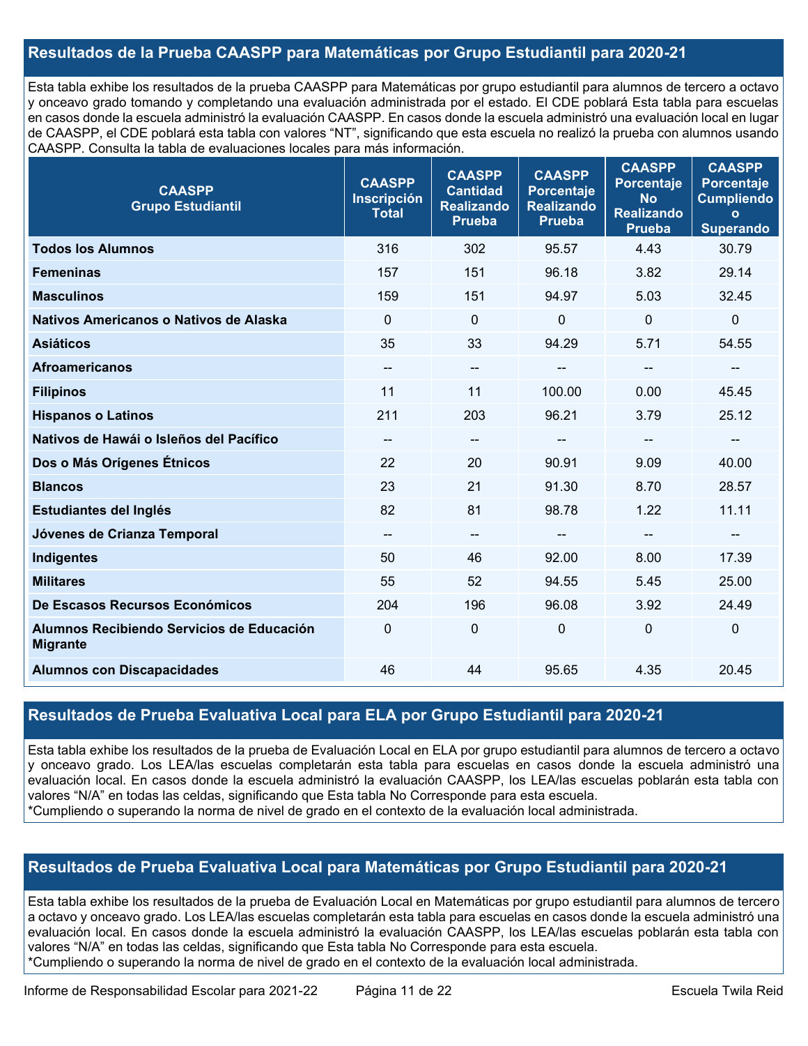## Resultados de la Prueba CAASPP para Matemáticas por Grupo Estudiantil para 2020-21

Esta tabla exhibe los resultados de la prueba CAASPP para Matemáticas por grupo estudiantil para alumnos de tercero a octavo y onceavo grado tomando y completando una evaluación administrada por el estado. El CDE poblará Esta tabla para escuelas en casos donde la escuela administró la evaluación CAASPP. En casos donde la escuela administró una evaluación local en lugar de CAASPP, el CDE poblará esta tabla con valores "NT", significando que esta escuela no realizó la prueba con alumnos usando CAASPP. Consulta la tabla de evaluaciones locales para más información.

| CAASPP Grupo Estudiantil | CAASPP Inscripción Total | CAASPP Cantidad Realizando Prueba | CAASPP Porcentaje Realizando Prueba | CAASPP Porcentaje No Realizando Prueba | CAASPP Porcentaje Cumpliendo o Superando |
|---|---|---|---|---|---|
| **Todos los Alumnos** | 316 | 302 | 95.57 | 4.43 | 30.79 |
| **Femeninas** | 157 | 151 | 96.18 | 3.82 | 29.14 |
| **Masculinos** | 159 | 151 | 94.97 | 5.03 | 32.45 |
| **Nativos Americanos o Nativos de Alaska** | 0 | 0 | 0 | 0 | 0 |
| **Asiáticos** | 35 | 33 | 94.29 | 5.71 | 54.55 |
| **Afroamericanos** | -- | -- | -- | -- | -- |
| **Filipinos** | 11 | 11 | 100.00 | 0.00 | 45.45 |
| **Hispanos o Latinos** | 211 | 203 | 96.21 | 3.79 | 25.12 |
| **Nativos de Hawái o Isleños del Pacífico** | -- | -- | -- | -- | -- |
| **Dos o Más Orígenes Étnicos** | 22 | 20 | 90.91 | 9.09 | 40.00 |
| **Blancos** | 23 | 21 | 91.30 | 8.70 | 28.57 |
| **Estudiantes del Inglés** | 82 | 81 | 98.78 | 1.22 | 11.11 |
| **Jóvenes de Crianza Temporal** | -- | -- | -- | -- | -- |
| **Indigentes** | 50 | 46 | 92.00 | 8.00 | 17.39 |
| **Militares** | 55 | 52 | 94.55 | 5.45 | 25.00 |
| **De Escasos Recursos Económicos** | 204 | 196 | 96.08 | 3.92 | 24.49 |
| **Alumnos Recibiendo Servicios de Educación Migrante** | 0 | 0 | 0 | 0 | 0 |
| **Alumnos con Discapacidades** | 46 | 44 | 95.65 | 4.35 | 20.45 |

## Resultados de Prueba Evaluativa Local para ELA por Grupo Estudiantil para 2020-21

Esta tabla exhibe los resultados de la prueba de Evaluación Local en ELA por grupo estudiantil para alumnos de tercero a octavo y onceavo grado. Los LEA/las escuelas completarán esta tabla para escuelas en casos donde la escuela administró una evaluación local. En casos donde la escuela administró la evaluación CAASPP, los LEA/las escuelas poblarán esta tabla con valores "N/A" en todas las celdas, significando que Esta tabla No Corresponde para esta escuela.
*Cumpliendo o superando la norma de nivel de grado en el contexto de la evaluación local administrada.

## Resultados de Prueba Evaluativa Local para Matemáticas por Grupo Estudiantil para 2020-21

Esta tabla exhibe los resultados de la prueba de Evaluación Local en Matemáticas por grupo estudiantil para alumnos de tercero a octavo y onceavo grado. Los LEA/las escuelas completarán esta tabla para escuelas en casos donde la escuela administró una evaluación local. En casos donde la escuela administró la evaluación CAASPP, los LEA/las escuelas poblarán esta tabla con valores "N/A" en todas las celdas, significando que Esta tabla No Corresponde para esta escuela.
*Cumpliendo o superando la norma de nivel de grado en el contexto de la evaluación local administrada.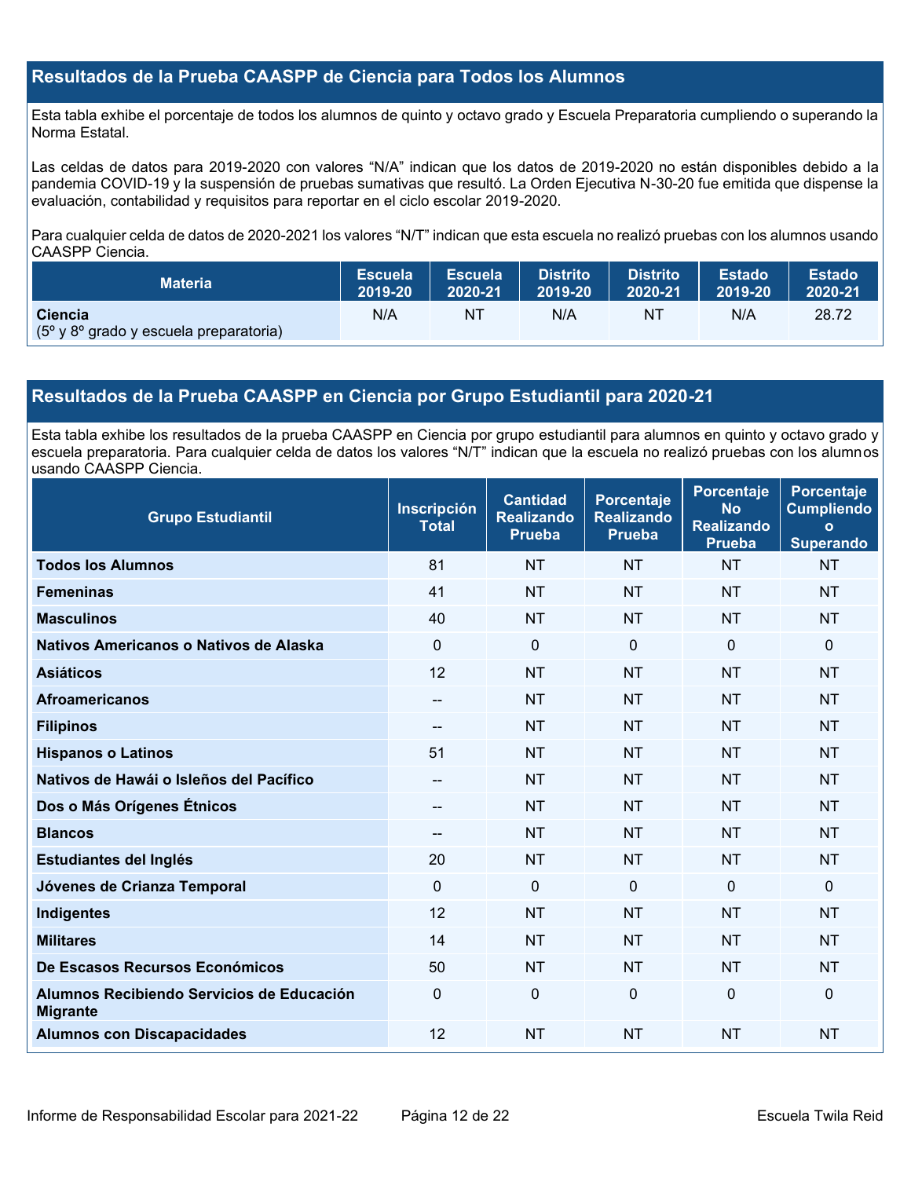## Resultados de la Prueba CAASPP de Ciencia para Todos los Alumnos

Esta tabla exhibe el porcentaje de todos los alumnos de quinto y octavo grado y Escuela Preparatoria cumpliendo o superando la Norma Estatal.

Las celdas de datos para 2019-2020 con valores "N/A" indican que los datos de 2019-2020 no están disponibles debido a la pandemia COVID-19 y la suspensión de pruebas sumativas que resultó. La Orden Ejecutiva N-30-20 fue emitida que dispense la evaluación, contabilidad y requisitos para reportar en el ciclo escolar 2019-2020.

Para cualquier celda de datos de 2020-2021 los valores "N/T" indican que esta escuela no realizó pruebas con los alumnos usando CAASPP Ciencia.

| Materia | Escuela 2019-20 | Escuela 2020-21 | Distrito 2019-20 | Distrito 2020-21 | Estado 2019-20 | Estado 2020-21 |
|---|---|---|---|---|---|---|
| **Ciencia** (5º y 8º grado y escuela preparatoria) | N/A | NT | N/A | NT | N/A | 28.72 |

## Resultados de la Prueba CAASPP en Ciencia por Grupo Estudiantil para 2020-21

Esta tabla exhibe los resultados de la prueba CAASPP en Ciencia por grupo estudiantil para alumnos en quinto y octavo grado y escuela preparatoria. Para cualquier celda de datos los valores "N/T" indican que la escuela no realizó pruebas con los alumnos usando CAASPP Ciencia.

| Grupo Estudiantil | Inscripción Total | Cantidad Realizando Prueba | Porcentaje Realizando Prueba | Porcentaje No Realizando Prueba | Porcentaje Cumpliendo o Superando |
|---|---|---|---|---|---|
| **Todos los Alumnos** | 81 | NT | NT | NT | NT |
| **Femeninas** | 41 | NT | NT | NT | NT |
| **Masculinos** | 40 | NT | NT | NT | NT |
| **Nativos Americanos o Nativos de Alaska** | 0 | 0 | 0 | 0 | 0 |
| **Asiáticos** | 12 | NT | NT | NT | NT |
| **Afroamericanos** | -- | NT | NT | NT | NT |
| **Filipinos** | -- | NT | NT | NT | NT |
| **Hispanos o Latinos** | 51 | NT | NT | NT | NT |
| **Nativos de Hawái o Isleños del Pacífico** | -- | NT | NT | NT | NT |
| **Dos o Más Orígenes Étnicos** | -- | NT | NT | NT | NT |
| **Blancos** | -- | NT | NT | NT | NT |
| **Estudiantes del Inglés** | 20 | NT | NT | NT | NT |
| **Jóvenes de Crianza Temporal** | 0 | 0 | 0 | 0 | 0 |
| **Indigentes** | 12 | NT | NT | NT | NT |
| **Militares** | 14 | NT | NT | NT | NT |
| **De Escasos Recursos Económicos** | 50 | NT | NT | NT | NT |
| **Alumnos Recibiendo Servicios de Educación Migrante** | 0 | 0 | 0 | 0 | 0 |
| **Alumnos con Discapacidades** | 12 | NT | NT | NT | NT |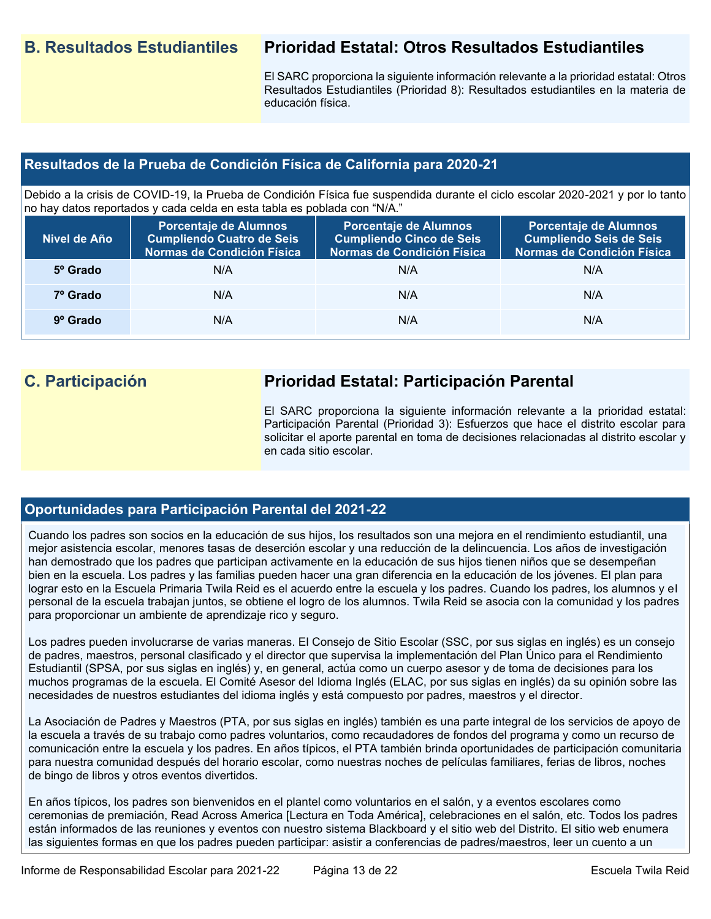## B. Resultados Estudiantiles

### Prioridad Estatal: Otros Resultados Estudiantiles

El SARC proporciona la siguiente información relevante a la prioridad estatal: Otros Resultados Estudiantiles (Prioridad 8): Resultados estudiantiles en la materia de educación física.

### Resultados de la Prueba de Condición Física de California para 2020-21

Debido a la crisis de COVID-19, la Prueba de Condición Física fue suspendida durante el ciclo escolar 2020-2021 y por lo tanto no hay datos reportados y cada celda en esta tabla es poblada con "N/A."

| Nivel de Año | Porcentaje de Alumnos Cumpliendo Cuatro de Seis Normas de Condición Física | Porcentaje de Alumnos Cumpliendo Cinco de Seis Normas de Condición Física | Porcentaje de Alumnos Cumpliendo Seis de Seis Normas de Condición Física |
|---|---|---|---|
| 5º Grado | N/A | N/A | N/A |
| 7º Grado | N/A | N/A | N/A |
| 9º Grado | N/A | N/A | N/A |

## C. Participación

### Prioridad Estatal: Participación Parental

El SARC proporciona la siguiente información relevante a la prioridad estatal: Participación Parental (Prioridad 3): Esfuerzos que hace el distrito escolar para solicitar el aporte parental en toma de decisiones relacionadas al distrito escolar y en cada sitio escolar.

### Oportunidades para Participación Parental del 2021-22

Cuando los padres son socios en la educación de sus hijos, los resultados son una mejora en el rendimiento estudiantil, una mejor asistencia escolar, menores tasas de deserción escolar y una reducción de la delincuencia. Los años de investigación han demostrado que los padres que participan activamente en la educación de sus hijos tienen niños que se desempeñan bien en la escuela. Los padres y las familias pueden hacer una gran diferencia en la educación de los jóvenes. El plan para lograr esto en la Escuela Primaria Twila Reid es el acuerdo entre la escuela y los padres. Cuando los padres, los alumnos y el personal de la escuela trabajan juntos, se obtiene el logro de los alumnos. Twila Reid se asocia con la comunidad y los padres para proporcionar un ambiente de aprendizaje rico y seguro.

Los padres pueden involucrarse de varias maneras. El Consejo de Sitio Escolar (SSC, por sus siglas en inglés) es un consejo de padres, maestros, personal clasificado y el director que supervisa la implementación del Plan Único para el Rendimiento Estudiantil (SPSA, por sus siglas en inglés) y, en general, actúa como un cuerpo asesor y de toma de decisiones para los muchos programas de la escuela. El Comité Asesor del Idioma Inglés (ELAC, por sus siglas en inglés) da su opinión sobre las necesidades de nuestros estudiantes del idioma inglés y está compuesto por padres, maestros y el director.

La Asociación de Padres y Maestros (PTA, por sus siglas en inglés) también es una parte integral de los servicios de apoyo de la escuela a través de su trabajo como padres voluntarios, como recaudadores de fondos del programa y como un recurso de comunicación entre la escuela y los padres. En años típicos, el PTA también brinda oportunidades de participación comunitaria para nuestra comunidad después del horario escolar, como nuestras noches de películas familiares, ferias de libros, noches de bingo de libros y otros eventos divertidos.

En años típicos, los padres son bienvenidos en el plantel como voluntarios en el salón, y a eventos escolares como ceremonias de premiación, Read Across America [Lectura en Toda América], celebraciones en el salón, etc. Todos los padres están informados de las reuniones y eventos con nuestro sistema Blackboard y el sitio web del Distrito. El sitio web enumera las siguientes formas en que los padres pueden participar: asistir a conferencias de padres/maestros, leer un cuento a un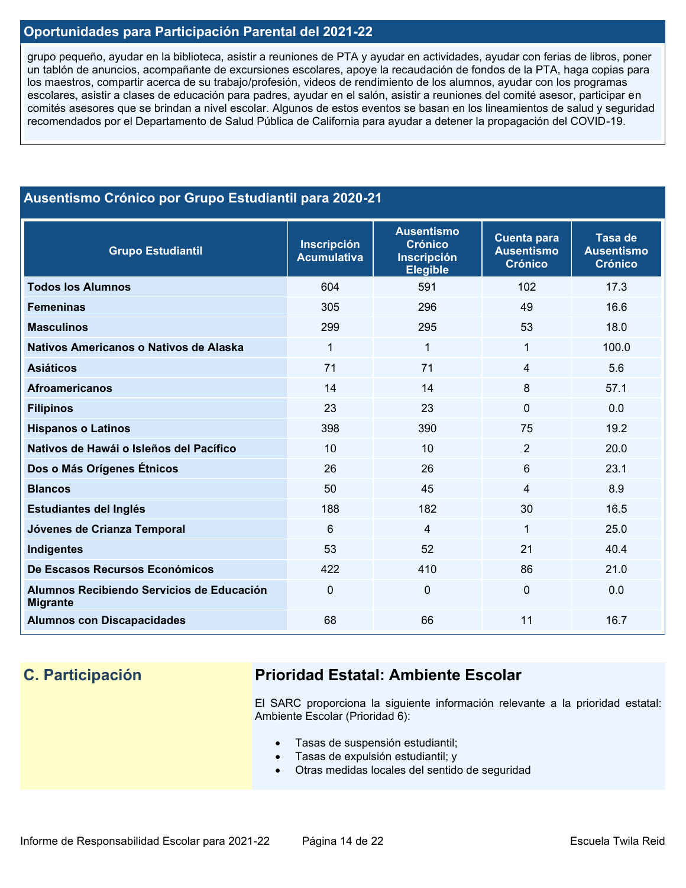## Oportunidades para Participación Parental del 2021-22

grupo pequeño, ayudar en la biblioteca, asistir a reuniones de PTA y ayudar en actividades, ayudar con ferias de libros, poner un tablón de anuncios, acompañante de excursiones escolares, apoye la recaudación de fondos de la PTA, haga copias para los maestros, compartir acerca de su trabajo/profesión, videos de rendimiento de los alumnos, ayudar con los programas escolares, asistir a clases de educación para padres, ayudar en el salón, asistir a reuniones del comité asesor, participar en comités asesores que se brindan a nivel escolar. Algunos de estos eventos se basan en los lineamientos de salud y seguridad recomendados por el Departamento de Salud Pública de California para ayudar a detener la propagación del COVID-19.

## Ausentismo Crónico por Grupo Estudiantil para 2020-21

| Grupo Estudiantil | Inscripción Acumulativa | Ausentismo Crónico Inscripción Elegible | Cuenta para Ausentismo Crónico | Tasa de Ausentismo Crónico |
|---|---|---|---|---|
| **Todos los Alumnos** | 604 | 591 | 102 | 17.3 |
| **Femeninas** | 305 | 296 | 49 | 16.6 |
| **Masculinos** | 299 | 295 | 53 | 18.0 |
| **Nativos Americanos o Nativos de Alaska** | 1 | 1 | 1 | 100.0 |
| **Asiáticos** | 71 | 71 | 4 | 5.6 |
| **Afroamericanos** | 14 | 14 | 8 | 57.1 |
| **Filipinos** | 23 | 23 | 0 | 0.0 |
| **Hispanos o Latinos** | 398 | 390 | 75 | 19.2 |
| **Nativos de Hawái o Isleños del Pacífico** | 10 | 10 | 2 | 20.0 |
| **Dos o Más Orígenes Étnicos** | 26 | 26 | 6 | 23.1 |
| **Blancos** | 50 | 45 | 4 | 8.9 |
| **Estudiantes del Inglés** | 188 | 182 | 30 | 16.5 |
| **Jóvenes de Crianza Temporal** | 6 | 4 | 1 | 25.0 |
| **Indigentes** | 53 | 52 | 21 | 40.4 |
| **De Escasos Recursos Económicos** | 422 | 410 | 86 | 21.0 |
| **Alumnos Recibiendo Servicios de Educación Migrante** | 0 | 0 | 0 | 0.0 |
| **Alumnos con Discapacidades** | 68 | 66 | 11 | 16.7 |

## C. Participación

## Prioridad Estatal: Ambiente Escolar

El SARC proporciona la siguiente información relevante a la prioridad estatal: Ambiente Escolar (Prioridad 6):

- Tasas de suspensión estudiantil;
- Tasas de expulsión estudiantil; y
- Otras medidas locales del sentido de seguridad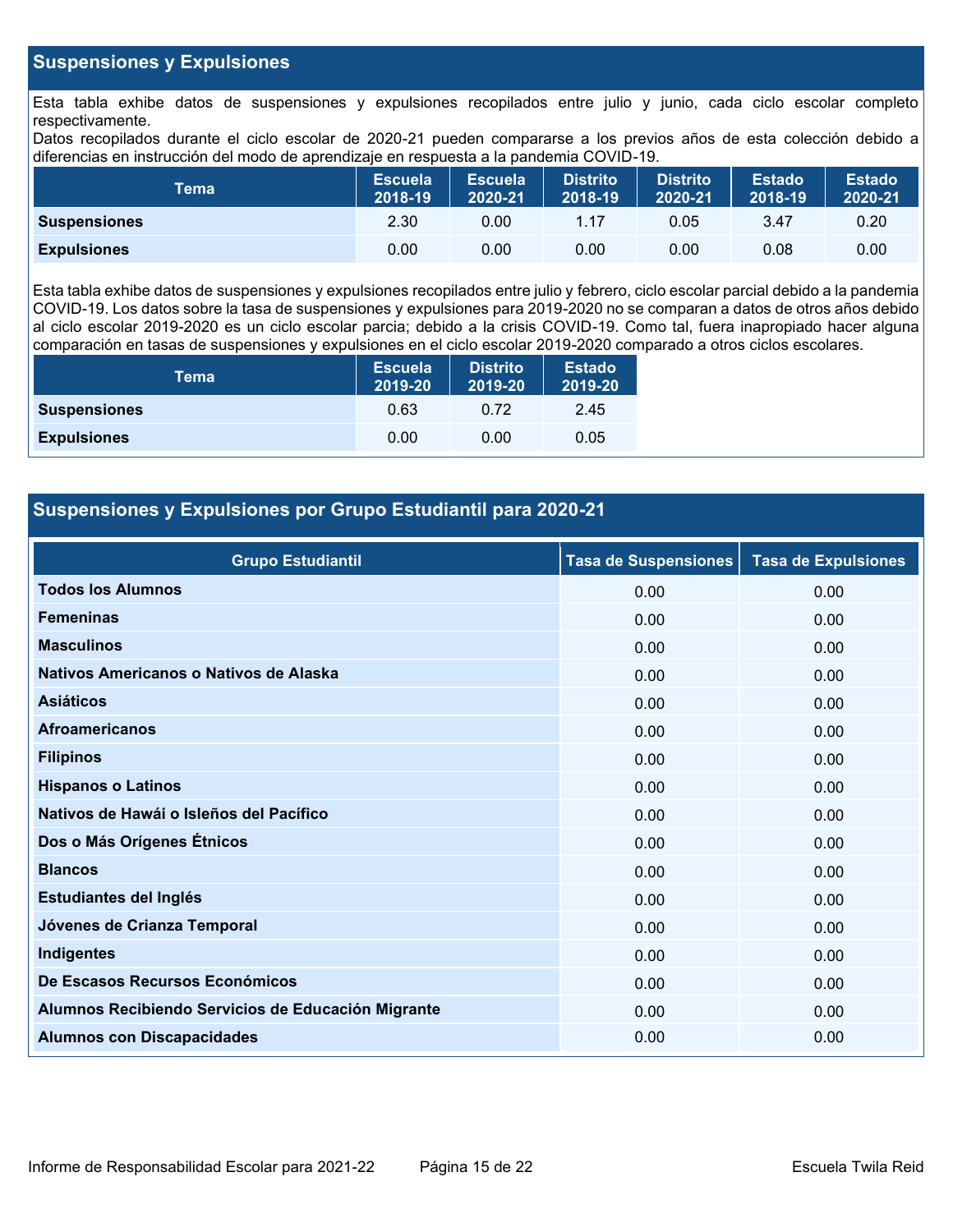## Suspensiones y Expulsiones

Esta tabla exhibe datos de suspensiones y expulsiones recopilados entre julio y junio, cada ciclo escolar completo respectivamente.
Datos recopilados durante el ciclo escolar de 2020-21 pueden compararse a los previos años de esta colección debido a diferencias en instrucción del modo de aprendizaje en respuesta a la pandemia COVID-19.

| Tema | Escuela 2018-19 | Escuela 2020-21 | Distrito 2018-19 | Distrito 2020-21 | Estado 2018-19 | Estado 2020-21 |
|---|---|---|---|---|---|---|
| **Suspensiones** | 2.30 | 0.00 | 1.17 | 0.05 | 3.47 | 0.20 |
| **Expulsiones** | 0.00 | 0.00 | 0.00 | 0.00 | 0.08 | 0.00 |

Esta tabla exhibe datos de suspensiones y expulsiones recopilados entre julio y febrero, ciclo escolar parcial debido a la pandemia COVID-19. Los datos sobre la tasa de suspensiones y expulsiones para 2019-2020 no se comparan a datos de otros años debido al ciclo escolar 2019-2020 es un ciclo escolar parcia; debido a la crisis COVID-19. Como tal, fuera inapropiado hacer alguna comparación en tasas de suspensiones y expulsiones en el ciclo escolar 2019-2020 comparado a otros ciclos escolares.

| Tema | Escuela 2019-20 | Distrito 2019-20 | Estado 2019-20 |
|---|---|---|---|
| **Suspensiones** | 0.63 | 0.72 | 2.45 |
| **Expulsiones** | 0.00 | 0.00 | 0.05 |

## Suspensiones y Expulsiones por Grupo Estudiantil para 2020-21

| Grupo Estudiantil | Tasa de Suspensiones | Tasa de Expulsiones |
|---|---|---|
| **Todos los Alumnos** | 0.00 | 0.00 |
| **Femeninas** | 0.00 | 0.00 |
| **Masculinos** | 0.00 | 0.00 |
| **Nativos Americanos o Nativos de Alaska** | 0.00 | 0.00 |
| **Asiáticos** | 0.00 | 0.00 |
| **Afroamericanos** | 0.00 | 0.00 |
| **Filipinos** | 0.00 | 0.00 |
| **Hispanos o Latinos** | 0.00 | 0.00 |
| **Nativos de Hawái o Isleños del Pacífico** | 0.00 | 0.00 |
| **Dos o Más Orígenes Étnicos** | 0.00 | 0.00 |
| **Blancos** | 0.00 | 0.00 |
| **Estudiantes del Inglés** | 0.00 | 0.00 |
| **Jóvenes de Crianza Temporal** | 0.00 | 0.00 |
| **Indigentes** | 0.00 | 0.00 |
| **De Escasos Recursos Económicos** | 0.00 | 0.00 |
| **Alumnos Recibiendo Servicios de Educación Migrante** | 0.00 | 0.00 |
| **Alumnos con Discapacidades** | 0.00 | 0.00 |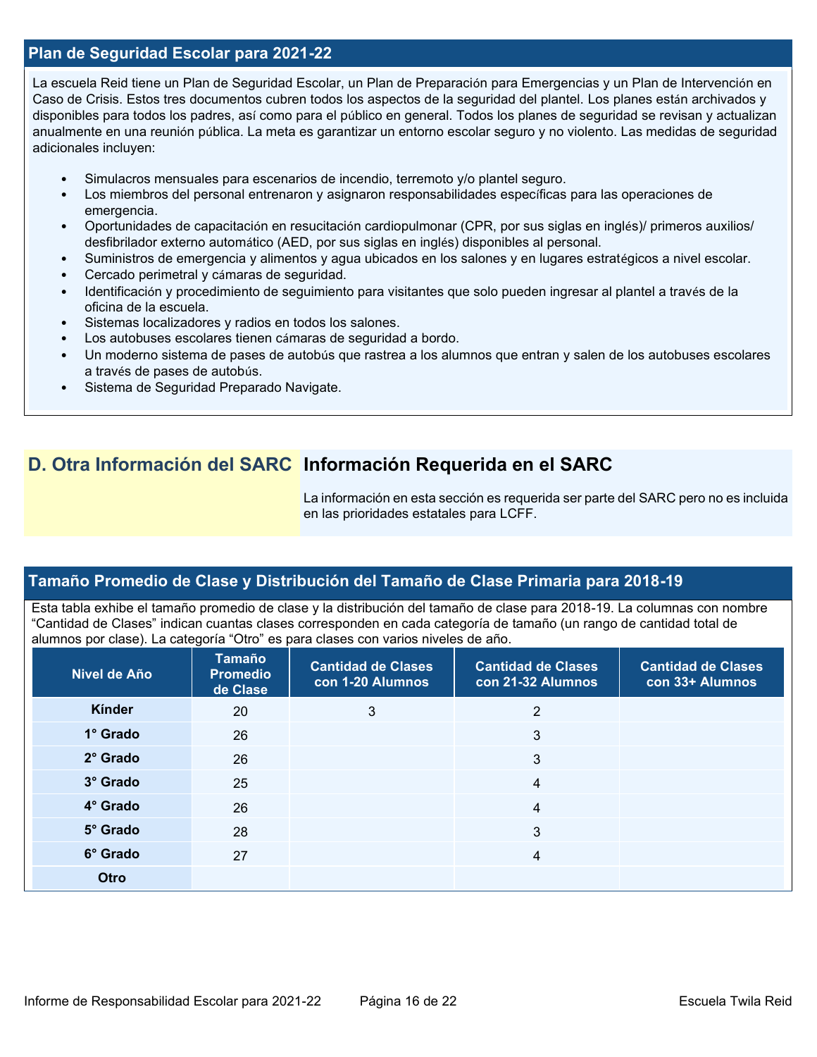## Plan de Seguridad Escolar para 2021-22

La escuela Reid tiene un Plan de Seguridad Escolar, un Plan de Preparación para Emergencias y un Plan de Intervención en Caso de Crisis. Estos tres documentos cubren todos los aspectos de la seguridad del plantel. Los planes están archivados y disponibles para todos los padres, así como para el público en general. Todos los planes de seguridad se revisan y actualizan anualmente en una reunión pública. La meta es garantizar un entorno escolar seguro y no violento. Las medidas de seguridad adicionales incluyen:

- Simulacros mensuales para escenarios de incendio, terremoto y/o plantel seguro.
- Los miembros del personal entrenaron y asignaron responsabilidades específicas para las operaciones de emergencia.
- Oportunidades de capacitación en resucitación cardiopulmonar (CPR, por sus siglas en inglés)/ primeros auxilios/ desfibrilador externo automático (AED, por sus siglas en inglés) disponibles al personal.
- Suministros de emergencia y alimentos y agua ubicados en los salones y en lugares estratégicos a nivel escolar.
- Cercado perimetral y cámaras de seguridad.
- Identificación y procedimiento de seguimiento para visitantes que solo pueden ingresar al plantel a través de la oficina de la escuela.
- Sistemas localizadores y radios en todos los salones.
- Los autobuses escolares tienen cámaras de seguridad a bordo.
- Un moderno sistema de pases de autobús que rastrea a los alumnos que entran y salen de los autobuses escolares a través de pases de autobús.
- Sistema de Seguridad Preparado Navigate.

# D. Otra Información del SARC

## Información Requerida en el SARC

La información en esta sección es requerida ser parte del SARC pero no es incluida en las prioridades estatales para LCFF.

## Tamaño Promedio de Clase y Distribución del Tamaño de Clase Primaria para 2018-19

Esta tabla exhibe el tamaño promedio de clase y la distribución del tamaño de clase para 2018-19. La columnas con nombre "Cantidad de Clases" indican cuantas clases corresponden en cada categoría de tamaño (un rango de cantidad total de alumnos por clase). La categoría "Otro" es para clases con varios niveles de año.

| Nivel de Año | Tamaño Promedio de Clase | Cantidad de Clases con 1-20 Alumnos | Cantidad de Clases con 21-32 Alumnos | Cantidad de Clases con 33+ Alumnos |
|---|---|---|---|---|
| Kínder | 20 | 3 | 2 | |
| 1° Grado | 26 | | 3 | |
| 2° Grado | 26 | | 3 | |
| 3° Grado | 25 | | 4 | |
| 4° Grado | 26 | | 4 | |
| 5° Grado | 28 | | 3 | |
| 6° Grado | 27 | | 4 | |
| Otro | | | | |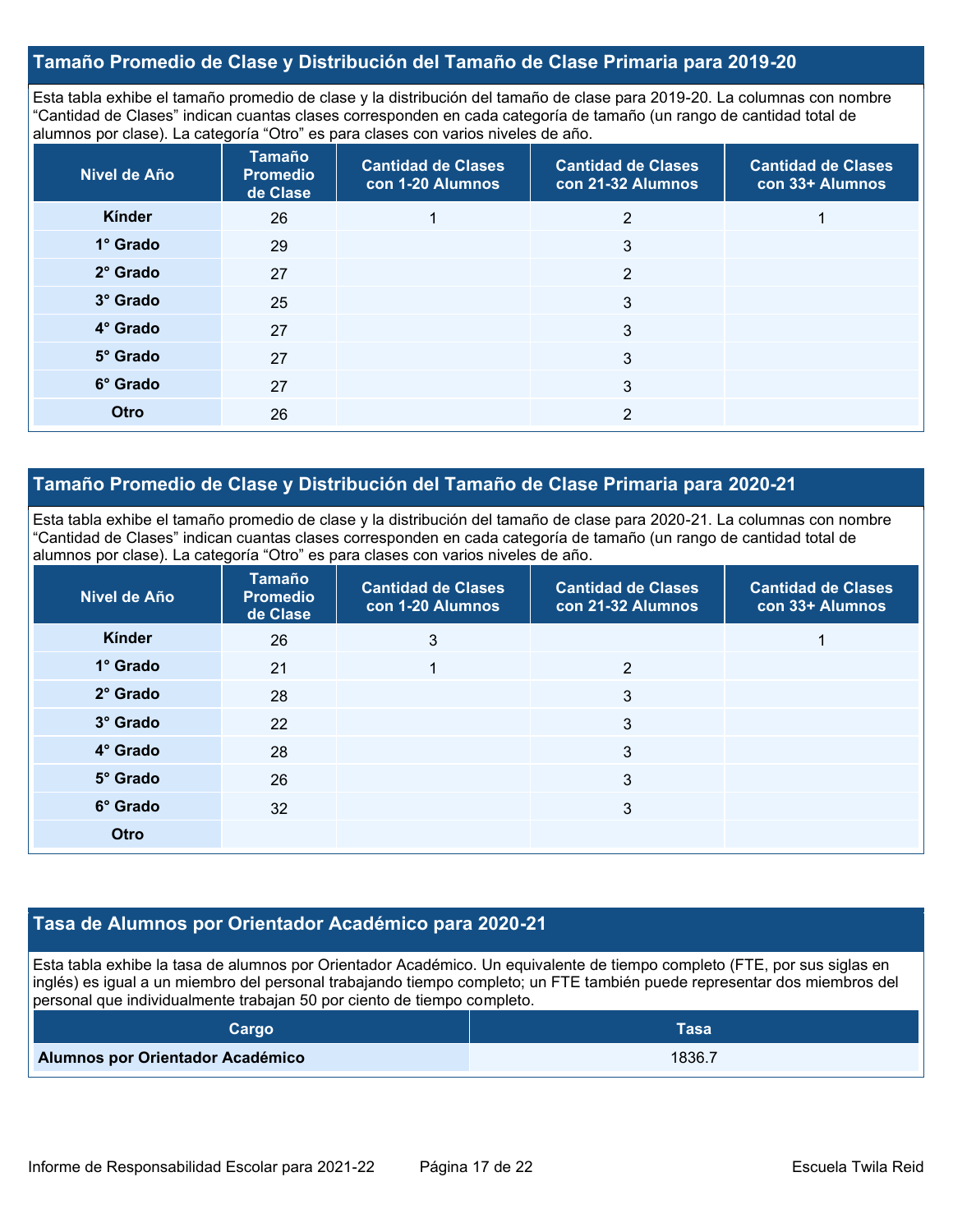## Tamaño Promedio de Clase y Distribución del Tamaño de Clase Primaria para 2019-20

Esta tabla exhibe el tamaño promedio de clase y la distribución del tamaño de clase para 2019-20. La columnas con nombre “Cantidad de Clases” indican cuantas clases corresponden en cada categoría de tamaño (un rango de cantidad total de alumnos por clase). La categoría “Otro” es para clases con varios niveles de año.

| Nivel de Año | Tamaño Promedio de Clase | Cantidad de Clases con 1-20 Alumnos | Cantidad de Clases con 21-32 Alumnos | Cantidad de Clases con 33+ Alumnos |
|---|---|---|---|---|
| **Kínder** | 26 | 1 | 2 | 1 |
| **1° Grado** | 29 | | 3 | |
| **2° Grado** | 27 | | 2 | |
| **3° Grado** | 25 | | 3 | |
| **4° Grado** | 27 | | 3 | |
| **5° Grado** | 27 | | 3 | |
| **6° Grado** | 27 | | 3 | |
| **Otro** | 26 | | 2 | |

## Tamaño Promedio de Clase y Distribución del Tamaño de Clase Primaria para 2020-21

Esta tabla exhibe el tamaño promedio de clase y la distribución del tamaño de clase para 2020-21. La columnas con nombre “Cantidad de Clases” indican cuantas clases corresponden en cada categoría de tamaño (un rango de cantidad total de alumnos por clase). La categoría “Otro” es para clases con varios niveles de año.

| Nivel de Año | Tamaño Promedio de Clase | Cantidad de Clases con 1-20 Alumnos | Cantidad de Clases con 21-32 Alumnos | Cantidad de Clases con 33+ Alumnos |
|---|---|---|---|---|
| **Kínder** | 26 | 3 | | 1 |
| **1° Grado** | 21 | 1 | 2 | |
| **2° Grado** | 28 | | 3 | |
| **3° Grado** | 22 | | 3 | |
| **4° Grado** | 28 | | 3 | |
| **5° Grado** | 26 | | 3 | |
| **6° Grado** | 32 | | 3 | |
| **Otro** | | | | |

## Tasa de Alumnos por Orientador Académico para 2020-21

Esta tabla exhibe la tasa de alumnos por Orientador Académico. Un equivalente de tiempo completo (FTE, por sus siglas en inglés) es igual a un miembro del personal trabajando tiempo completo; un FTE también puede representar dos miembros del personal que individualmente trabajan 50 por ciento de tiempo completo.

| Cargo | Tasa |
|---|---|
| **Alumnos por Orientador Académico** | 1836.7 |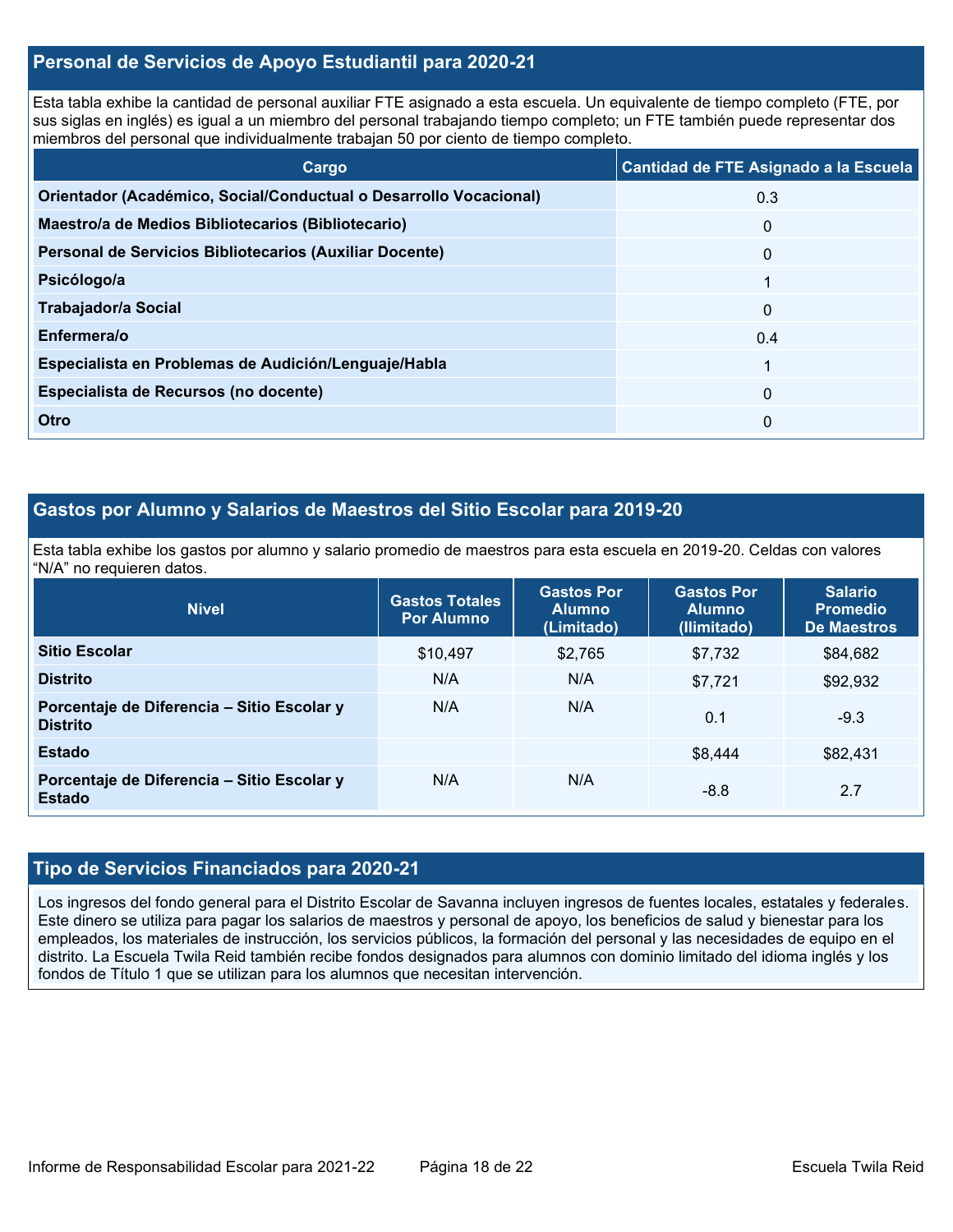## Personal de Servicios de Apoyo Estudiantil para 2020-21

Esta tabla exhibe la cantidad de personal auxiliar FTE asignado a esta escuela. Un equivalente de tiempo completo (FTE, por sus siglas en inglés) es igual a un miembro del personal trabajando tiempo completo; un FTE también puede representar dos miembros del personal que individualmente trabajan 50 por ciento de tiempo completo.

| Cargo | Cantidad de FTE Asignado a la Escuela |
|---|---|
| **Orientador (Académico, Social/Conductual o Desarrollo Vocacional)** | 0.3 |
| **Maestro/a de Medios Bibliotecarios (Bibliotecario)** | 0 |
| **Personal de Servicios Bibliotecarios (Auxiliar Docente)** | 0 |
| **Psicólogo/a** | 1 |
| **Trabajador/a Social** | 0 |
| **Enfermera/o** | 0.4 |
| **Especialista en Problemas de Audición/Lenguaje/Habla** | 1 |
| **Especialista de Recursos (no docente)** | 0 |
| **Otro** | 0 |

## Gastos por Alumno y Salarios de Maestros del Sitio Escolar para 2019-20

Esta tabla exhibe los gastos por alumno y salario promedio de maestros para esta escuela en 2019-20. Celdas con valores "N/A" no requieren datos.

| Nivel | Gastos Totales Por Alumno | Gastos Por Alumno (Limitado) | Gastos Por Alumno (Ilimitado) | Salario Promedio De Maestros |
|---|---|---|---|---|
| **Sitio Escolar** | $10,497 | $2,765 | $7,732 | $84,682 |
| **Distrito** | N/A | N/A | $7,721 | $92,932 |
| **Porcentaje de Diferencia – Sitio Escolar y Distrito** | N/A | N/A | 0.1 | -9.3 |
| **Estado** | | | $8,444 | $82,431 |
| **Porcentaje de Diferencia – Sitio Escolar y Estado** | N/A | N/A | -8.8 | 2.7 |

## Tipo de Servicios Financiados para 2020-21

Los ingresos del fondo general para el Distrito Escolar de Savanna incluyen ingresos de fuentes locales, estatales y federales. Este dinero se utiliza para pagar los salarios de maestros y personal de apoyo, los beneficios de salud y bienestar para los empleados, los materiales de instrucción, los servicios públicos, la formación del personal y las necesidades de equipo en el distrito. La Escuela Twila Reid también recibe fondos designados para alumnos con dominio limitado del idioma inglés y los fondos de Título 1 que se utilizan para los alumnos que necesitan intervención.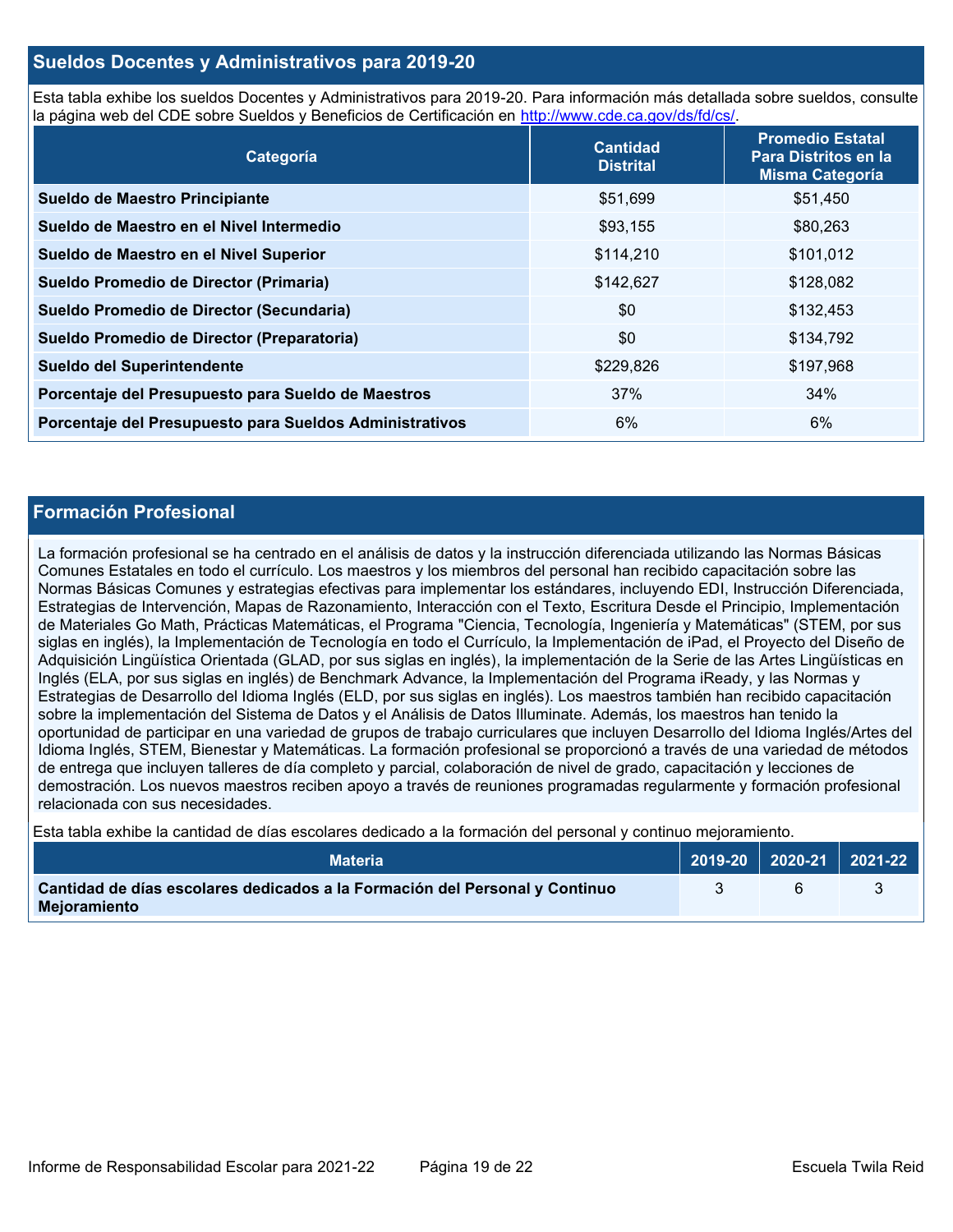## Sueldos Docentes y Administrativos para 2019-20

Esta tabla exhibe los sueldos Docentes y Administrativos para 2019-20. Para información más detallada sobre sueldos, consulte la página web del CDE sobre Sueldos y Beneficios de Certificación en http://www.cde.ca.gov/ds/fd/cs/.

| Categoría | Cantidad Distrital | Promedio Estatal Para Distritos en la Misma Categoría |
|---|---|---|
| **Sueldo de Maestro Principiante** | $51,699 | $51,450 |
| **Sueldo de Maestro en el Nivel Intermedio** | $93,155 | $80,263 |
| **Sueldo de Maestro en el Nivel Superior** | $114,210 | $101,012 |
| **Sueldo Promedio de Director (Primaria)** | $142,627 | $128,082 |
| **Sueldo Promedio de Director (Secundaria)** | $0 | $132,453 |
| **Sueldo Promedio de Director (Preparatoria)** | $0 | $134,792 |
| **Sueldo del Superintendente** | $229,826 | $197,968 |
| **Porcentaje del Presupuesto para Sueldo de Maestros** | 37% | 34% |
| **Porcentaje del Presupuesto para Sueldos Administrativos** | 6% | 6% |

## Formación Profesional

La formación profesional se ha centrado en el análisis de datos y la instrucción diferenciada utilizando las Normas Básicas Comunes Estatales en todo el currículo. Los maestros y los miembros del personal han recibido capacitación sobre las Normas Básicas Comunes y estrategias efectivas para implementar los estándares, incluyendo EDI, Instrucción Diferenciada, Estrategias de Intervención, Mapas de Razonamiento, Interacción con el Texto, Escritura Desde el Principio, Implementación de Materiales Go Math, Prácticas Matemáticas, el Programa "Ciencia, Tecnología, Ingeniería y Matemáticas" (STEM, por sus siglas en inglés), la Implementación de Tecnología en todo el Currículo, la Implementación de iPad, el Proyecto del Diseño de Adquisición Lingüística Orientada (GLAD, por sus siglas en inglés), la implementación de la Serie de las Artes Lingüísticas en Inglés (ELA, por sus siglas en inglés) de Benchmark Advance, la Implementación del Programa iReady, y las Normas y Estrategias de Desarrollo del Idioma Inglés (ELD, por sus siglas en inglés). Los maestros también han recibido capacitación sobre la implementación del Sistema de Datos y el Análisis de Datos Illuminate. Además, los maestros han tenido la oportunidad de participar en una variedad de grupos de trabajo curriculares que incluyen Desarrollo del Idioma Inglés/Artes del Idioma Inglés, STEM, Bienestar y Matemáticas. La formación profesional se proporcionó a través de una variedad de métodos de entrega que incluyen talleres de día completo y parcial, colaboración de nivel de grado, capacitación y lecciones de demostración. Los nuevos maestros reciben apoyo a través de reuniones programadas regularmente y formación profesional relacionada con sus necesidades.

Esta tabla exhibe la cantidad de días escolares dedicado a la formación del personal y continuo mejoramiento.

| Materia | 2019-20 | 2020-21 | 2021-22 |
|---|---|---|---|
| **Cantidad de días escolares dedicados a la Formación del Personal y Continuo Mejoramiento** | 3 | 6 | 3 |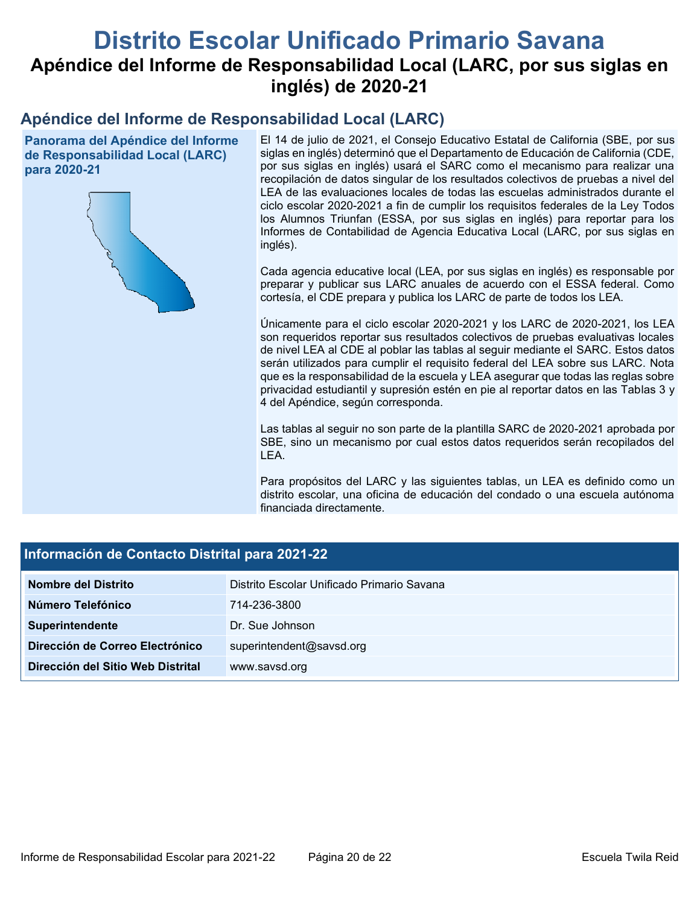# Distrito Escolar Unificado Primario Savana

## Apéndice del Informe de Responsabilidad Local (LARC, por sus siglas en inglés) de 2020-21

## Apéndice del Informe de Responsabilidad Local (LARC)

### Panorama del Apéndice del Informe de Responsabilidad Local (LARC) para 2020-21

El 14 de julio de 2021, el Consejo Educativo Estatal de California (SBE, por sus siglas en inglés) determinó que el Departamento de Educación de California (CDE, por sus siglas en inglés) usará el SARC como el mecanismo para realizar una recopilación de datos singular de los resultados colectivos de pruebas a nivel del LEA de las evaluaciones locales de todas las escuelas administrados durante el ciclo escolar 2020-2021 a fin de cumplir los requisitos federales de la Ley Todos los Alumnos Triunfan (ESSA, por sus siglas en inglés) para reportar para los Informes de Contabilidad de Agencia Educativa Local (LARC, por sus siglas en inglés).

Cada agencia educative local (LEA, por sus siglas en inglés) es responsable por preparar y publicar sus LARC anuales de acuerdo con el ESSA federal. Como cortesía, el CDE prepara y publica los LARC de parte de todos los LEA.

Únicamente para el ciclo escolar 2020-2021 y los LARC de 2020-2021, los LEA son requeridos reportar sus resultados colectivos de pruebas evaluativas locales de nivel LEA al CDE al poblar las tablas al seguir mediante el SARC. Estos datos serán utilizados para cumplir el requisito federal del LEA sobre sus LARC. Nota que es la responsabilidad de la escuela y LEA asegurar que todas las reglas sobre privacidad estudiantil y supresión estén en pie al reportar datos en las Tablas 3 y 4 del Apéndice, según corresponda.

Las tablas al seguir no son parte de la plantilla SARC de 2020-2021 aprobada por SBE, sino un mecanismo por cual estos datos requeridos serán recopilados del LEA.

Para propósitos del LARC y las siguientes tablas, un LEA es definido como un distrito escolar, una oficina de educación del condado o una escuela autónoma financiada directamente.

### Información de Contacto Distrital para 2021-22

| Información de Contacto Distrital para 2021-22 | |
|---|---|
| **Nombre del Distrito** | Distrito Escolar Unificado Primario Savana |
| **Número Telefónico** | 714-236-3800 |
| **Superintendente** | Dr. Sue Johnson |
| **Dirección de Correo Electrónico** | superintendent@savsd.org |
| **Dirección del Sitio Web Distrital** | www.savsd.org |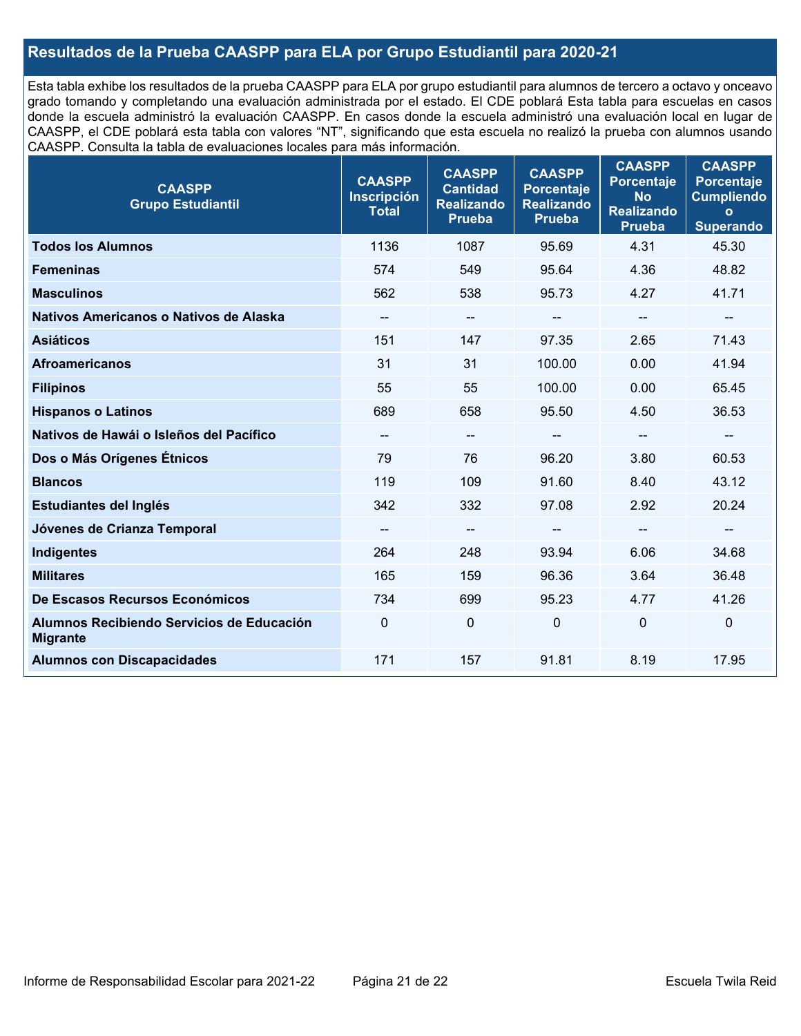## Resultados de la Prueba CAASPP para ELA por Grupo Estudiantil para 2020-21

Esta tabla exhibe los resultados de la prueba CAASPP para ELA por grupo estudiantil para alumnos de tercero a octavo y onceavo grado tomando y completando una evaluación administrada por el estado. El CDE poblará Esta tabla para escuelas en casos donde la escuela administró la evaluación CAASPP. En casos donde la escuela administró una evaluación local en lugar de CAASPP, el CDE poblará esta tabla con valores “NT”, significando que esta escuela no realizó la prueba con alumnos usando CAASPP. Consulta la tabla de evaluaciones locales para más información.

| CAASPP Grupo Estudiantil | CAASPP Inscripción Total | CAASPP Cantidad Realizando Prueba | CAASPP Porcentaje Realizando Prueba | CAASPP Porcentaje No Realizando Prueba | CAASPP Porcentaje Cumpliendo o Superando |
|---|---|---|---|---|---|
| **Todos los Alumnos** | 1136 | 1087 | 95.69 | 4.31 | 45.30 |
| **Femeninas** | 574 | 549 | 95.64 | 4.36 | 48.82 |
| **Masculinos** | 562 | 538 | 95.73 | 4.27 | 41.71 |
| **Nativos Americanos o Nativos de Alaska** | -- | -- | -- | -- | -- |
| **Asiáticos** | 151 | 147 | 97.35 | 2.65 | 71.43 |
| **Afroamericanos** | 31 | 31 | 100.00 | 0.00 | 41.94 |
| **Filipinos** | 55 | 55 | 100.00 | 0.00 | 65.45 |
| **Hispanos o Latinos** | 689 | 658 | 95.50 | 4.50 | 36.53 |
| **Nativos de Hawái o Isleños del Pacífico** | -- | -- | -- | -- | -- |
| **Dos o Más Orígenes Étnicos** | 79 | 76 | 96.20 | 3.80 | 60.53 |
| **Blancos** | 119 | 109 | 91.60 | 8.40 | 43.12 |
| **Estudiantes del Inglés** | 342 | 332 | 97.08 | 2.92 | 20.24 |
| **Jóvenes de Crianza Temporal** | -- | -- | -- | -- | -- |
| **Indigentes** | 264 | 248 | 93.94 | 6.06 | 34.68 |
| **Militares** | 165 | 159 | 96.36 | 3.64 | 36.48 |
| **De Escasos Recursos Económicos** | 734 | 699 | 95.23 | 4.77 | 41.26 |
| **Alumnos Recibiendo Servicios de Educación Migrante** | 0 | 0 | 0 | 0 | 0 |
| **Alumnos con Discapacidades** | 171 | 157 | 91.81 | 8.19 | 17.95 |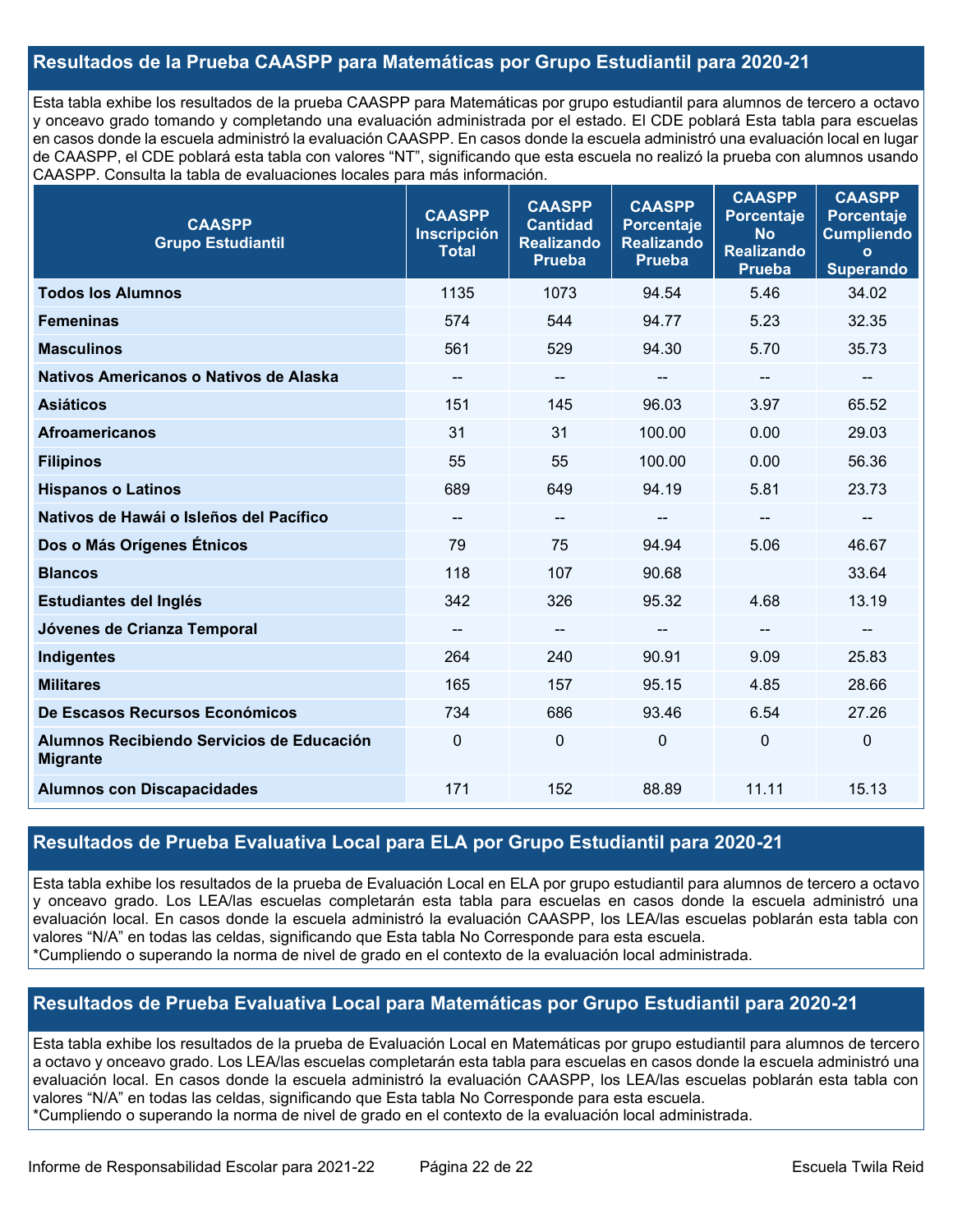## Resultados de la Prueba CAASPP para Matemáticas por Grupo Estudiantil para 2020-21

Esta tabla exhibe los resultados de la prueba CAASPP para Matemáticas por grupo estudiantil para alumnos de tercero a octavo y onceavo grado tomando y completando una evaluación administrada por el estado. El CDE poblará Esta tabla para escuelas en casos donde la escuela administró la evaluación CAASPP. En casos donde la escuela administró una evaluación local en lugar de CAASPP, el CDE poblará esta tabla con valores "NT", significando que esta escuela no realizó la prueba con alumnos usando CAASPP. Consulta la tabla de evaluaciones locales para más información.

| CAASPP Grupo Estudiantil | CAASPP Inscripción Total | CAASPP Cantidad Realizando Prueba | CAASPP Porcentaje Realizando Prueba | CAASPP Porcentaje No Realizando Prueba | CAASPP Porcentaje Cumpliendo o Superando |
|---|---|---|---|---|---|
| **Todos los Alumnos** | 1135 | 1073 | 94.54 | 5.46 | 34.02 |
| **Femeninas** | 574 | 544 | 94.77 | 5.23 | 32.35 |
| **Masculinos** | 561 | 529 | 94.30 | 5.70 | 35.73 |
| **Nativos Americanos o Nativos de Alaska** | -- | -- | -- | -- | -- |
| **Asiáticos** | 151 | 145 | 96.03 | 3.97 | 65.52 |
| **Afroamericanos** | 31 | 31 | 100.00 | 0.00 | 29.03 |
| **Filipinos** | 55 | 55 | 100.00 | 0.00 | 56.36 |
| **Hispanos o Latinos** | 689 | 649 | 94.19 | 5.81 | 23.73 |
| **Nativos de Hawái o Isleños del Pacífico** | -- | -- | -- | -- | -- |
| **Dos o Más Orígenes Étnicos** | 79 | 75 | 94.94 | 5.06 | 46.67 |
| **Blancos** | 118 | 107 | 90.68 | | 33.64 |
| **Estudiantes del Inglés** | 342 | 326 | 95.32 | 4.68 | 13.19 |
| **Jóvenes de Crianza Temporal** | -- | -- | -- | -- | -- |
| **Indigentes** | 264 | 240 | 90.91 | 9.09 | 25.83 |
| **Militares** | 165 | 157 | 95.15 | 4.85 | 28.66 |
| **De Escasos Recursos Económicos** | 734 | 686 | 93.46 | 6.54 | 27.26 |
| **Alumnos Recibiendo Servicios de Educación Migrante** | 0 | 0 | 0 | 0 | 0 |
| **Alumnos con Discapacidades** | 171 | 152 | 88.89 | 11.11 | 15.13 |

## Resultados de Prueba Evaluativa Local para ELA por Grupo Estudiantil para 2020-21

Esta tabla exhibe los resultados de la prueba de Evaluación Local en ELA por grupo estudiantil para alumnos de tercero a octavo y onceavo grado. Los LEA/las escuelas completarán esta tabla para escuelas en casos donde la escuela administró una evaluación local. En casos donde la escuela administró la evaluación CAASPP, los LEA/las escuelas poblarán esta tabla con valores "N/A" en todas las celdas, significando que Esta tabla No Corresponde para esta escuela.
*Cumpliendo o superando la norma de nivel de grado en el contexto de la evaluación local administrada.

## Resultados de Prueba Evaluativa Local para Matemáticas por Grupo Estudiantil para 2020-21

Esta tabla exhibe los resultados de la prueba de Evaluación Local en Matemáticas por grupo estudiantil para alumnos de tercero a octavo y onceavo grado. Los LEA/las escuelas completarán esta tabla para escuelas en casos donde la escuela administró una evaluación local. En casos donde la escuela administró la evaluación CAASPP, los LEA/las escuelas poblarán esta tabla con valores "N/A" en todas las celdas, significando que Esta tabla No Corresponde para esta escuela.
*Cumpliendo o superando la norma de nivel de grado en el contexto de la evaluación local administrada.